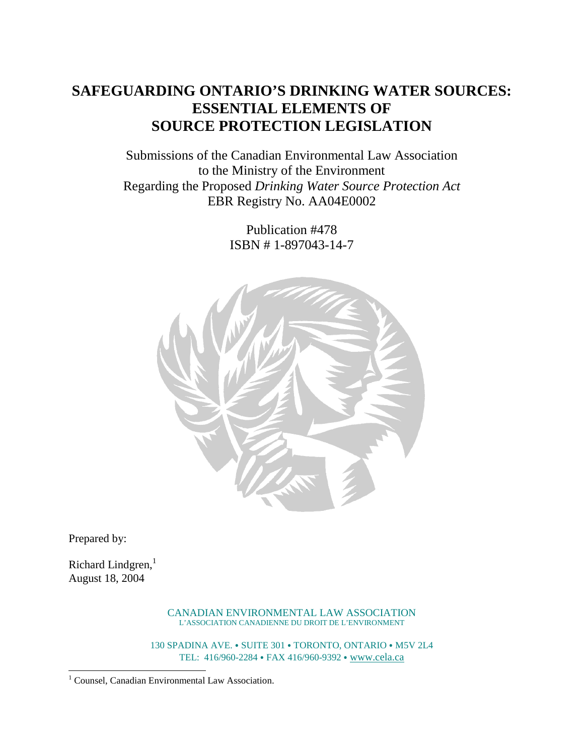# SAFEGUARDING ONTARIO'S DRINKING WATER SOURCES: ESSENTIAL ELEMENTS OF SOURCE PROTECTION LEGISLATION

Submissions of the Canadian Environmental Law Association
to the Ministry of the Environment
Regarding the Proposed *Drinking Water Source Protection Act*
EBR Registry No. AA04E0002

Publication #478
ISBN # 1-897043-14-7

Prepared by:

Richard Lindgren,[1]
August 18, 2004

CANADIAN ENVIRONMENTAL LAW ASSOCIATION
L'ASSOCIATION CANADIENNE DU DROIT DE L'ENVIRONMENT

130 SPADINA AVE. • SUITE 301 • TORONTO, ONTARIO • M5V 2L4
TEL: 416/960-2284 • FAX 416/960-9392 • www.cela.ca

[1] Counsel, Canadian Environmental Law Association.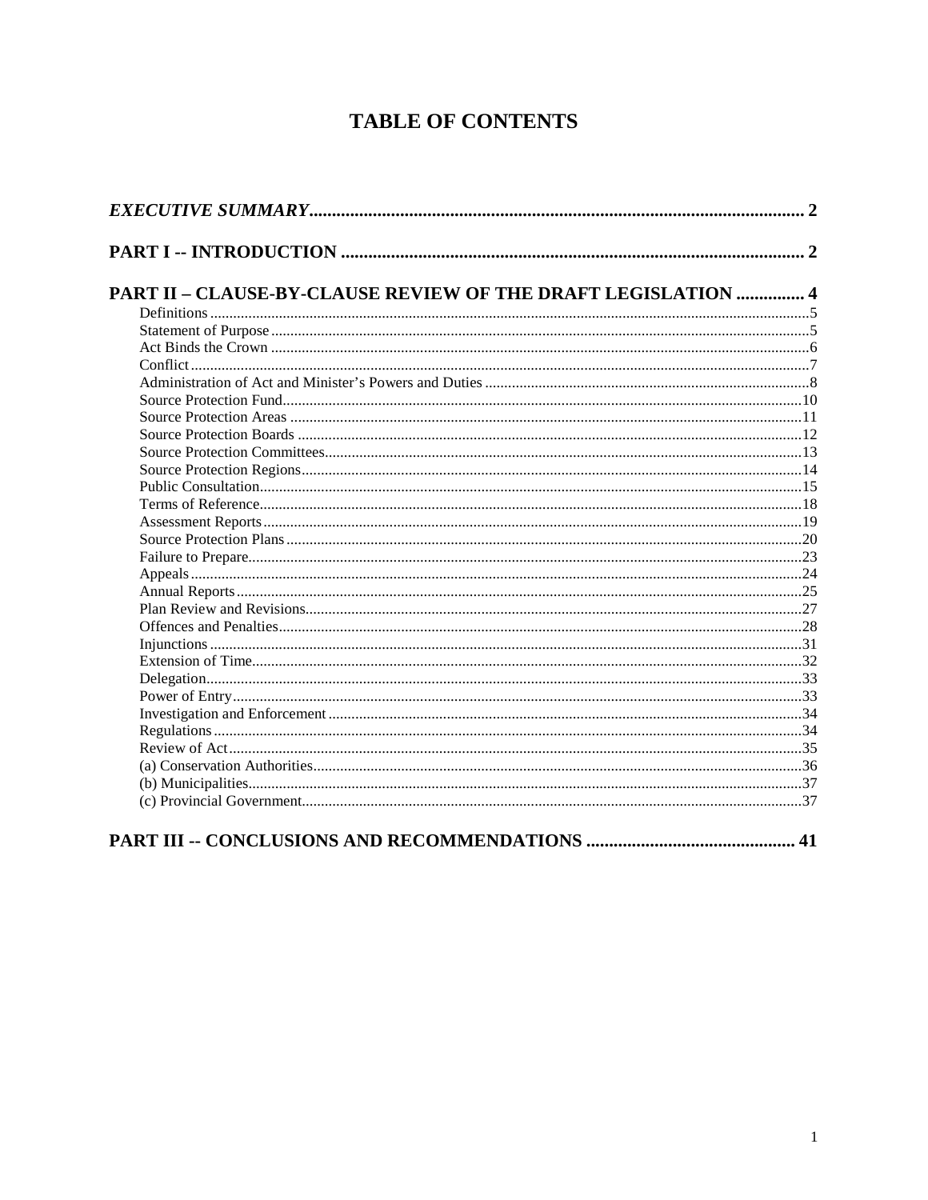# TABLE OF CONTENTS

***EXECUTIVE SUMMARY*** .......... 2

**PART I -- INTRODUCTION** .......... 2

**PART II – CLAUSE-BY-CLAUSE REVIEW OF THE DRAFT LEGISLATION** .......... 4

- Definitions .......... 5
- Statement of Purpose .......... 5
- Act Binds the Crown .......... 6
- Conflict .......... 7
- Administration of Act and Minister's Powers and Duties .......... 8
- Source Protection Fund .......... 10
- Source Protection Areas .......... 11
- Source Protection Boards .......... 12
- Source Protection Committees .......... 13
- Source Protection Regions .......... 14
- Public Consultation .......... 15
- Terms of Reference .......... 18
- Assessment Reports .......... 19
- Source Protection Plans .......... 20
- Failure to Prepare .......... 23
- Appeals .......... 24
- Annual Reports .......... 25
- Plan Review and Revisions .......... 27
- Offences and Penalties .......... 28
- Injunctions .......... 31
- Extension of Time .......... 32
- Delegation .......... 33
- Power of Entry .......... 33
- Investigation and Enforcement .......... 34
- Regulations .......... 34
- Review of Act .......... 35
- (a) Conservation Authorities .......... 36
- (b) Municipalities .......... 37
- (c) Provincial Government .......... 37

**PART III -- CONCLUSIONS AND RECOMMENDATIONS** .......... 41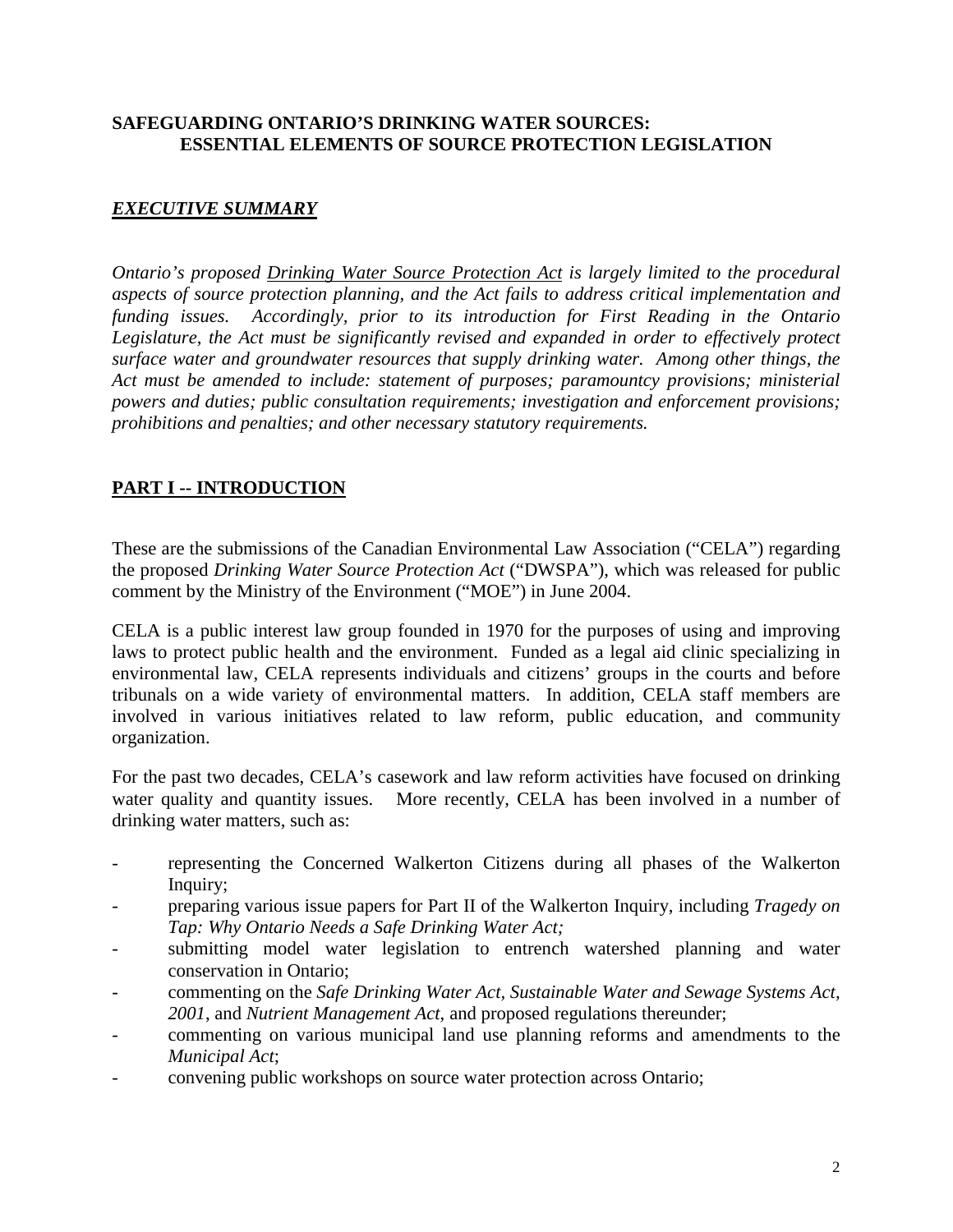## SAFEGUARDING ONTARIO'S DRINKING WATER SOURCES: ESSENTIAL ELEMENTS OF SOURCE PROTECTION LEGISLATION

## ***EXECUTIVE SUMMARY***

*Ontario's proposed* <u>*Drinking Water Source Protection Act*</u> *is largely limited to the procedural aspects of source protection planning, and the Act fails to address critical implementation and funding issues. Accordingly, prior to its introduction for First Reading in the Ontario Legislature, the Act must be significantly revised and expanded in order to effectively protect surface water and groundwater resources that supply drinking water. Among other things, the Act must be amended to include: statement of purposes; paramountcy provisions; ministerial powers and duties; public consultation requirements; investigation and enforcement provisions; prohibitions and penalties; and other necessary statutory requirements.*

## **PART I -- INTRODUCTION**

These are the submissions of the Canadian Environmental Law Association ("CELA") regarding the proposed *Drinking Water Source Protection Act* ("DWSPA"), which was released for public comment by the Ministry of the Environment ("MOE") in June 2004.

CELA is a public interest law group founded in 1970 for the purposes of using and improving laws to protect public health and the environment. Funded as a legal aid clinic specializing in environmental law, CELA represents individuals and citizens' groups in the courts and before tribunals on a wide variety of environmental matters. In addition, CELA staff members are involved in various initiatives related to law reform, public education, and community organization.

For the past two decades, CELA's casework and law reform activities have focused on drinking water quality and quantity issues. More recently, CELA has been involved in a number of drinking water matters, such as:

- representing the Concerned Walkerton Citizens during all phases of the Walkerton Inquiry;
- preparing various issue papers for Part II of the Walkerton Inquiry, including *Tragedy on Tap: Why Ontario Needs a Safe Drinking Water Act;*
- submitting model water legislation to entrench watershed planning and water conservation in Ontario;
- commenting on the *Safe Drinking Water Act, Sustainable Water and Sewage Systems Act, 2001*, and *Nutrient Management Act*, and proposed regulations thereunder;
- commenting on various municipal land use planning reforms and amendments to the *Municipal Act*;
- convening public workshops on source water protection across Ontario;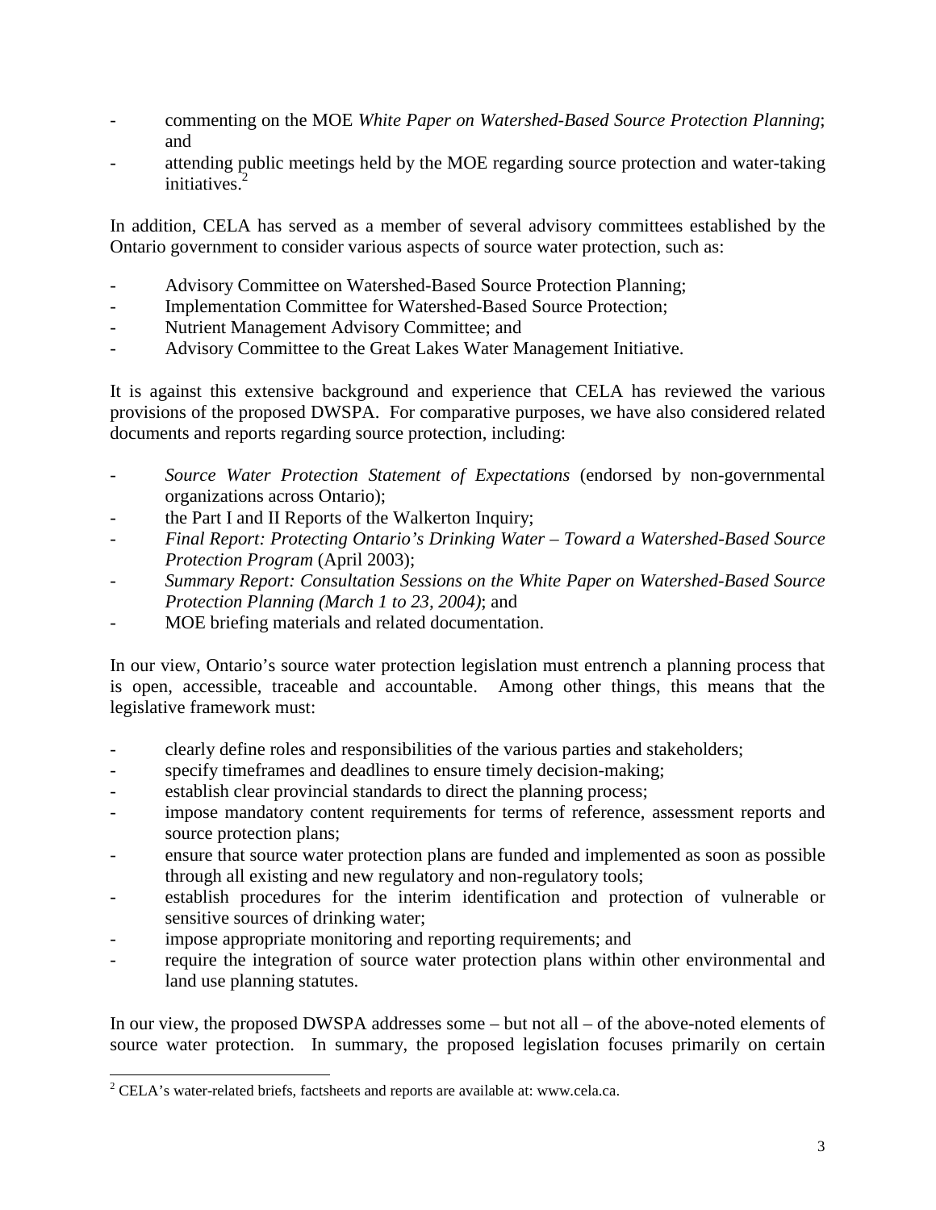- commenting on the MOE *White Paper on Watershed-Based Source Protection Planning*; and
- attending public meetings held by the MOE regarding source protection and water-taking initiatives.[2]

In addition, CELA has served as a member of several advisory committees established by the Ontario government to consider various aspects of source water protection, such as:

- Advisory Committee on Watershed-Based Source Protection Planning;
- Implementation Committee for Watershed-Based Source Protection;
- Nutrient Management Advisory Committee; and
- Advisory Committee to the Great Lakes Water Management Initiative.

It is against this extensive background and experience that CELA has reviewed the various provisions of the proposed DWSPA. For comparative purposes, we have also considered related documents and reports regarding source protection, including:

- *Source Water Protection Statement of Expectations* (endorsed by non-governmental organizations across Ontario);
- the Part I and II Reports of the Walkerton Inquiry;
- *Final Report: Protecting Ontario's Drinking Water – Toward a Watershed-Based Source Protection Program* (April 2003);
- *Summary Report: Consultation Sessions on the White Paper on Watershed-Based Source Protection Planning (March 1 to 23, 2004)*; and
- MOE briefing materials and related documentation.

In our view, Ontario's source water protection legislation must entrench a planning process that is open, accessible, traceable and accountable. Among other things, this means that the legislative framework must:

- clearly define roles and responsibilities of the various parties and stakeholders;
- specify timeframes and deadlines to ensure timely decision-making;
- establish clear provincial standards to direct the planning process;
- impose mandatory content requirements for terms of reference, assessment reports and source protection plans;
- ensure that source water protection plans are funded and implemented as soon as possible through all existing and new regulatory and non-regulatory tools;
- establish procedures for the interim identification and protection of vulnerable or sensitive sources of drinking water;
- impose appropriate monitoring and reporting requirements; and
- require the integration of source water protection plans within other environmental and land use planning statutes.

In our view, the proposed DWSPA addresses some – but not all – of the above-noted elements of source water protection. In summary, the proposed legislation focuses primarily on certain

---

[2] CELA's water-related briefs, factsheets and reports are available at: www.cela.ca.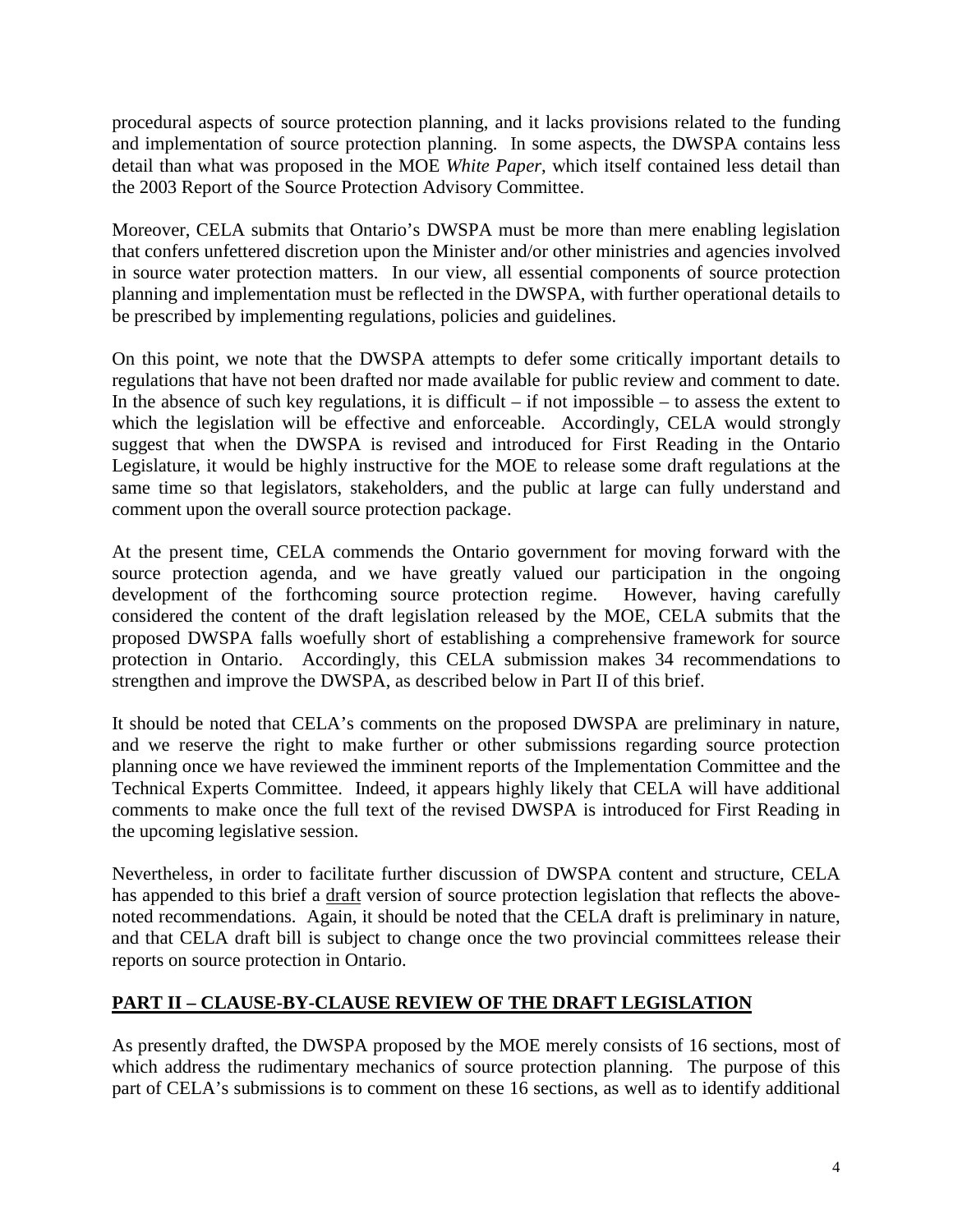procedural aspects of source protection planning, and it lacks provisions related to the funding and implementation of source protection planning. In some aspects, the DWSPA contains less detail than what was proposed in the MOE *White Paper*, which itself contained less detail than the 2003 Report of the Source Protection Advisory Committee.

Moreover, CELA submits that Ontario's DWSPA must be more than mere enabling legislation that confers unfettered discretion upon the Minister and/or other ministries and agencies involved in source water protection matters. In our view, all essential components of source protection planning and implementation must be reflected in the DWSPA, with further operational details to be prescribed by implementing regulations, policies and guidelines.

On this point, we note that the DWSPA attempts to defer some critically important details to regulations that have not been drafted nor made available for public review and comment to date. In the absence of such key regulations, it is difficult – if not impossible – to assess the extent to which the legislation will be effective and enforceable. Accordingly, CELA would strongly suggest that when the DWSPA is revised and introduced for First Reading in the Ontario Legislature, it would be highly instructive for the MOE to release some draft regulations at the same time so that legislators, stakeholders, and the public at large can fully understand and comment upon the overall source protection package.

At the present time, CELA commends the Ontario government for moving forward with the source protection agenda, and we have greatly valued our participation in the ongoing development of the forthcoming source protection regime. However, having carefully considered the content of the draft legislation released by the MOE, CELA submits that the proposed DWSPA falls woefully short of establishing a comprehensive framework for source protection in Ontario. Accordingly, this CELA submission makes 34 recommendations to strengthen and improve the DWSPA, as described below in Part II of this brief.

It should be noted that CELA's comments on the proposed DWSPA are preliminary in nature, and we reserve the right to make further or other submissions regarding source protection planning once we have reviewed the imminent reports of the Implementation Committee and the Technical Experts Committee. Indeed, it appears highly likely that CELA will have additional comments to make once the full text of the revised DWSPA is introduced for First Reading in the upcoming legislative session.

Nevertheless, in order to facilitate further discussion of DWSPA content and structure, CELA has appended to this brief a draft version of source protection legislation that reflects the above-noted recommendations. Again, it should be noted that the CELA draft is preliminary in nature, and that CELA draft bill is subject to change once the two provincial committees release their reports on source protection in Ontario.

## PART II – CLAUSE-BY-CLAUSE REVIEW OF THE DRAFT LEGISLATION

As presently drafted, the DWSPA proposed by the MOE merely consists of 16 sections, most of which address the rudimentary mechanics of source protection planning. The purpose of this part of CELA's submissions is to comment on these 16 sections, as well as to identify additional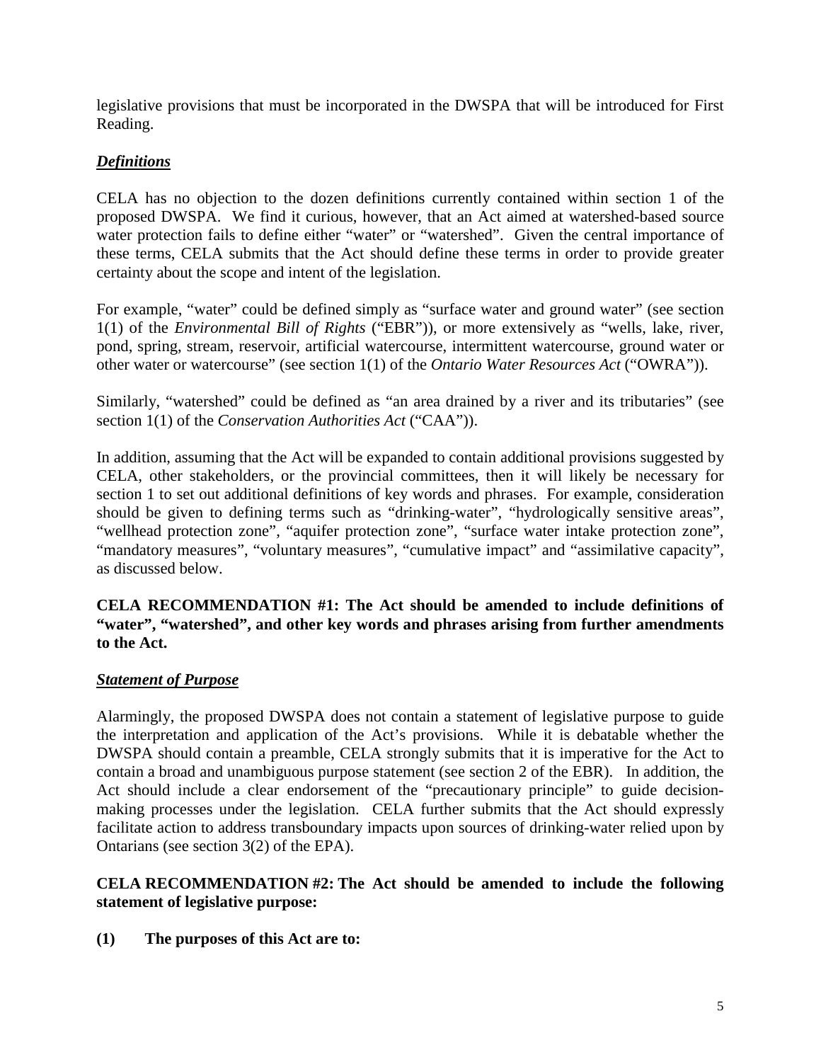legislative provisions that must be incorporated in the DWSPA that will be introduced for First Reading.

***Definitions***

CELA has no objection to the dozen definitions currently contained within section 1 of the proposed DWSPA. We find it curious, however, that an Act aimed at watershed-based source water protection fails to define either "water" or "watershed". Given the central importance of these terms, CELA submits that the Act should define these terms in order to provide greater certainty about the scope and intent of the legislation.

For example, "water" could be defined simply as "surface water and ground water" (see section 1(1) of the *Environmental Bill of Rights* ("EBR")), or more extensively as "wells, lake, river, pond, spring, stream, reservoir, artificial watercourse, intermittent watercourse, ground water or other water or watercourse" (see section 1(1) of the *Ontario Water Resources Act* ("OWRA")).

Similarly, "watershed" could be defined as "an area drained by a river and its tributaries" (see section 1(1) of the *Conservation Authorities Act* ("CAA")).

In addition, assuming that the Act will be expanded to contain additional provisions suggested by CELA, other stakeholders, or the provincial committees, then it will likely be necessary for section 1 to set out additional definitions of key words and phrases. For example, consideration should be given to defining terms such as "drinking-water", "hydrologically sensitive areas", "wellhead protection zone", "aquifer protection zone", "surface water intake protection zone", "mandatory measures", "voluntary measures", "cumulative impact" and "assimilative capacity", as discussed below.

**CELA RECOMMENDATION #1: The Act should be amended to include definitions of "water", "watershed", and other key words and phrases arising from further amendments to the Act.**

***Statement of Purpose***

Alarmingly, the proposed DWSPA does not contain a statement of legislative purpose to guide the interpretation and application of the Act's provisions. While it is debatable whether the DWSPA should contain a preamble, CELA strongly submits that it is imperative for the Act to contain a broad and unambiguous purpose statement (see section 2 of the EBR). In addition, the Act should include a clear endorsement of the "precautionary principle" to guide decision-making processes under the legislation. CELA further submits that the Act should expressly facilitate action to address transboundary impacts upon sources of drinking-water relied upon by Ontarians (see section 3(2) of the EPA).

**CELA RECOMMENDATION #2: The Act should be amended to include the following statement of legislative purpose:**

**(1) The purposes of this Act are to:**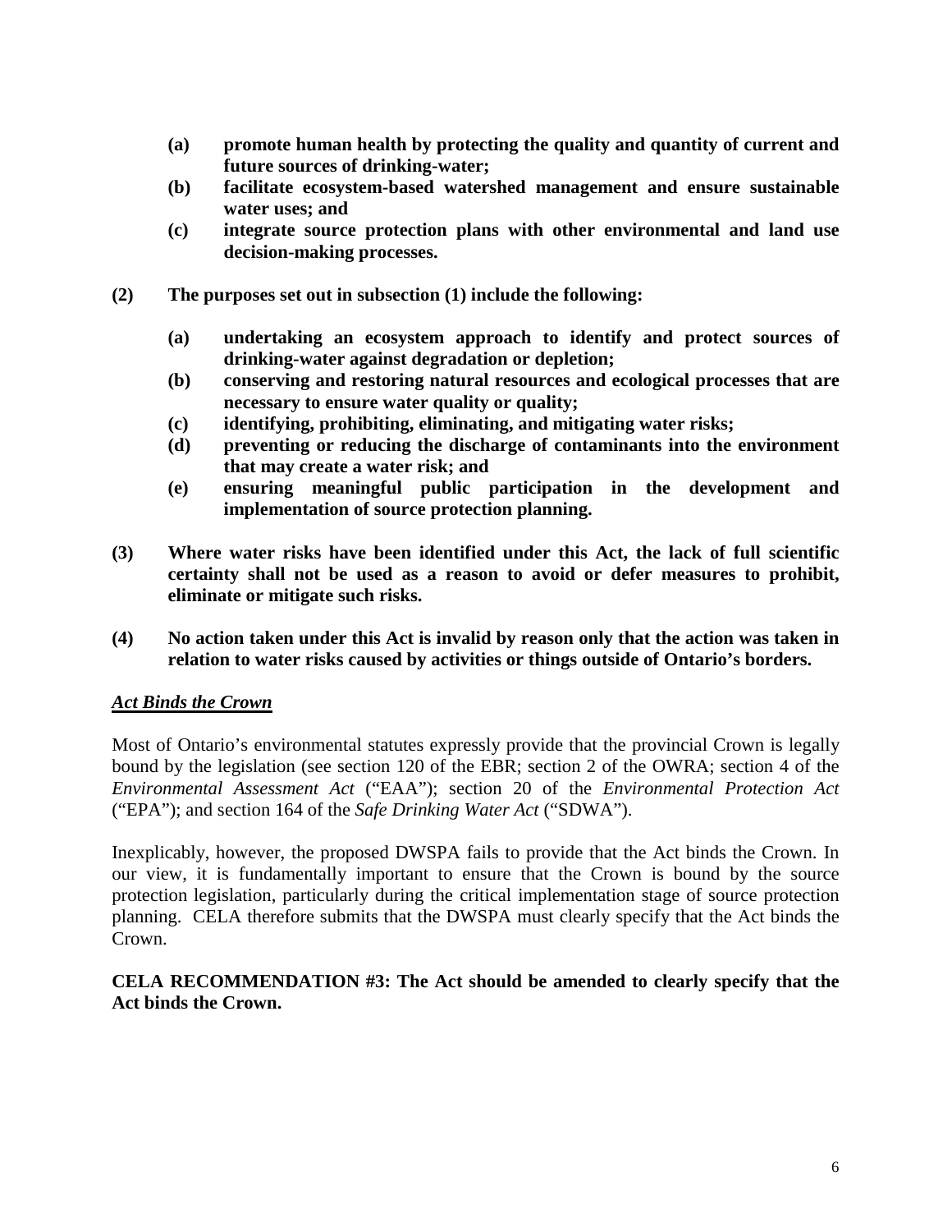**(a) promote human health by protecting the quality and quantity of current and future sources of drinking-water;**

**(b) facilitate ecosystem-based watershed management and ensure sustainable water uses; and**

**(c) integrate source protection plans with other environmental and land use decision-making processes.**

**(2) The purposes set out in subsection (1) include the following:**

**(a) undertaking an ecosystem approach to identify and protect sources of drinking-water against degradation or depletion;**

**(b) conserving and restoring natural resources and ecological processes that are necessary to ensure water quality or quality;**

**(c) identifying, prohibiting, eliminating, and mitigating water risks;**

**(d) preventing or reducing the discharge of contaminants into the environment that may create a water risk; and**

**(e) ensuring meaningful public participation in the development and implementation of source protection planning.**

**(3) Where water risks have been identified under this Act, the lack of full scientific certainty shall not be used as a reason to avoid or defer measures to prohibit, eliminate or mitigate such risks.**

**(4) No action taken under this Act is invalid by reason only that the action was taken in relation to water risks caused by activities or things outside of Ontario's borders.**

***Act Binds the Crown***

Most of Ontario's environmental statutes expressly provide that the provincial Crown is legally bound by the legislation (see section 120 of the EBR; section 2 of the OWRA; section 4 of the *Environmental Assessment Act* ("EAA"); section 20 of the *Environmental Protection Act* ("EPA"); and section 164 of the *Safe Drinking Water Act* ("SDWA").

Inexplicably, however, the proposed DWSPA fails to provide that the Act binds the Crown. In our view, it is fundamentally important to ensure that the Crown is bound by the source protection legislation, particularly during the critical implementation stage of source protection planning. CELA therefore submits that the DWSPA must clearly specify that the Act binds the Crown.

**CELA RECOMMENDATION #3: The Act should be amended to clearly specify that the Act binds the Crown.**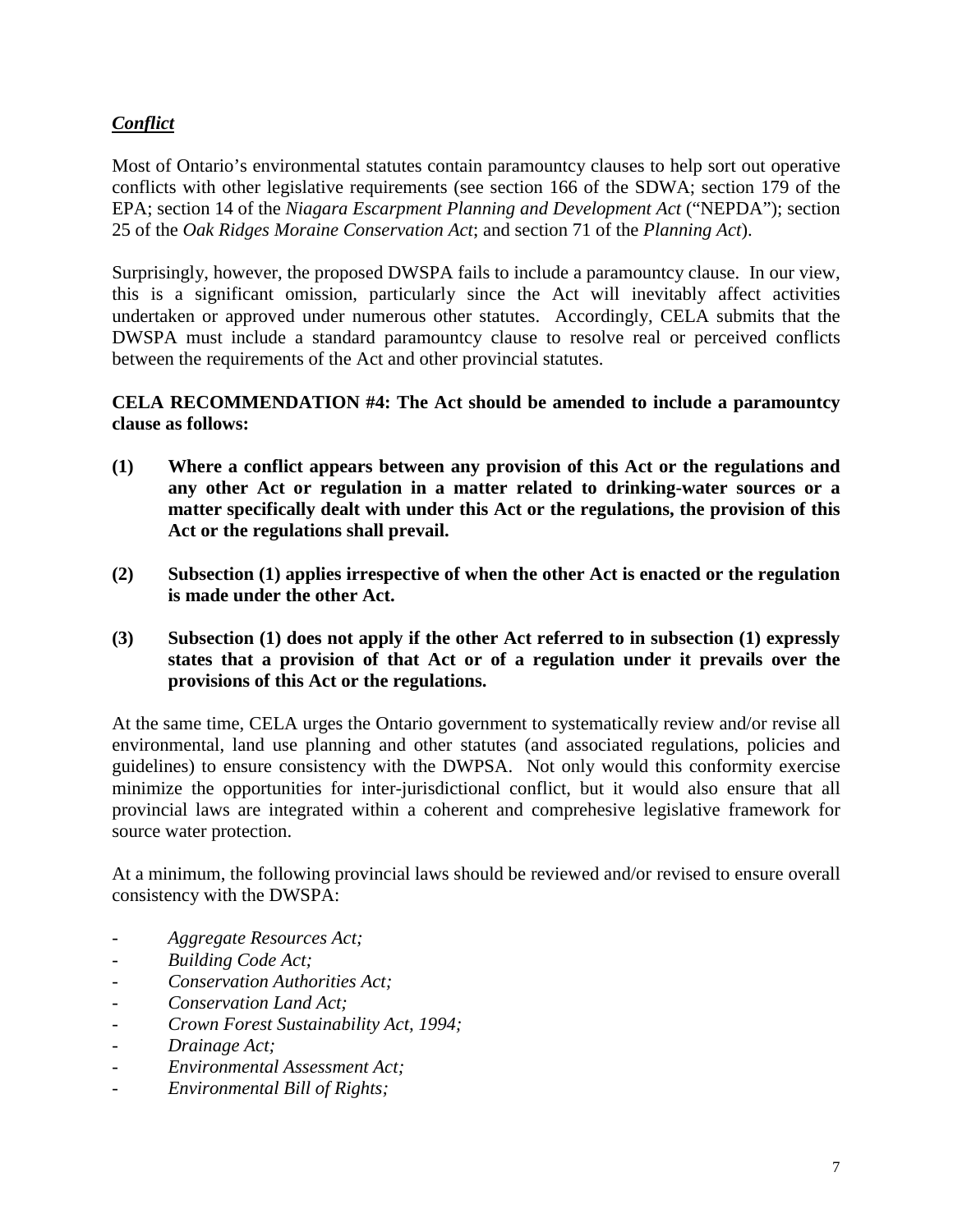### ***Conflict***

Most of Ontario's environmental statutes contain paramountcy clauses to help sort out operative conflicts with other legislative requirements (see section 166 of the SDWA; section 179 of the EPA; section 14 of the *Niagara Escarpment Planning and Development Act* ("NEPDA"); section 25 of the *Oak Ridges Moraine Conservation Act*; and section 71 of the *Planning Act*).

Surprisingly, however, the proposed DWSPA fails to include a paramountcy clause. In our view, this is a significant omission, particularly since the Act will inevitably affect activities undertaken or approved under numerous other statutes. Accordingly, CELA submits that the DWSPA must include a standard paramountcy clause to resolve real or perceived conflicts between the requirements of the Act and other provincial statutes.

**CELA RECOMMENDATION #4: The Act should be amended to include a paramountcy clause as follows:**

**(1) Where a conflict appears between any provision of this Act or the regulations and any other Act or regulation in a matter related to drinking-water sources or a matter specifically dealt with under this Act or the regulations, the provision of this Act or the regulations shall prevail.**

**(2) Subsection (1) applies irrespective of when the other Act is enacted or the regulation is made under the other Act.**

**(3) Subsection (1) does not apply if the other Act referred to in subsection (1) expressly states that a provision of that Act or of a regulation under it prevails over the provisions of this Act or the regulations.**

At the same time, CELA urges the Ontario government to systematically review and/or revise all environmental, land use planning and other statutes (and associated regulations, policies and guidelines) to ensure consistency with the DWPSA. Not only would this conformity exercise minimize the opportunities for inter-jurisdictional conflict, but it would also ensure that all provincial laws are integrated within a coherent and comprehesive legislative framework for source water protection.

At a minimum, the following provincial laws should be reviewed and/or revised to ensure overall consistency with the DWSPA:

- *Aggregate Resources Act;*
- *Building Code Act;*
- *Conservation Authorities Act;*
- *Conservation Land Act;*
- *Crown Forest Sustainability Act, 1994;*
- *Drainage Act;*
- *Environmental Assessment Act;*
- *Environmental Bill of Rights;*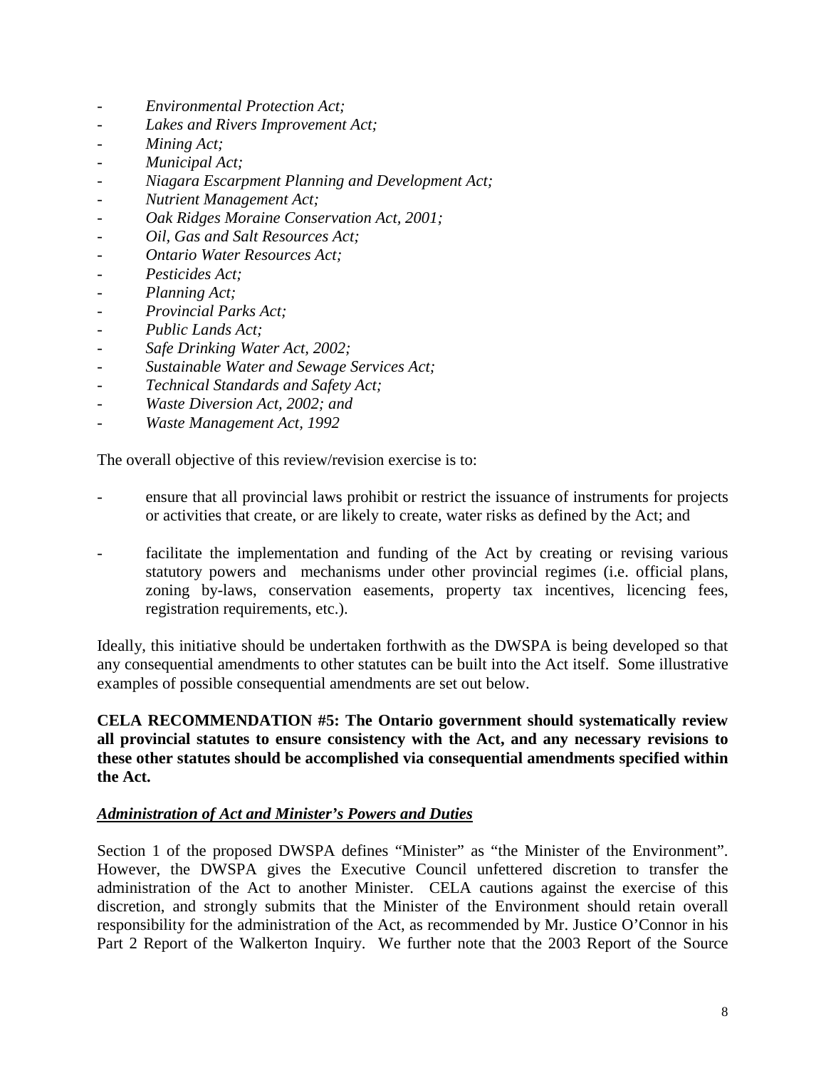- *Environmental Protection Act;*
- *Lakes and Rivers Improvement Act;*
- *Mining Act;*
- *Municipal Act;*
- *Niagara Escarpment Planning and Development Act;*
- *Nutrient Management Act;*
- *Oak Ridges Moraine Conservation Act, 2001;*
- *Oil, Gas and Salt Resources Act;*
- *Ontario Water Resources Act;*
- *Pesticides Act;*
- *Planning Act;*
- *Provincial Parks Act;*
- *Public Lands Act;*
- *Safe Drinking Water Act, 2002;*
- *Sustainable Water and Sewage Services Act;*
- *Technical Standards and Safety Act;*
- *Waste Diversion Act, 2002; and*
- *Waste Management Act, 1992*

The overall objective of this review/revision exercise is to:

- ensure that all provincial laws prohibit or restrict the issuance of instruments for projects or activities that create, or are likely to create, water risks as defined by the Act; and
- facilitate the implementation and funding of the Act by creating or revising various statutory powers and mechanisms under other provincial regimes (i.e. official plans, zoning by-laws, conservation easements, property tax incentives, licencing fees, registration requirements, etc.).

Ideally, this initiative should be undertaken forthwith as the DWSPA is being developed so that any consequential amendments to other statutes can be built into the Act itself. Some illustrative examples of possible consequential amendments are set out below.

**CELA RECOMMENDATION #5: The Ontario government should systematically review all provincial statutes to ensure consistency with the Act, and any necessary revisions to these other statutes should be accomplished via consequential amendments specified within the Act.**

***Administration of Act and Minister's Powers and Duties***

Section 1 of the proposed DWSPA defines "Minister" as "the Minister of the Environment". However, the DWSPA gives the Executive Council unfettered discretion to transfer the administration of the Act to another Minister. CELA cautions against the exercise of this discretion, and strongly submits that the Minister of the Environment should retain overall responsibility for the administration of the Act, as recommended by Mr. Justice O'Connor in his Part 2 Report of the Walkerton Inquiry. We further note that the 2003 Report of the Source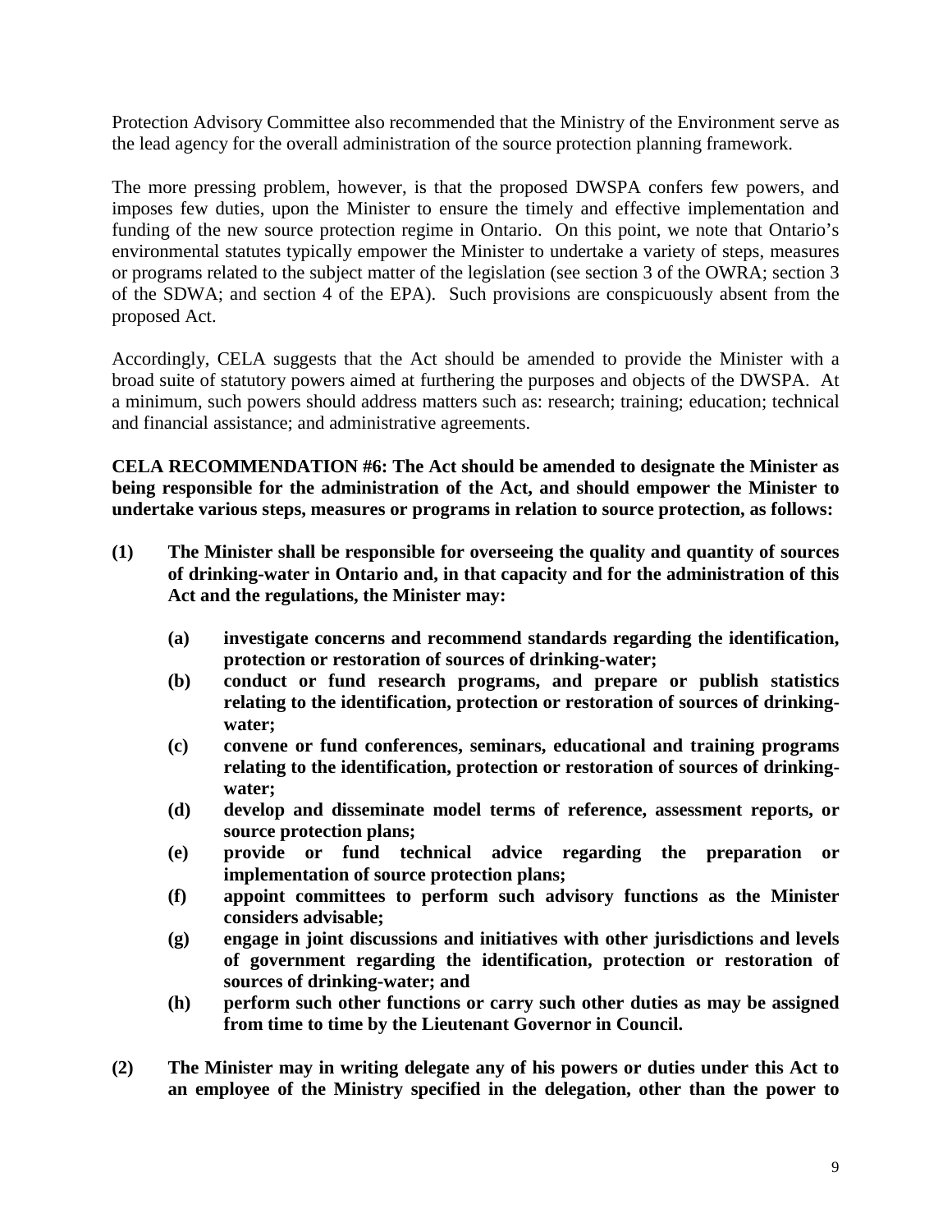Protection Advisory Committee also recommended that the Ministry of the Environment serve as the lead agency for the overall administration of the source protection planning framework.

The more pressing problem, however, is that the proposed DWSPA confers few powers, and imposes few duties, upon the Minister to ensure the timely and effective implementation and funding of the new source protection regime in Ontario. On this point, we note that Ontario's environmental statutes typically empower the Minister to undertake a variety of steps, measures or programs related to the subject matter of the legislation (see section 3 of the OWRA; section 3 of the SDWA; and section 4 of the EPA). Such provisions are conspicuously absent from the proposed Act.

Accordingly, CELA suggests that the Act should be amended to provide the Minister with a broad suite of statutory powers aimed at furthering the purposes and objects of the DWSPA. At a minimum, such powers should address matters such as: research; training; education; technical and financial assistance; and administrative agreements.

**CELA RECOMMENDATION #6: The Act should be amended to designate the Minister as being responsible for the administration of the Act, and should empower the Minister to undertake various steps, measures or programs in relation to source protection, as follows:**

**(1) The Minister shall be responsible for overseeing the quality and quantity of sources of drinking-water in Ontario and, in that capacity and for the administration of this Act and the regulations, the Minister may:**

- **(a) investigate concerns and recommend standards regarding the identification, protection or restoration of sources of drinking-water;**
- **(b) conduct or fund research programs, and prepare or publish statistics relating to the identification, protection or restoration of sources of drinking-water;**
- **(c) convene or fund conferences, seminars, educational and training programs relating to the identification, protection or restoration of sources of drinking-water;**
- **(d) develop and disseminate model terms of reference, assessment reports, or source protection plans;**
- **(e) provide or fund technical advice regarding the preparation or implementation of source protection plans;**
- **(f) appoint committees to perform such advisory functions as the Minister considers advisable;**
- **(g) engage in joint discussions and initiatives with other jurisdictions and levels of government regarding the identification, protection or restoration of sources of drinking-water; and**
- **(h) perform such other functions or carry such other duties as may be assigned from time to time by the Lieutenant Governor in Council.**

**(2) The Minister may in writing delegate any of his powers or duties under this Act to an employee of the Ministry specified in the delegation, other than the power to**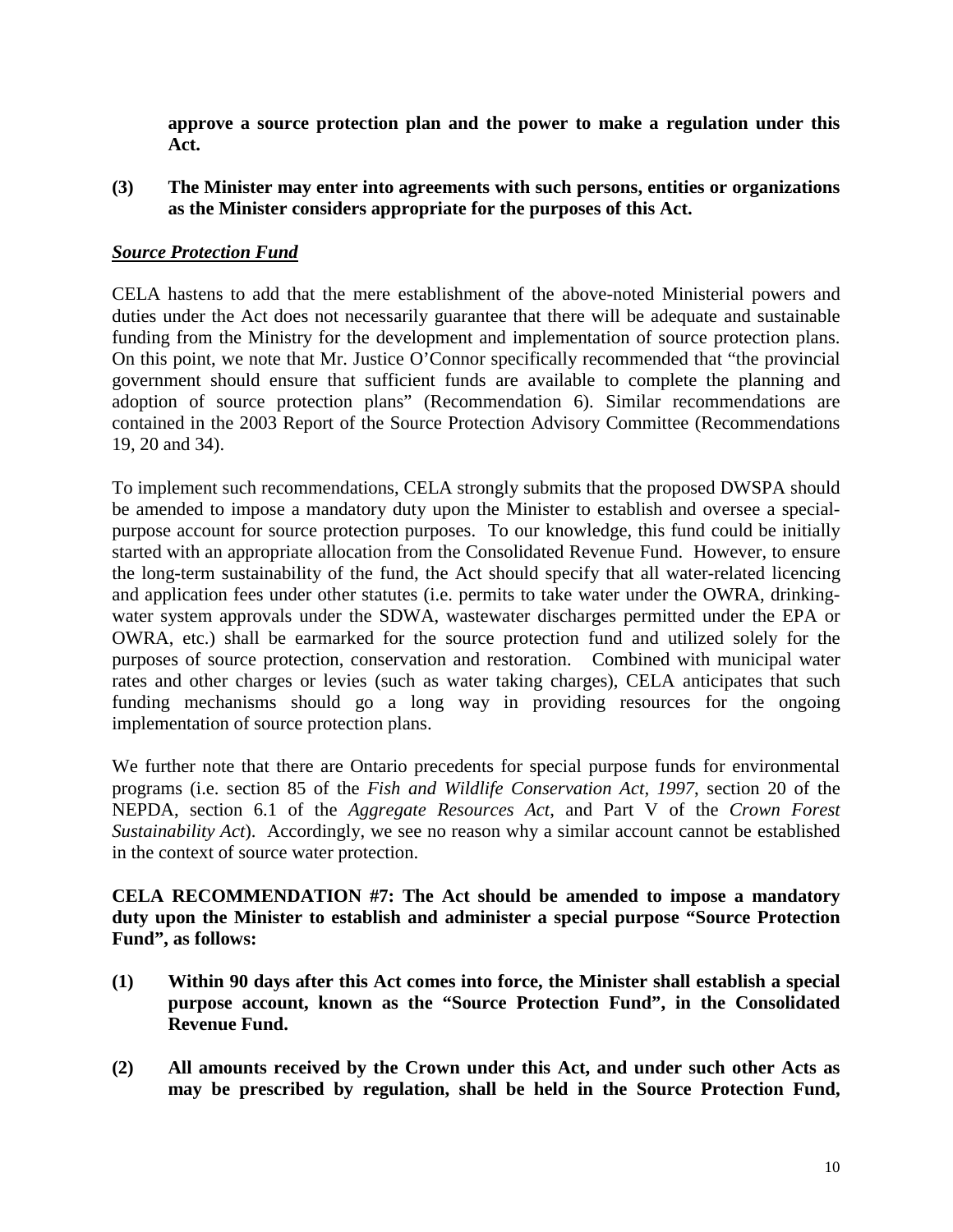**approve a source protection plan and the power to make a regulation under this Act.**

**(3) The Minister may enter into agreements with such persons, entities or organizations as the Minister considers appropriate for the purposes of this Act.**

***Source Protection Fund***

CELA hastens to add that the mere establishment of the above-noted Ministerial powers and duties under the Act does not necessarily guarantee that there will be adequate and sustainable funding from the Ministry for the development and implementation of source protection plans. On this point, we note that Mr. Justice O'Connor specifically recommended that "the provincial government should ensure that sufficient funds are available to complete the planning and adoption of source protection plans" (Recommendation 6). Similar recommendations are contained in the 2003 Report of the Source Protection Advisory Committee (Recommendations 19, 20 and 34).

To implement such recommendations, CELA strongly submits that the proposed DWSPA should be amended to impose a mandatory duty upon the Minister to establish and oversee a special-purpose account for source protection purposes. To our knowledge, this fund could be initially started with an appropriate allocation from the Consolidated Revenue Fund. However, to ensure the long-term sustainability of the fund, the Act should specify that all water-related licencing and application fees under other statutes (i.e. permits to take water under the OWRA, drinking-water system approvals under the SDWA, wastewater discharges permitted under the EPA or OWRA, etc.) shall be earmarked for the source protection fund and utilized solely for the purposes of source protection, conservation and restoration. Combined with municipal water rates and other charges or levies (such as water taking charges), CELA anticipates that such funding mechanisms should go a long way in providing resources for the ongoing implementation of source protection plans.

We further note that there are Ontario precedents for special purpose funds for environmental programs (i.e. section 85 of the *Fish and Wildlife Conservation Act, 1997*, section 20 of the NEPDA, section 6.1 of the *Aggregate Resources Act*, and Part V of the *Crown Forest Sustainability Act*). Accordingly, we see no reason why a similar account cannot be established in the context of source water protection.

**CELA RECOMMENDATION #7: The Act should be amended to impose a mandatory duty upon the Minister to establish and administer a special purpose "Source Protection Fund", as follows:**

**(1) Within 90 days after this Act comes into force, the Minister shall establish a special purpose account, known as the "Source Protection Fund", in the Consolidated Revenue Fund.**

**(2) All amounts received by the Crown under this Act, and under such other Acts as may be prescribed by regulation, shall be held in the Source Protection Fund,**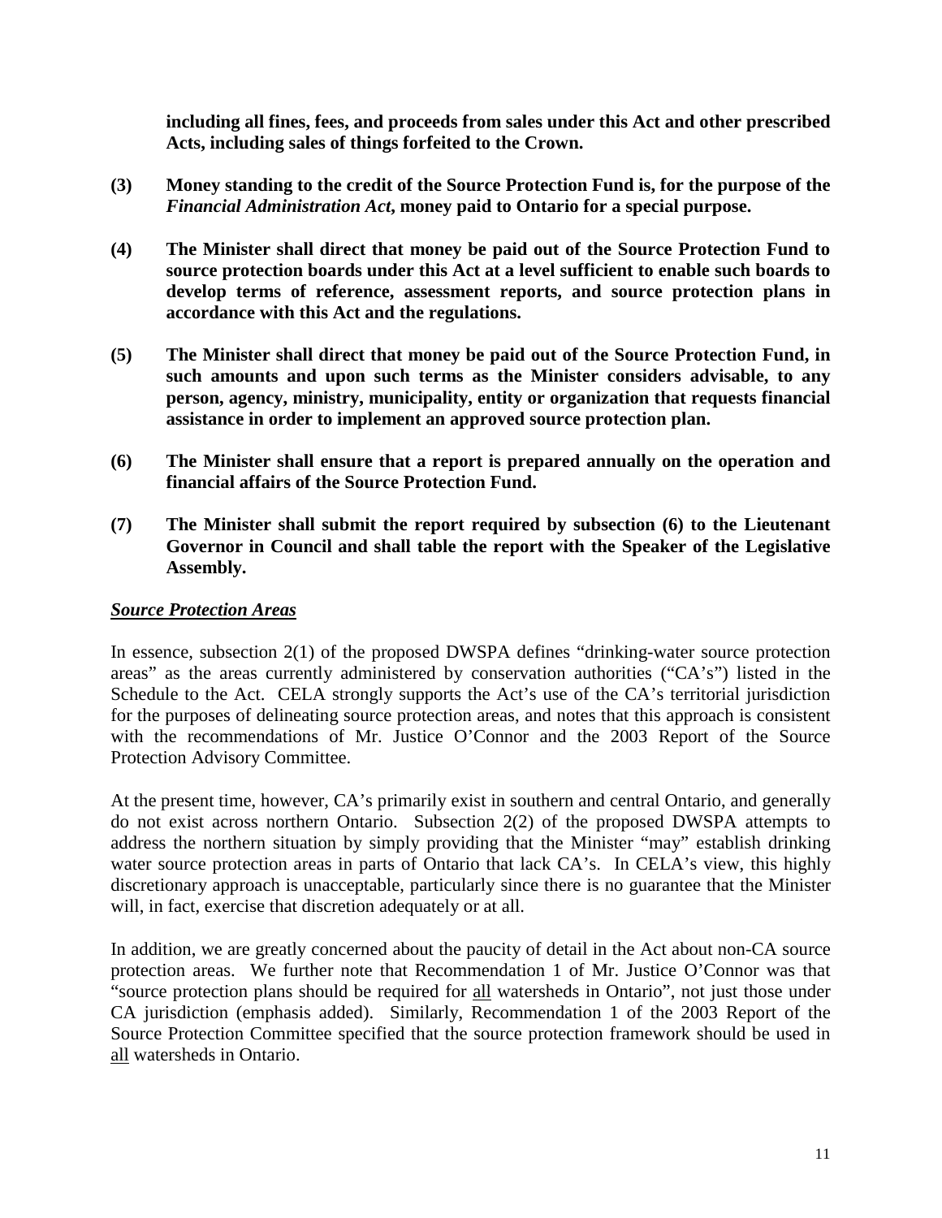**including all fines, fees, and proceeds from sales under this Act and other prescribed Acts, including sales of things forfeited to the Crown.**

**(3) Money standing to the credit of the Source Protection Fund is, for the purpose of the *Financial Administration Act*, money paid to Ontario for a special purpose.**

**(4) The Minister shall direct that money be paid out of the Source Protection Fund to source protection boards under this Act at a level sufficient to enable such boards to develop terms of reference, assessment reports, and source protection plans in accordance with this Act and the regulations.**

**(5) The Minister shall direct that money be paid out of the Source Protection Fund, in such amounts and upon such terms as the Minister considers advisable, to any person, agency, ministry, municipality, entity or organization that requests financial assistance in order to implement an approved source protection plan.**

**(6) The Minister shall ensure that a report is prepared annually on the operation and financial affairs of the Source Protection Fund.**

**(7) The Minister shall submit the report required by subsection (6) to the Lieutenant Governor in Council and shall table the report with the Speaker of the Legislative Assembly.**

***Source Protection Areas***

In essence, subsection 2(1) of the proposed DWSPA defines "drinking-water source protection areas" as the areas currently administered by conservation authorities ("CA's") listed in the Schedule to the Act. CELA strongly supports the Act's use of the CA's territorial jurisdiction for the purposes of delineating source protection areas, and notes that this approach is consistent with the recommendations of Mr. Justice O'Connor and the 2003 Report of the Source Protection Advisory Committee.

At the present time, however, CA's primarily exist in southern and central Ontario, and generally do not exist across northern Ontario. Subsection 2(2) of the proposed DWSPA attempts to address the northern situation by simply providing that the Minister "may" establish drinking water source protection areas in parts of Ontario that lack CA's. In CELA's view, this highly discretionary approach is unacceptable, particularly since there is no guarantee that the Minister will, in fact, exercise that discretion adequately or at all.

In addition, we are greatly concerned about the paucity of detail in the Act about non-CA source protection areas. We further note that Recommendation 1 of Mr. Justice O'Connor was that "source protection plans should be required for <u>all</u> watersheds in Ontario", not just those under CA jurisdiction (emphasis added). Similarly, Recommendation 1 of the 2003 Report of the Source Protection Committee specified that the source protection framework should be used in <u>all</u> watersheds in Ontario.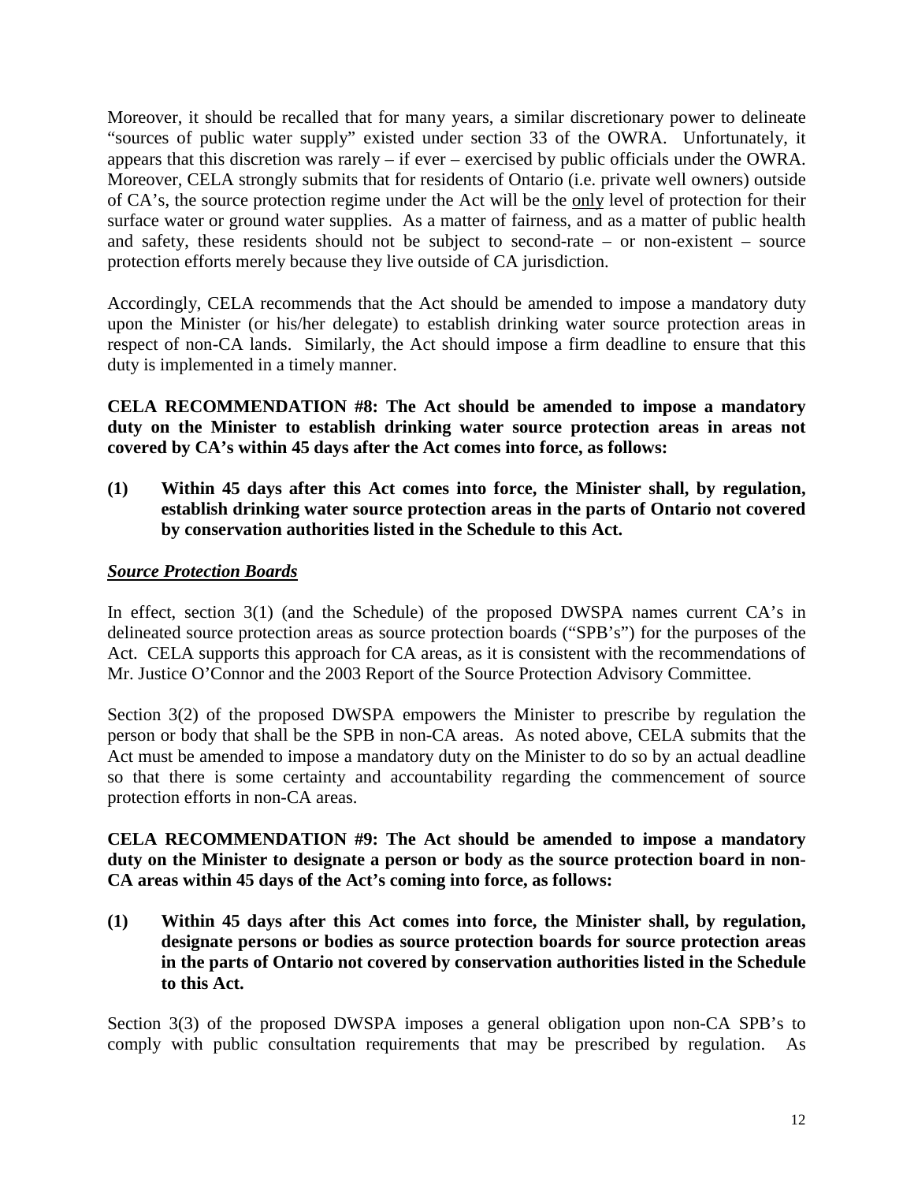Moreover, it should be recalled that for many years, a similar discretionary power to delineate "sources of public water supply" existed under section 33 of the OWRA. Unfortunately, it appears that this discretion was rarely – if ever – exercised by public officials under the OWRA. Moreover, CELA strongly submits that for residents of Ontario (i.e. private well owners) outside of CA's, the source protection regime under the Act will be the <u>only</u> level of protection for their surface water or ground water supplies. As a matter of fairness, and as a matter of public health and safety, these residents should not be subject to second-rate – or non-existent – source protection efforts merely because they live outside of CA jurisdiction.

Accordingly, CELA recommends that the Act should be amended to impose a mandatory duty upon the Minister (or his/her delegate) to establish drinking water source protection areas in respect of non-CA lands. Similarly, the Act should impose a firm deadline to ensure that this duty is implemented in a timely manner.

**CELA RECOMMENDATION #8: The Act should be amended to impose a mandatory duty on the Minister to establish drinking water source protection areas in areas not covered by CA's within 45 days after the Act comes into force, as follows:**

**(1) Within 45 days after this Act comes into force, the Minister shall, by regulation, establish drinking water source protection areas in the parts of Ontario not covered by conservation authorities listed in the Schedule to this Act.**

***<u>Source Protection Boards</u>***

In effect, section 3(1) (and the Schedule) of the proposed DWSPA names current CA's in delineated source protection areas as source protection boards ("SPB's") for the purposes of the Act. CELA supports this approach for CA areas, as it is consistent with the recommendations of Mr. Justice O'Connor and the 2003 Report of the Source Protection Advisory Committee.

Section 3(2) of the proposed DWSPA empowers the Minister to prescribe by regulation the person or body that shall be the SPB in non-CA areas. As noted above, CELA submits that the Act must be amended to impose a mandatory duty on the Minister to do so by an actual deadline so that there is some certainty and accountability regarding the commencement of source protection efforts in non-CA areas.

**CELA RECOMMENDATION #9: The Act should be amended to impose a mandatory duty on the Minister to designate a person or body as the source protection board in non-CA areas within 45 days of the Act's coming into force, as follows:**

**(1) Within 45 days after this Act comes into force, the Minister shall, by regulation, designate persons or bodies as source protection boards for source protection areas in the parts of Ontario not covered by conservation authorities listed in the Schedule to this Act.**

Section 3(3) of the proposed DWSPA imposes a general obligation upon non-CA SPB's to comply with public consultation requirements that may be prescribed by regulation. As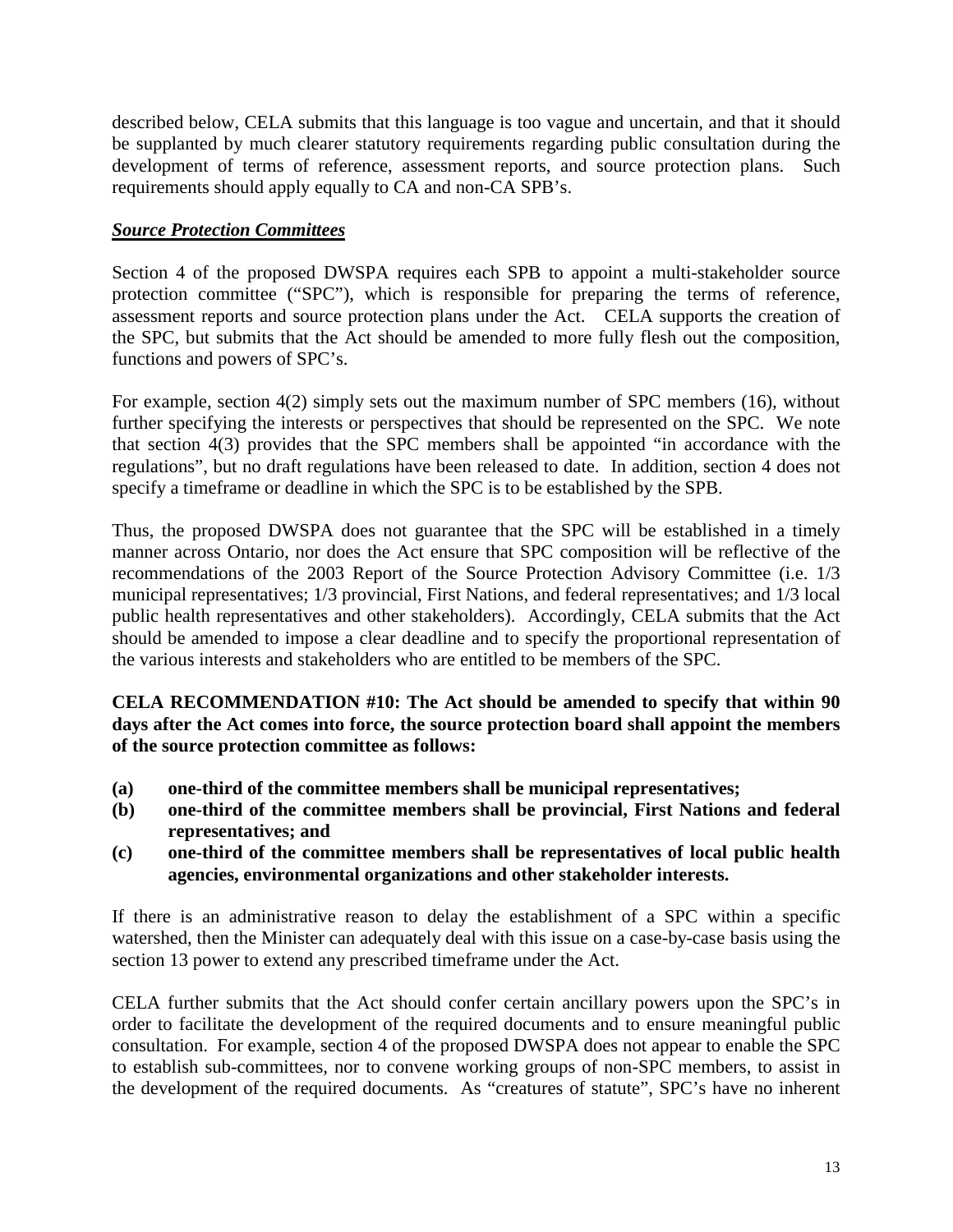described below, CELA submits that this language is too vague and uncertain, and that it should be supplanted by much clearer statutory requirements regarding public consultation during the development of terms of reference, assessment reports, and source protection plans. Such requirements should apply equally to CA and non-CA SPB's.

***Source Protection Committees***

Section 4 of the proposed DWSPA requires each SPB to appoint a multi-stakeholder source protection committee ("SPC"), which is responsible for preparing the terms of reference, assessment reports and source protection plans under the Act. CELA supports the creation of the SPC, but submits that the Act should be amended to more fully flesh out the composition, functions and powers of SPC's.

For example, section 4(2) simply sets out the maximum number of SPC members (16), without further specifying the interests or perspectives that should be represented on the SPC. We note that section 4(3) provides that the SPC members shall be appointed "in accordance with the regulations", but no draft regulations have been released to date. In addition, section 4 does not specify a timeframe or deadline in which the SPC is to be established by the SPB.

Thus, the proposed DWSPA does not guarantee that the SPC will be established in a timely manner across Ontario, nor does the Act ensure that SPC composition will be reflective of the recommendations of the 2003 Report of the Source Protection Advisory Committee (i.e. 1/3 municipal representatives; 1/3 provincial, First Nations, and federal representatives; and 1/3 local public health representatives and other stakeholders). Accordingly, CELA submits that the Act should be amended to impose a clear deadline and to specify the proportional representation of the various interests and stakeholders who are entitled to be members of the SPC.

**CELA RECOMMENDATION #10: The Act should be amended to specify that within 90 days after the Act comes into force, the source protection board shall appoint the members of the source protection committee as follows:**

- **(a) one-third of the committee members shall be municipal representatives;**
- **(b) one-third of the committee members shall be provincial, First Nations and federal representatives; and**
- **(c) one-third of the committee members shall be representatives of local public health agencies, environmental organizations and other stakeholder interests.**

If there is an administrative reason to delay the establishment of a SPC within a specific watershed, then the Minister can adequately deal with this issue on a case-by-case basis using the section 13 power to extend any prescribed timeframe under the Act.

CELA further submits that the Act should confer certain ancillary powers upon the SPC's in order to facilitate the development of the required documents and to ensure meaningful public consultation. For example, section 4 of the proposed DWSPA does not appear to enable the SPC to establish sub-committees, nor to convene working groups of non-SPC members, to assist in the development of the required documents. As "creatures of statute", SPC's have no inherent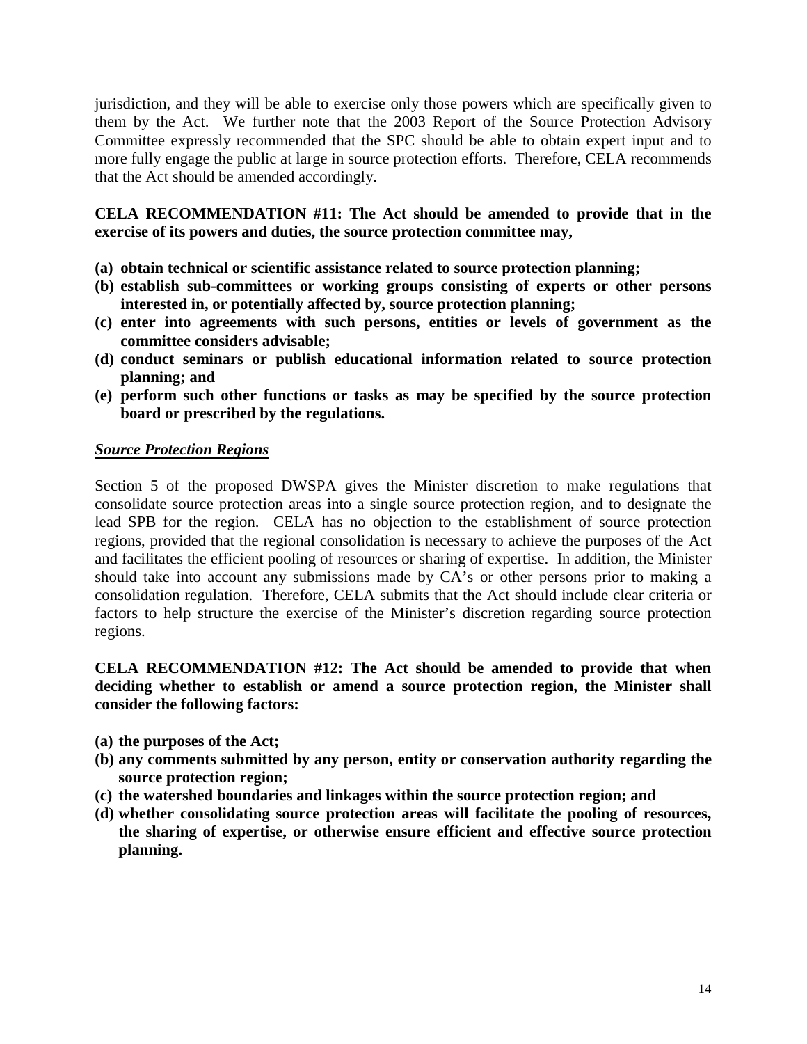jurisdiction, and they will be able to exercise only those powers which are specifically given to them by the Act. We further note that the 2003 Report of the Source Protection Advisory Committee expressly recommended that the SPC should be able to obtain expert input and to more fully engage the public at large in source protection efforts. Therefore, CELA recommends that the Act should be amended accordingly.

**CELA RECOMMENDATION #11: The Act should be amended to provide that in the exercise of its powers and duties, the source protection committee may,**

**(a) obtain technical or scientific assistance related to source protection planning;**
**(b) establish sub-committees or working groups consisting of experts or other persons interested in, or potentially affected by, source protection planning;**
**(c) enter into agreements with such persons, entities or levels of government as the committee considers advisable;**
**(d) conduct seminars or publish educational information related to source protection planning; and**
**(e) perform such other functions or tasks as may be specified by the source protection board or prescribed by the regulations.**

***Source Protection Regions***

Section 5 of the proposed DWSPA gives the Minister discretion to make regulations that consolidate source protection areas into a single source protection region, and to designate the lead SPB for the region. CELA has no objection to the establishment of source protection regions, provided that the regional consolidation is necessary to achieve the purposes of the Act and facilitates the efficient pooling of resources or sharing of expertise. In addition, the Minister should take into account any submissions made by CA's or other persons prior to making a consolidation regulation. Therefore, CELA submits that the Act should include clear criteria or factors to help structure the exercise of the Minister's discretion regarding source protection regions.

**CELA RECOMMENDATION #12: The Act should be amended to provide that when deciding whether to establish or amend a source protection region, the Minister shall consider the following factors:**

**(a) the purposes of the Act;**
**(b) any comments submitted by any person, entity or conservation authority regarding the source protection region;**
**(c) the watershed boundaries and linkages within the source protection region; and**
**(d) whether consolidating source protection areas will facilitate the pooling of resources, the sharing of expertise, or otherwise ensure efficient and effective source protection planning.**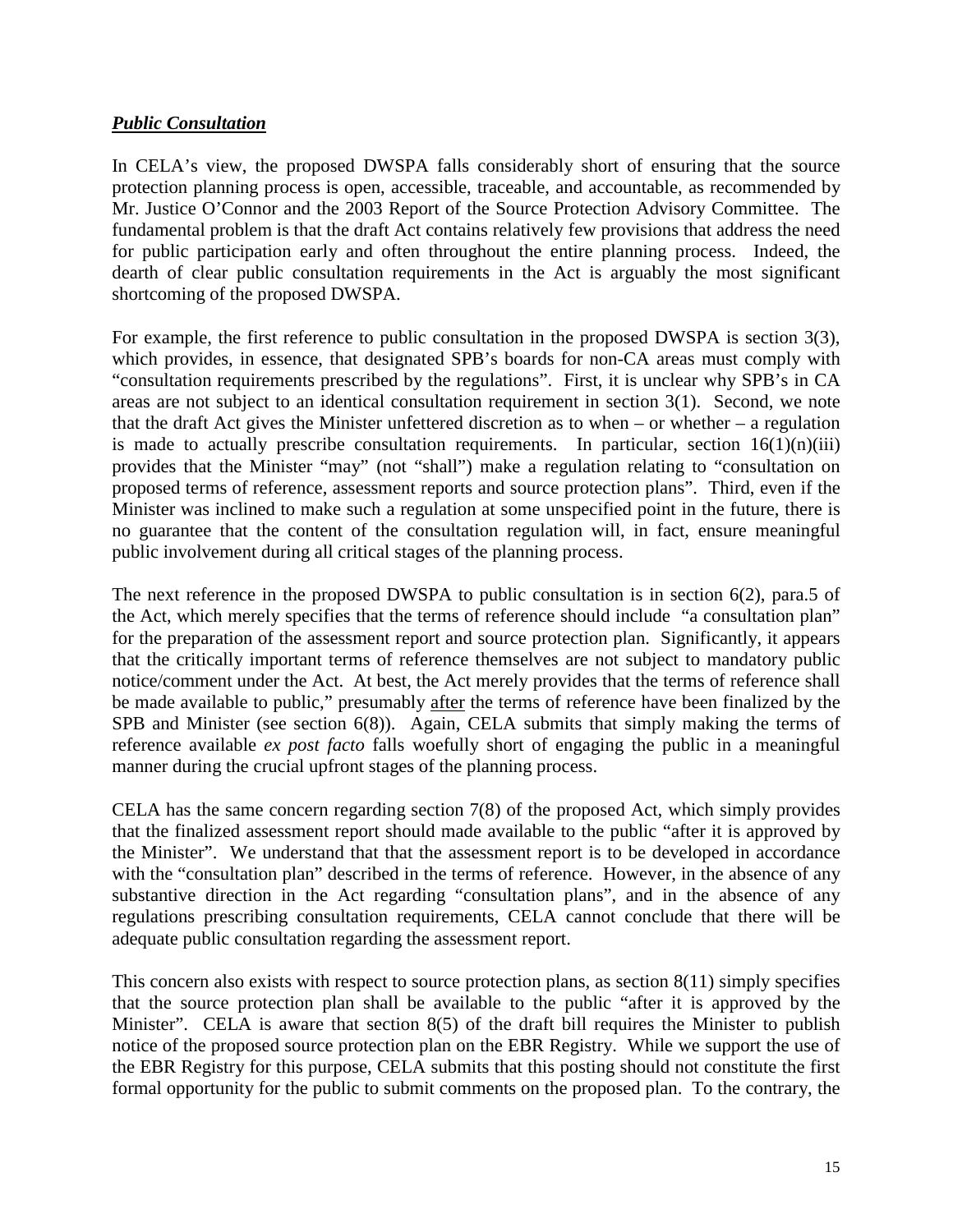***Public Consultation***

In CELA's view, the proposed DWSPA falls considerably short of ensuring that the source protection planning process is open, accessible, traceable, and accountable, as recommended by Mr. Justice O'Connor and the 2003 Report of the Source Protection Advisory Committee. The fundamental problem is that the draft Act contains relatively few provisions that address the need for public participation early and often throughout the entire planning process. Indeed, the dearth of clear public consultation requirements in the Act is arguably the most significant shortcoming of the proposed DWSPA.

For example, the first reference to public consultation in the proposed DWSPA is section 3(3), which provides, in essence, that designated SPB's boards for non-CA areas must comply with "consultation requirements prescribed by the regulations". First, it is unclear why SPB's in CA areas are not subject to an identical consultation requirement in section 3(1). Second, we note that the draft Act gives the Minister unfettered discretion as to when – or whether – a regulation is made to actually prescribe consultation requirements. In particular, section 16(1)(n)(iii) provides that the Minister "may" (not "shall") make a regulation relating to "consultation on proposed terms of reference, assessment reports and source protection plans". Third, even if the Minister was inclined to make such a regulation at some unspecified point in the future, there is no guarantee that the content of the consultation regulation will, in fact, ensure meaningful public involvement during all critical stages of the planning process.

The next reference in the proposed DWSPA to public consultation is in section 6(2), para.5 of the Act, which merely specifies that the terms of reference should include "a consultation plan" for the preparation of the assessment report and source protection plan. Significantly, it appears that the critically important terms of reference themselves are not subject to mandatory public notice/comment under the Act. At best, the Act merely provides that the terms of reference shall be made available to public," presumably after the terms of reference have been finalized by the SPB and Minister (see section 6(8)). Again, CELA submits that simply making the terms of reference available *ex post facto* falls woefully short of engaging the public in a meaningful manner during the crucial upfront stages of the planning process.

CELA has the same concern regarding section 7(8) of the proposed Act, which simply provides that the finalized assessment report should made available to the public "after it is approved by the Minister". We understand that that the assessment report is to be developed in accordance with the "consultation plan" described in the terms of reference. However, in the absence of any substantive direction in the Act regarding "consultation plans", and in the absence of any regulations prescribing consultation requirements, CELA cannot conclude that there will be adequate public consultation regarding the assessment report.

This concern also exists with respect to source protection plans, as section 8(11) simply specifies that the source protection plan shall be available to the public "after it is approved by the Minister". CELA is aware that section 8(5) of the draft bill requires the Minister to publish notice of the proposed source protection plan on the EBR Registry. While we support the use of the EBR Registry for this purpose, CELA submits that this posting should not constitute the first formal opportunity for the public to submit comments on the proposed plan. To the contrary, the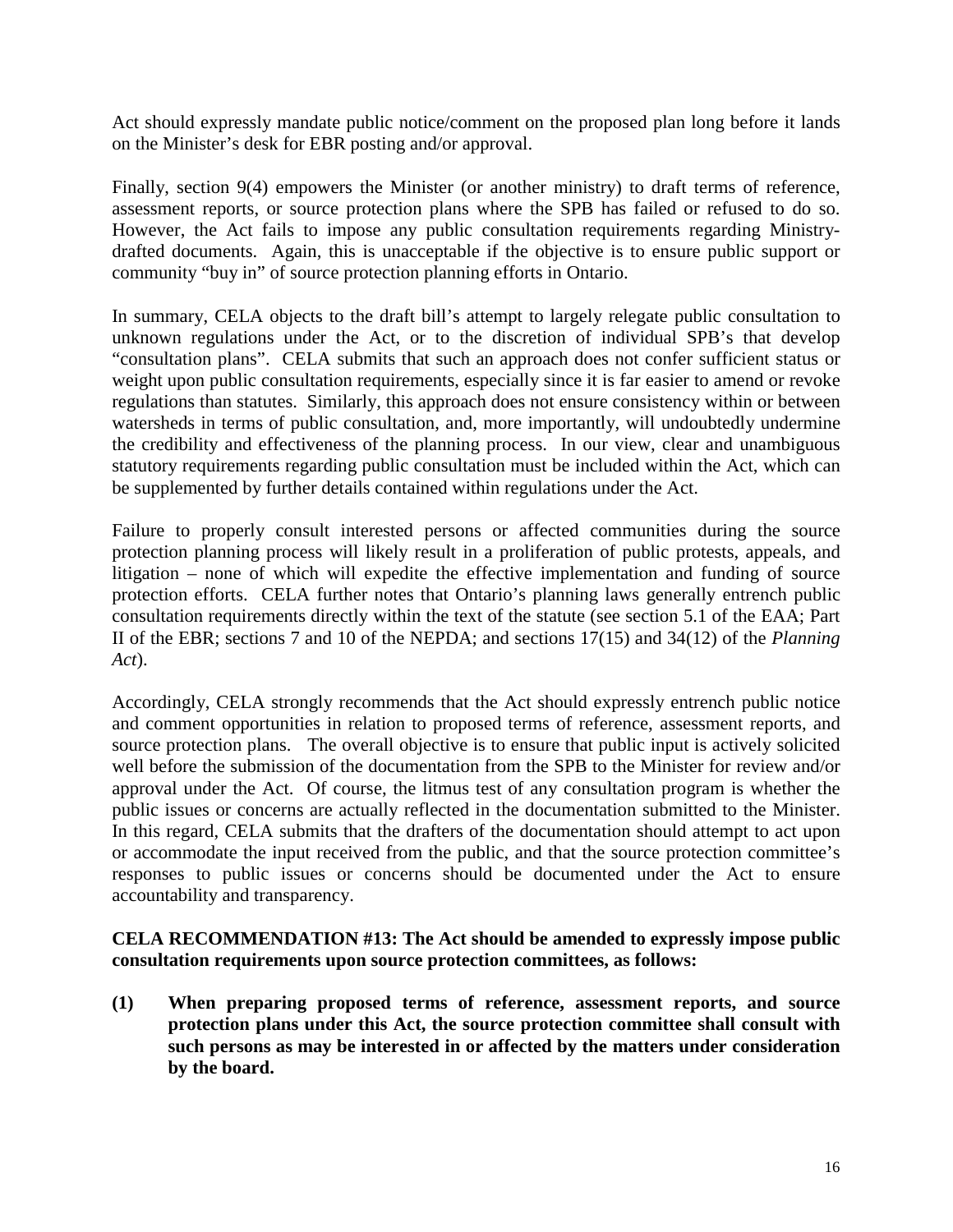Act should expressly mandate public notice/comment on the proposed plan long before it lands on the Minister's desk for EBR posting and/or approval.

Finally, section 9(4) empowers the Minister (or another ministry) to draft terms of reference, assessment reports, or source protection plans where the SPB has failed or refused to do so. However, the Act fails to impose any public consultation requirements regarding Ministry-drafted documents. Again, this is unacceptable if the objective is to ensure public support or community "buy in" of source protection planning efforts in Ontario.

In summary, CELA objects to the draft bill's attempt to largely relegate public consultation to unknown regulations under the Act, or to the discretion of individual SPB's that develop "consultation plans". CELA submits that such an approach does not confer sufficient status or weight upon public consultation requirements, especially since it is far easier to amend or revoke regulations than statutes. Similarly, this approach does not ensure consistency within or between watersheds in terms of public consultation, and, more importantly, will undoubtedly undermine the credibility and effectiveness of the planning process. In our view, clear and unambiguous statutory requirements regarding public consultation must be included within the Act, which can be supplemented by further details contained within regulations under the Act.

Failure to properly consult interested persons or affected communities during the source protection planning process will likely result in a proliferation of public protests, appeals, and litigation – none of which will expedite the effective implementation and funding of source protection efforts. CELA further notes that Ontario's planning laws generally entrench public consultation requirements directly within the text of the statute (see section 5.1 of the EAA; Part II of the EBR; sections 7 and 10 of the NEPDA; and sections 17(15) and 34(12) of the *Planning Act*).

Accordingly, CELA strongly recommends that the Act should expressly entrench public notice and comment opportunities in relation to proposed terms of reference, assessment reports, and source protection plans. The overall objective is to ensure that public input is actively solicited well before the submission of the documentation from the SPB to the Minister for review and/or approval under the Act. Of course, the litmus test of any consultation program is whether the public issues or concerns are actually reflected in the documentation submitted to the Minister. In this regard, CELA submits that the drafters of the documentation should attempt to act upon or accommodate the input received from the public, and that the source protection committee's responses to public issues or concerns should be documented under the Act to ensure accountability and transparency.

**CELA RECOMMENDATION #13: The Act should be amended to expressly impose public consultation requirements upon source protection committees, as follows:**

**(1) When preparing proposed terms of reference, assessment reports, and source protection plans under this Act, the source protection committee shall consult with such persons as may be interested in or affected by the matters under consideration by the board.**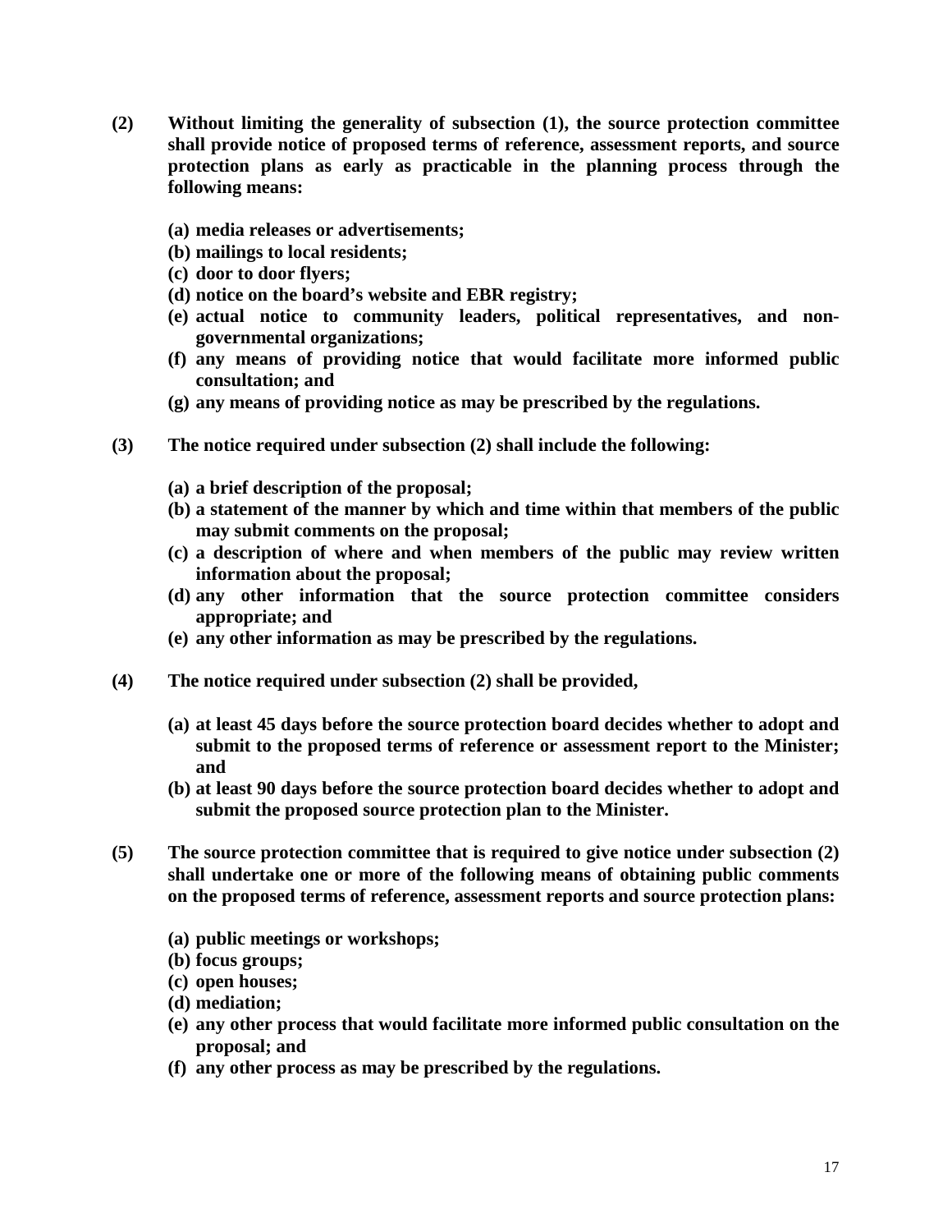**(2) Without limiting the generality of subsection (1), the source protection committee shall provide notice of proposed terms of reference, assessment reports, and source protection plans as early as practicable in the planning process through the following means:**

- **(a) media releases or advertisements;**
- **(b) mailings to local residents;**
- **(c) door to door flyers;**
- **(d) notice on the board's website and EBR registry;**
- **(e) actual notice to community leaders, political representatives, and non-governmental organizations;**
- **(f) any means of providing notice that would facilitate more informed public consultation; and**
- **(g) any means of providing notice as may be prescribed by the regulations.**

**(3) The notice required under subsection (2) shall include the following:**

- **(a) a brief description of the proposal;**
- **(b) a statement of the manner by which and time within that members of the public may submit comments on the proposal;**
- **(c) a description of where and when members of the public may review written information about the proposal;**
- **(d) any other information that the source protection committee considers appropriate; and**
- **(e) any other information as may be prescribed by the regulations.**

**(4) The notice required under subsection (2) shall be provided,**

- **(a) at least 45 days before the source protection board decides whether to adopt and submit to the proposed terms of reference or assessment report to the Minister; and**
- **(b) at least 90 days before the source protection board decides whether to adopt and submit the proposed source protection plan to the Minister.**

**(5) The source protection committee that is required to give notice under subsection (2) shall undertake one or more of the following means of obtaining public comments on the proposed terms of reference, assessment reports and source protection plans:**

- **(a) public meetings or workshops;**
- **(b) focus groups;**
- **(c) open houses;**
- **(d) mediation;**
- **(e) any other process that would facilitate more informed public consultation on the proposal; and**
- **(f) any other process as may be prescribed by the regulations.**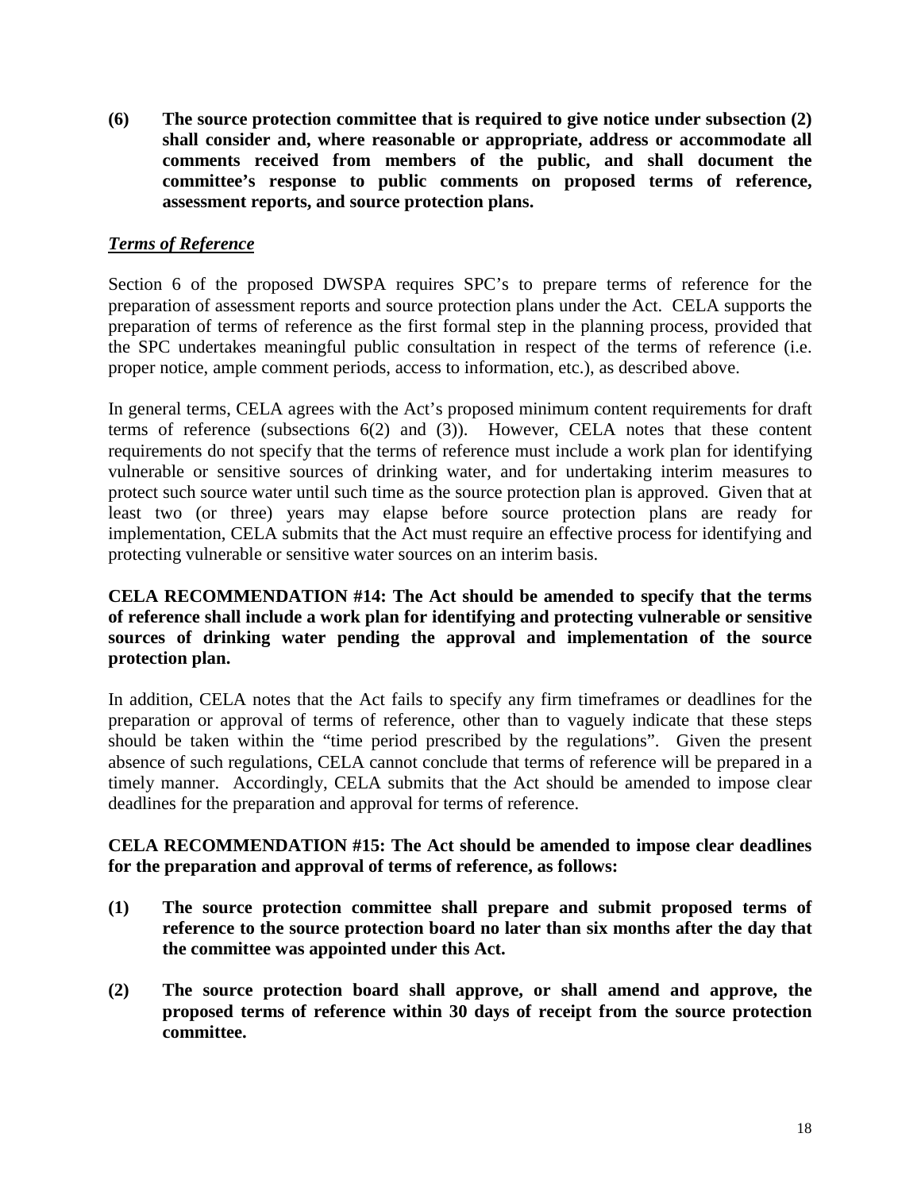**(6) The source protection committee that is required to give notice under subsection (2) shall consider and, where reasonable or appropriate, address or accommodate all comments received from members of the public, and shall document the committee's response to public comments on proposed terms of reference, assessment reports, and source protection plans.**

***Terms of Reference***

Section 6 of the proposed DWSPA requires SPC's to prepare terms of reference for the preparation of assessment reports and source protection plans under the Act. CELA supports the preparation of terms of reference as the first formal step in the planning process, provided that the SPC undertakes meaningful public consultation in respect of the terms of reference (i.e. proper notice, ample comment periods, access to information, etc.), as described above.

In general terms, CELA agrees with the Act's proposed minimum content requirements for draft terms of reference (subsections 6(2) and (3)). However, CELA notes that these content requirements do not specify that the terms of reference must include a work plan for identifying vulnerable or sensitive sources of drinking water, and for undertaking interim measures to protect such source water until such time as the source protection plan is approved. Given that at least two (or three) years may elapse before source protection plans are ready for implementation, CELA submits that the Act must require an effective process for identifying and protecting vulnerable or sensitive water sources on an interim basis.

**CELA RECOMMENDATION #14: The Act should be amended to specify that the terms of reference shall include a work plan for identifying and protecting vulnerable or sensitive sources of drinking water pending the approval and implementation of the source protection plan.**

In addition, CELA notes that the Act fails to specify any firm timeframes or deadlines for the preparation or approval of terms of reference, other than to vaguely indicate that these steps should be taken within the "time period prescribed by the regulations". Given the present absence of such regulations, CELA cannot conclude that terms of reference will be prepared in a timely manner. Accordingly, CELA submits that the Act should be amended to impose clear deadlines for the preparation and approval for terms of reference.

**CELA RECOMMENDATION #15: The Act should be amended to impose clear deadlines for the preparation and approval of terms of reference, as follows:**

**(1) The source protection committee shall prepare and submit proposed terms of reference to the source protection board no later than six months after the day that the committee was appointed under this Act.**

**(2) The source protection board shall approve, or shall amend and approve, the proposed terms of reference within 30 days of receipt from the source protection committee.**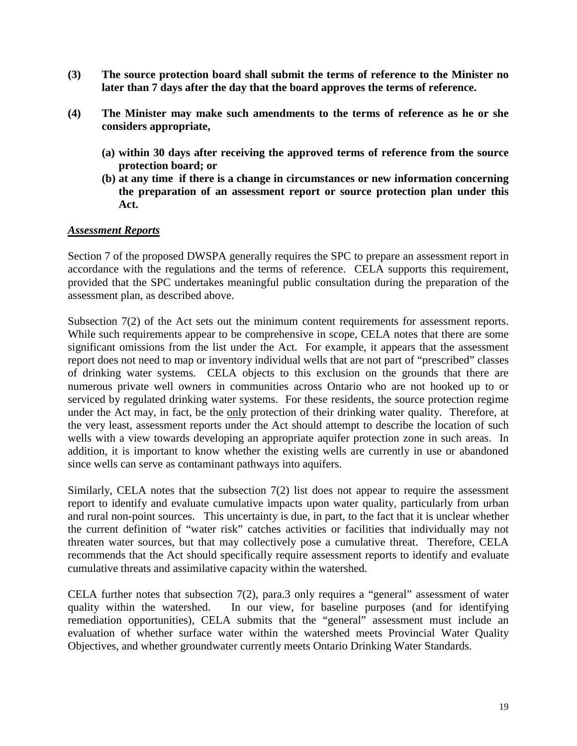**(3) The source protection board shall submit the terms of reference to the Minister no later than 7 days after the day that the board approves the terms of reference.**

**(4) The Minister may make such amendments to the terms of reference as he or she considers appropriate,**

- **(a) within 30 days after receiving the approved terms of reference from the source protection board; or**
- **(b) at any time if there is a change in circumstances or new information concerning the preparation of an assessment report or source protection plan under this Act.**

***Assessment Reports***

Section 7 of the proposed DWSPA generally requires the SPC to prepare an assessment report in accordance with the regulations and the terms of reference. CELA supports this requirement, provided that the SPC undertakes meaningful public consultation during the preparation of the assessment plan, as described above.

Subsection 7(2) of the Act sets out the minimum content requirements for assessment reports. While such requirements appear to be comprehensive in scope, CELA notes that there are some significant omissions from the list under the Act. For example, it appears that the assessment report does not need to map or inventory individual wells that are not part of "prescribed" classes of drinking water systems. CELA objects to this exclusion on the grounds that there are numerous private well owners in communities across Ontario who are not hooked up to or serviced by regulated drinking water systems. For these residents, the source protection regime under the Act may, in fact, be the only protection of their drinking water quality. Therefore, at the very least, assessment reports under the Act should attempt to describe the location of such wells with a view towards developing an appropriate aquifer protection zone in such areas. In addition, it is important to know whether the existing wells are currently in use or abandoned since wells can serve as contaminant pathways into aquifers.

Similarly, CELA notes that the subsection 7(2) list does not appear to require the assessment report to identify and evaluate cumulative impacts upon water quality, particularly from urban and rural non-point sources. This uncertainty is due, in part, to the fact that it is unclear whether the current definition of "water risk" catches activities or facilities that individually may not threaten water sources, but that may collectively pose a cumulative threat. Therefore, CELA recommends that the Act should specifically require assessment reports to identify and evaluate cumulative threats and assimilative capacity within the watershed.

CELA further notes that subsection 7(2), para.3 only requires a "general" assessment of water quality within the watershed. In our view, for baseline purposes (and for identifying remediation opportunities), CELA submits that the "general" assessment must include an evaluation of whether surface water within the watershed meets Provincial Water Quality Objectives, and whether groundwater currently meets Ontario Drinking Water Standards.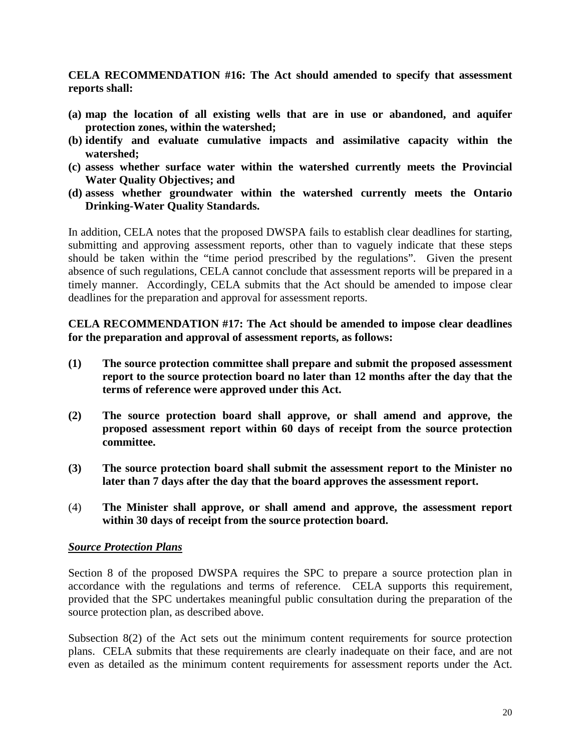**CELA RECOMMENDATION #16: The Act should amended to specify that assessment reports shall:**

**(a) map the location of all existing wells that are in use or abandoned, and aquifer protection zones, within the watershed;**
**(b) identify and evaluate cumulative impacts and assimilative capacity within the watershed;**
**(c) assess whether surface water within the watershed currently meets the Provincial Water Quality Objectives; and**
**(d) assess whether groundwater within the watershed currently meets the Ontario Drinking-Water Quality Standards.**

In addition, CELA notes that the proposed DWSPA fails to establish clear deadlines for starting, submitting and approving assessment reports, other than to vaguely indicate that these steps should be taken within the "time period prescribed by the regulations". Given the present absence of such regulations, CELA cannot conclude that assessment reports will be prepared in a timely manner. Accordingly, CELA submits that the Act should be amended to impose clear deadlines for the preparation and approval for assessment reports.

**CELA RECOMMENDATION #17: The Act should be amended to impose clear deadlines for the preparation and approval of assessment reports, as follows:**

**(1) The source protection committee shall prepare and submit the proposed assessment report to the source protection board no later than 12 months after the day that the terms of reference were approved under this Act.**

**(2) The source protection board shall approve, or shall amend and approve, the proposed assessment report within 60 days of receipt from the source protection committee.**

**(3) The source protection board shall submit the assessment report to the Minister no later than 7 days after the day that the board approves the assessment report.**

(4) **The Minister shall approve, or shall amend and approve, the assessment report within 30 days of receipt from the source protection board.**

***Source Protection Plans***

Section 8 of the proposed DWSPA requires the SPC to prepare a source protection plan in accordance with the regulations and terms of reference. CELA supports this requirement, provided that the SPC undertakes meaningful public consultation during the preparation of the source protection plan, as described above.

Subsection 8(2) of the Act sets out the minimum content requirements for source protection plans. CELA submits that these requirements are clearly inadequate on their face, and are not even as detailed as the minimum content requirements for assessment reports under the Act.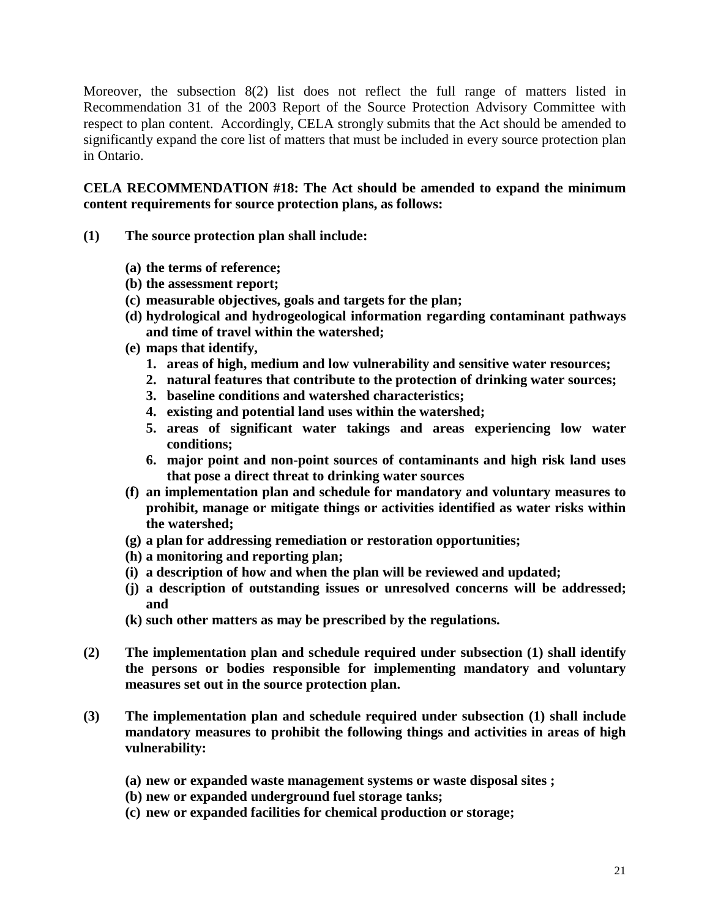Moreover, the subsection 8(2) list does not reflect the full range of matters listed in Recommendation 31 of the 2003 Report of the Source Protection Advisory Committee with respect to plan content. Accordingly, CELA strongly submits that the Act should be amended to significantly expand the core list of matters that must be included in every source protection plan in Ontario.

**CELA RECOMMENDATION #18: The Act should be amended to expand the minimum content requirements for source protection plans, as follows:**

**(1) The source protection plan shall include:**

- **(a) the terms of reference;**
- **(b) the assessment report;**
- **(c) measurable objectives, goals and targets for the plan;**
- **(d) hydrological and hydrogeological information regarding contaminant pathways and time of travel within the watershed;**
- **(e) maps that identify,**
  1. **areas of high, medium and low vulnerability and sensitive water resources;**
  2. **natural features that contribute to the protection of drinking water sources;**
  3. **baseline conditions and watershed characteristics;**
  4. **existing and potential land uses within the watershed;**
  5. **areas of significant water takings and areas experiencing low water conditions;**
  6. **major point and non-point sources of contaminants and high risk land uses that pose a direct threat to drinking water sources**
- **(f) an implementation plan and schedule for mandatory and voluntary measures to prohibit, manage or mitigate things or activities identified as water risks within the watershed;**
- **(g) a plan for addressing remediation or restoration opportunities;**
- **(h) a monitoring and reporting plan;**
- **(i) a description of how and when the plan will be reviewed and updated;**
- **(j) a description of outstanding issues or unresolved concerns will be addressed; and**
- **(k) such other matters as may be prescribed by the regulations.**

**(2) The implementation plan and schedule required under subsection (1) shall identify the persons or bodies responsible for implementing mandatory and voluntary measures set out in the source protection plan.**

**(3) The implementation plan and schedule required under subsection (1) shall include mandatory measures to prohibit the following things and activities in areas of high vulnerability:**

- **(a) new or expanded waste management systems or waste disposal sites ;**
- **(b) new or expanded underground fuel storage tanks;**
- **(c) new or expanded facilities for chemical production or storage;**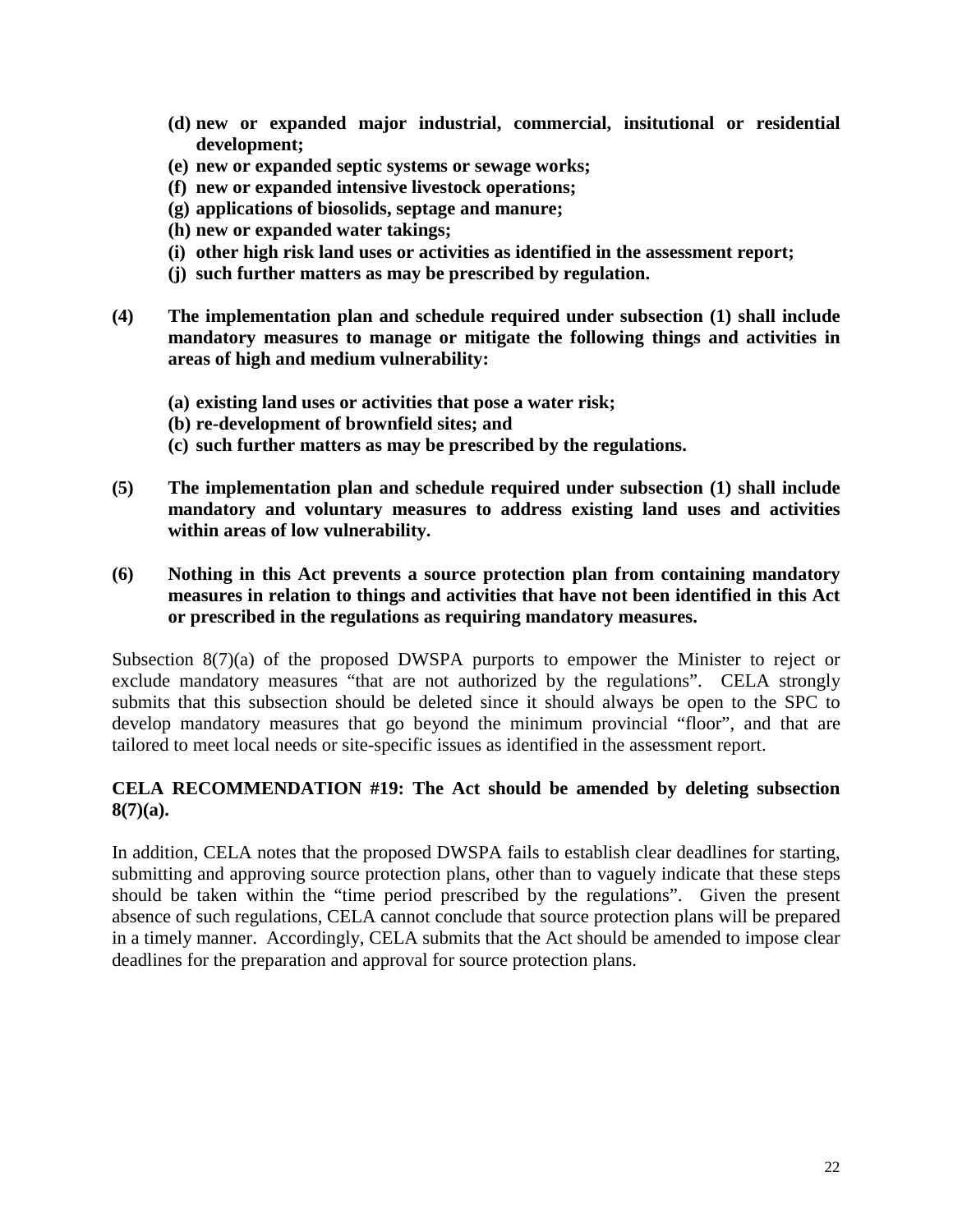- **(d) new or expanded major industrial, commercial, insitutional or residential development;**
- **(e) new or expanded septic systems or sewage works;**
- **(f) new or expanded intensive livestock operations;**
- **(g) applications of biosolids, septage and manure;**
- **(h) new or expanded water takings;**
- **(i) other high risk land uses or activities as identified in the assessment report;**
- **(j) such further matters as may be prescribed by regulation.**

**(4) The implementation plan and schedule required under subsection (1) shall include mandatory measures to manage or mitigate the following things and activities in areas of high and medium vulnerability:**

- **(a) existing land uses or activities that pose a water risk;**
- **(b) re-development of brownfield sites; and**
- **(c) such further matters as may be prescribed by the regulations.**

**(5) The implementation plan and schedule required under subsection (1) shall include mandatory and voluntary measures to address existing land uses and activities within areas of low vulnerability.**

**(6) Nothing in this Act prevents a source protection plan from containing mandatory measures in relation to things and activities that have not been identified in this Act or prescribed in the regulations as requiring mandatory measures.**

Subsection 8(7)(a) of the proposed DWSPA purports to empower the Minister to reject or exclude mandatory measures "that are not authorized by the regulations". CELA strongly submits that this subsection should be deleted since it should always be open to the SPC to develop mandatory measures that go beyond the minimum provincial "floor", and that are tailored to meet local needs or site-specific issues as identified in the assessment report.

**CELA RECOMMENDATION #19: The Act should be amended by deleting subsection 8(7)(a).**

In addition, CELA notes that the proposed DWSPA fails to establish clear deadlines for starting, submitting and approving source protection plans, other than to vaguely indicate that these steps should be taken within the "time period prescribed by the regulations". Given the present absence of such regulations, CELA cannot conclude that source protection plans will be prepared in a timely manner. Accordingly, CELA submits that the Act should be amended to impose clear deadlines for the preparation and approval for source protection plans.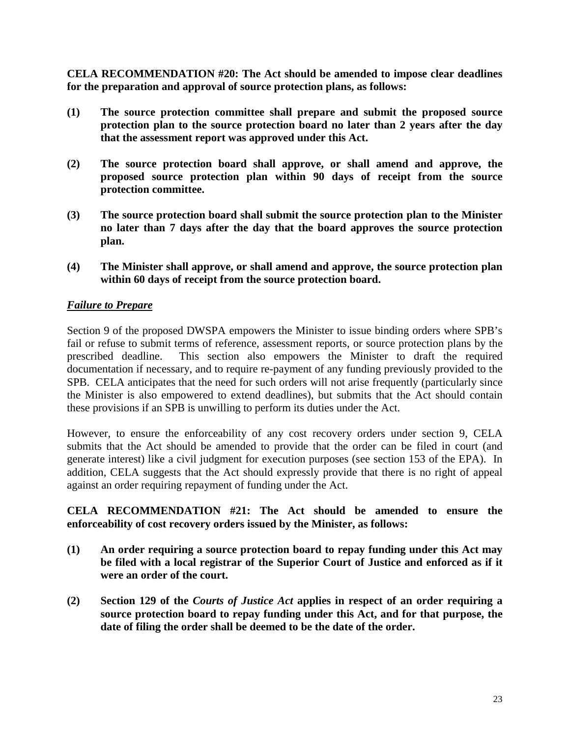**CELA RECOMMENDATION #20: The Act should be amended to impose clear deadlines for the preparation and approval of source protection plans, as follows:**

**(1) The source protection committee shall prepare and submit the proposed source protection plan to the source protection board no later than 2 years after the day that the assessment report was approved under this Act.**

**(2) The source protection board shall approve, or shall amend and approve, the proposed source protection plan within 90 days of receipt from the source protection committee.**

**(3) The source protection board shall submit the source protection plan to the Minister no later than 7 days after the day that the board approves the source protection plan.**

**(4) The Minister shall approve, or shall amend and approve, the source protection plan within 60 days of receipt from the source protection board.**

***Failure to Prepare***

Section 9 of the proposed DWSPA empowers the Minister to issue binding orders where SPB's fail or refuse to submit terms of reference, assessment reports, or source protection plans by the prescribed deadline. This section also empowers the Minister to draft the required documentation if necessary, and to require re-payment of any funding previously provided to the SPB. CELA anticipates that the need for such orders will not arise frequently (particularly since the Minister is also empowered to extend deadlines), but submits that the Act should contain these provisions if an SPB is unwilling to perform its duties under the Act.

However, to ensure the enforceability of any cost recovery orders under section 9, CELA submits that the Act should be amended to provide that the order can be filed in court (and generate interest) like a civil judgment for execution purposes (see section 153 of the EPA). In addition, CELA suggests that the Act should expressly provide that there is no right of appeal against an order requiring repayment of funding under the Act.

**CELA RECOMMENDATION #21: The Act should be amended to ensure the enforceability of cost recovery orders issued by the Minister, as follows:**

**(1) An order requiring a source protection board to repay funding under this Act may be filed with a local registrar of the Superior Court of Justice and enforced as if it were an order of the court.**

**(2) Section 129 of the *Courts of Justice Act* applies in respect of an order requiring a source protection board to repay funding under this Act, and for that purpose, the date of filing the order shall be deemed to be the date of the order.**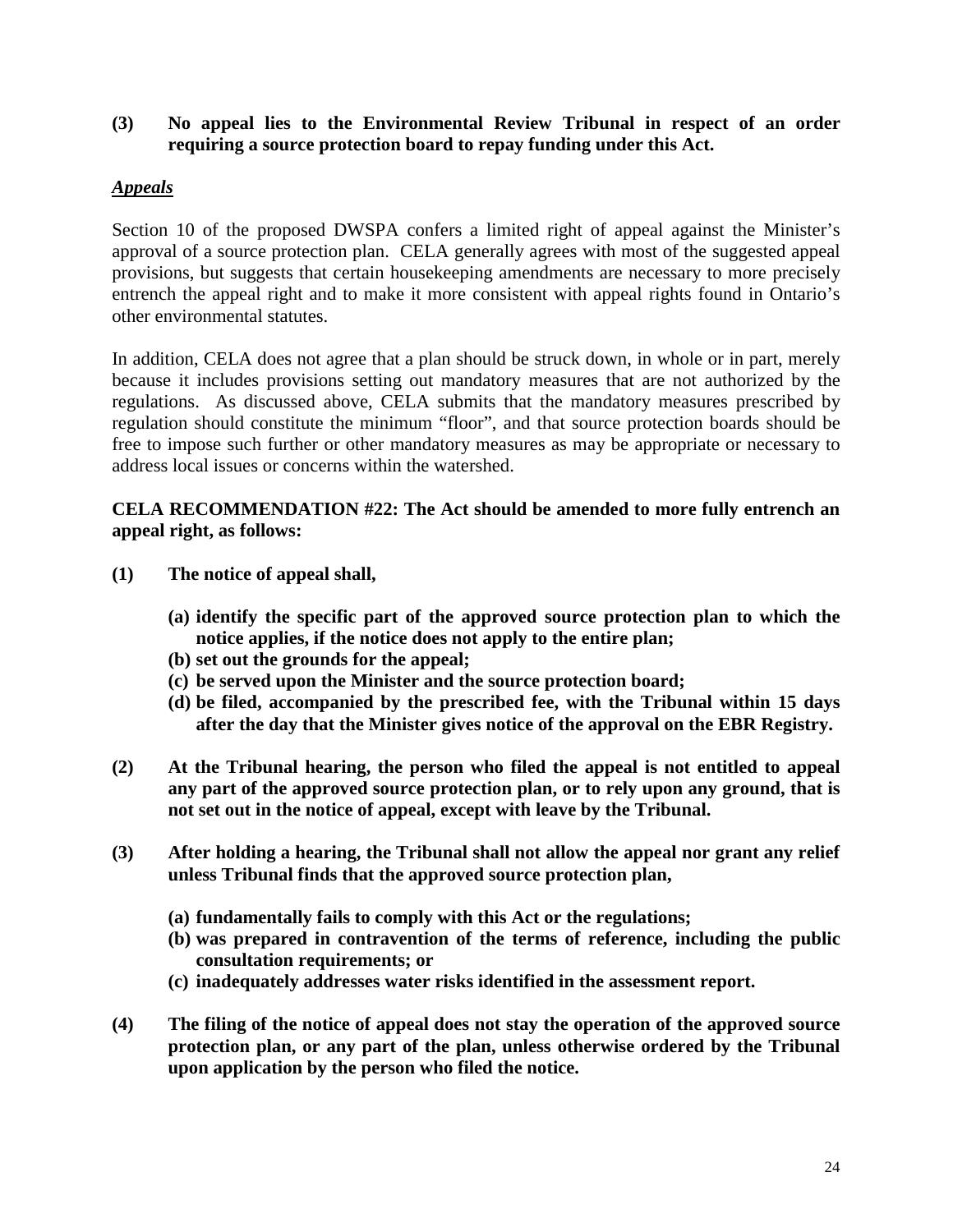**(3) No appeal lies to the Environmental Review Tribunal in respect of an order requiring a source protection board to repay funding under this Act.**

***Appeals***

Section 10 of the proposed DWSPA confers a limited right of appeal against the Minister's approval of a source protection plan. CELA generally agrees with most of the suggested appeal provisions, but suggests that certain housekeeping amendments are necessary to more precisely entrench the appeal right and to make it more consistent with appeal rights found in Ontario's other environmental statutes.

In addition, CELA does not agree that a plan should be struck down, in whole or in part, merely because it includes provisions setting out mandatory measures that are not authorized by the regulations. As discussed above, CELA submits that the mandatory measures prescribed by regulation should constitute the minimum "floor", and that source protection boards should be free to impose such further or other mandatory measures as may be appropriate or necessary to address local issues or concerns within the watershed.

**CELA RECOMMENDATION #22: The Act should be amended to more fully entrench an appeal right, as follows:**

**(1) The notice of appeal shall,**

- **(a) identify the specific part of the approved source protection plan to which the notice applies, if the notice does not apply to the entire plan;**
- **(b) set out the grounds for the appeal;**
- **(c) be served upon the Minister and the source protection board;**
- **(d) be filed, accompanied by the prescribed fee, with the Tribunal within 15 days after the day that the Minister gives notice of the approval on the EBR Registry.**

**(2) At the Tribunal hearing, the person who filed the appeal is not entitled to appeal any part of the approved source protection plan, or to rely upon any ground, that is not set out in the notice of appeal, except with leave by the Tribunal.**

**(3) After holding a hearing, the Tribunal shall not allow the appeal nor grant any relief unless Tribunal finds that the approved source protection plan,**

- **(a) fundamentally fails to comply with this Act or the regulations;**
- **(b) was prepared in contravention of the terms of reference, including the public consultation requirements; or**
- **(c) inadequately addresses water risks identified in the assessment report.**

**(4) The filing of the notice of appeal does not stay the operation of the approved source protection plan, or any part of the plan, unless otherwise ordered by the Tribunal upon application by the person who filed the notice.**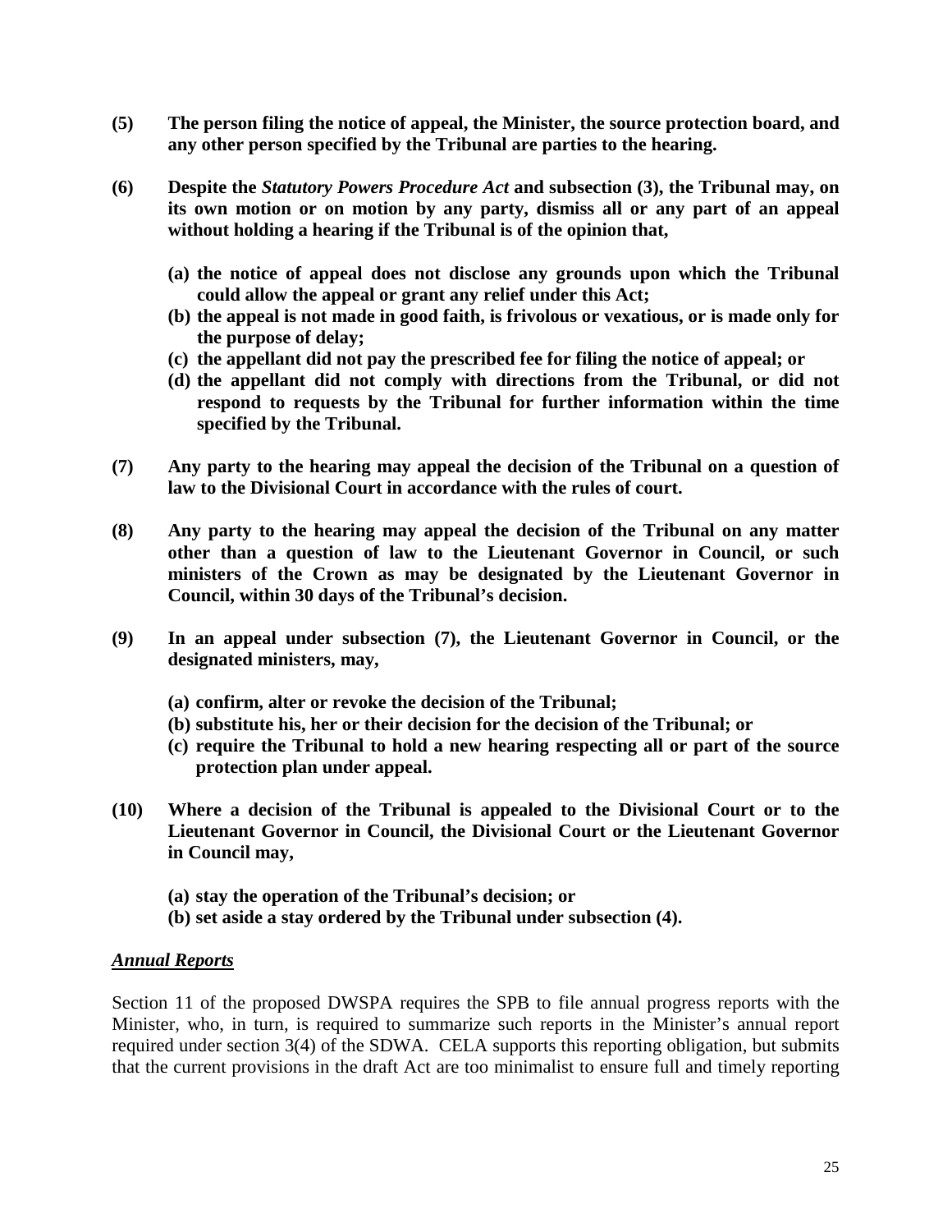**(5) The person filing the notice of appeal, the Minister, the source protection board, and any other person specified by the Tribunal are parties to the hearing.**

**(6) Despite the *Statutory Powers Procedure Act* and subsection (3), the Tribunal may, on its own motion or on motion by any party, dismiss all or any part of an appeal without holding a hearing if the Tribunal is of the opinion that,**

**(a) the notice of appeal does not disclose any grounds upon which the Tribunal could allow the appeal or grant any relief under this Act;**
**(b) the appeal is not made in good faith, is frivolous or vexatious, or is made only for the purpose of delay;**
**(c) the appellant did not pay the prescribed fee for filing the notice of appeal; or**
**(d) the appellant did not comply with directions from the Tribunal, or did not respond to requests by the Tribunal for further information within the time specified by the Tribunal.**

**(7) Any party to the hearing may appeal the decision of the Tribunal on a question of law to the Divisional Court in accordance with the rules of court.**

**(8) Any party to the hearing may appeal the decision of the Tribunal on any matter other than a question of law to the Lieutenant Governor in Council, or such ministers of the Crown as may be designated by the Lieutenant Governor in Council, within 30 days of the Tribunal's decision.**

**(9) In an appeal under subsection (7), the Lieutenant Governor in Council, or the designated ministers, may,**

**(a) confirm, alter or revoke the decision of the Tribunal;**
**(b) substitute his, her or their decision for the decision of the Tribunal; or**
**(c) require the Tribunal to hold a new hearing respecting all or part of the source protection plan under appeal.**

**(10) Where a decision of the Tribunal is appealed to the Divisional Court or to the Lieutenant Governor in Council, the Divisional Court or the Lieutenant Governor in Council may,**

**(a) stay the operation of the Tribunal's decision; or**
**(b) set aside a stay ordered by the Tribunal under subsection (4).**

***Annual Reports***

Section 11 of the proposed DWSPA requires the SPB to file annual progress reports with the Minister, who, in turn, is required to summarize such reports in the Minister's annual report required under section 3(4) of the SDWA. CELA supports this reporting obligation, but submits that the current provisions in the draft Act are too minimalist to ensure full and timely reporting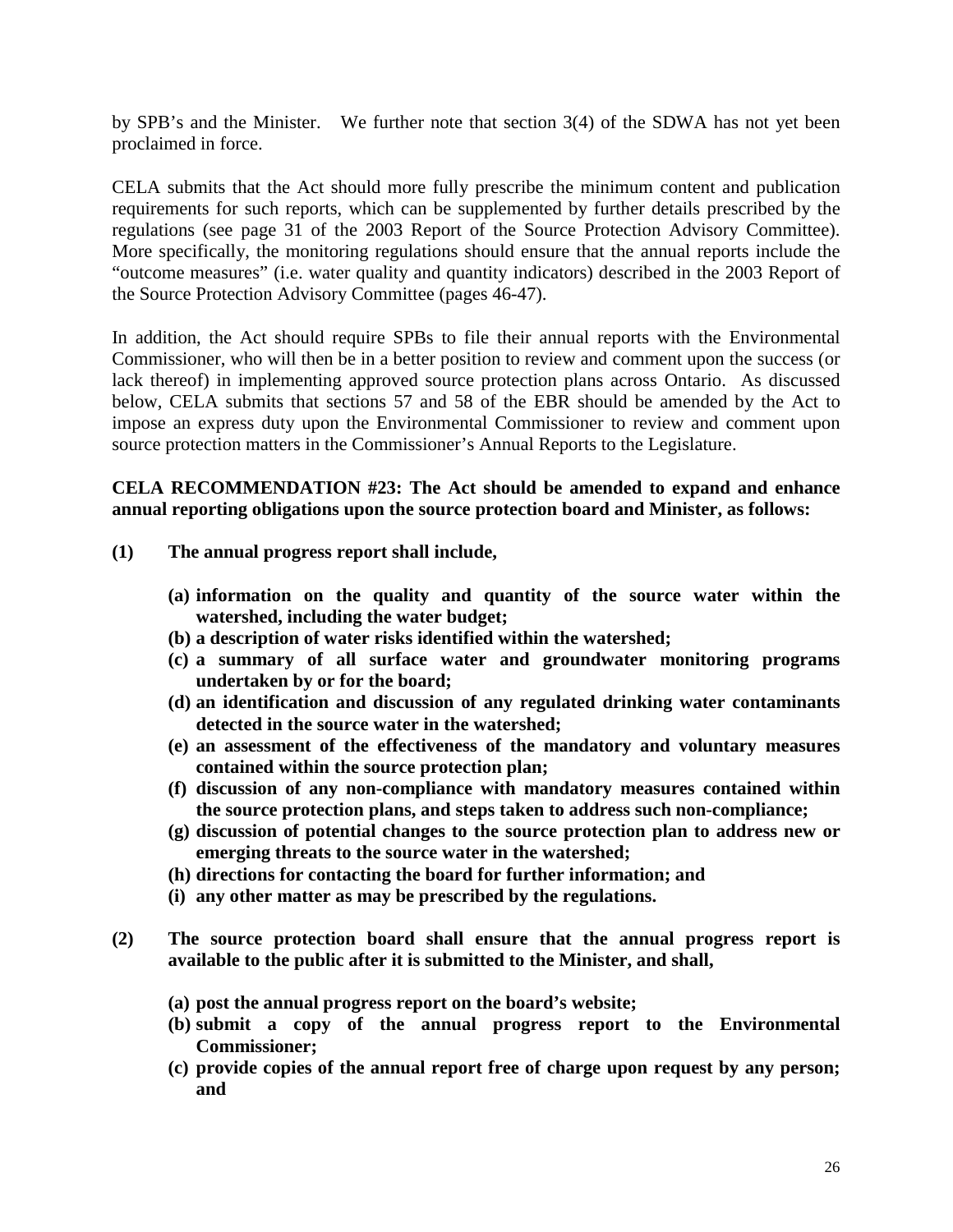by SPB's and the Minister. We further note that section 3(4) of the SDWA has not yet been proclaimed in force.

CELA submits that the Act should more fully prescribe the minimum content and publication requirements for such reports, which can be supplemented by further details prescribed by the regulations (see page 31 of the 2003 Report of the Source Protection Advisory Committee). More specifically, the monitoring regulations should ensure that the annual reports include the "outcome measures" (i.e. water quality and quantity indicators) described in the 2003 Report of the Source Protection Advisory Committee (pages 46-47).

In addition, the Act should require SPBs to file their annual reports with the Environmental Commissioner, who will then be in a better position to review and comment upon the success (or lack thereof) in implementing approved source protection plans across Ontario. As discussed below, CELA submits that sections 57 and 58 of the EBR should be amended by the Act to impose an express duty upon the Environmental Commissioner to review and comment upon source protection matters in the Commissioner's Annual Reports to the Legislature.

**CELA RECOMMENDATION #23: The Act should be amended to expand and enhance annual reporting obligations upon the source protection board and Minister, as follows:**

**(1) The annual progress report shall include,**

- **(a) information on the quality and quantity of the source water within the watershed, including the water budget;**
- **(b) a description of water risks identified within the watershed;**
- **(c) a summary of all surface water and groundwater monitoring programs undertaken by or for the board;**
- **(d) an identification and discussion of any regulated drinking water contaminants detected in the source water in the watershed;**
- **(e) an assessment of the effectiveness of the mandatory and voluntary measures contained within the source protection plan;**
- **(f) discussion of any non-compliance with mandatory measures contained within the source protection plans, and steps taken to address such non-compliance;**
- **(g) discussion of potential changes to the source protection plan to address new or emerging threats to the source water in the watershed;**
- **(h) directions for contacting the board for further information; and**
- **(i) any other matter as may be prescribed by the regulations.**

**(2) The source protection board shall ensure that the annual progress report is available to the public after it is submitted to the Minister, and shall,**

- **(a) post the annual progress report on the board's website;**
- **(b) submit a copy of the annual progress report to the Environmental Commissioner;**
- **(c) provide copies of the annual report free of charge upon request by any person; and**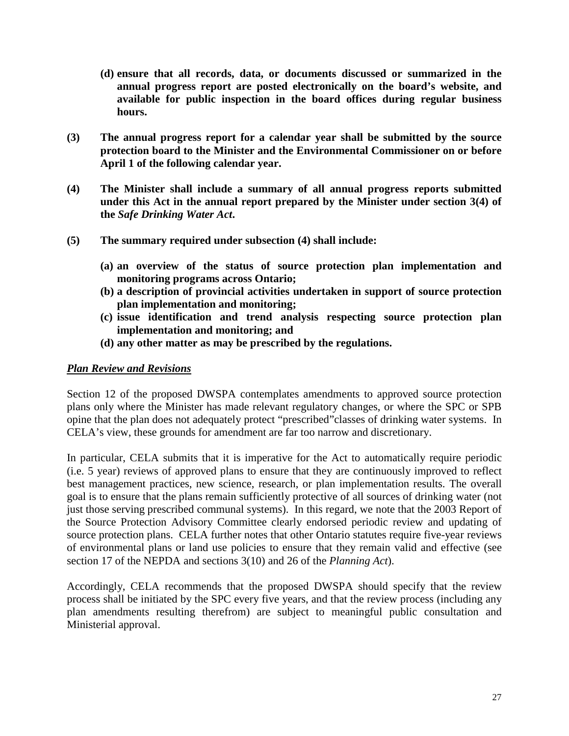**(d) ensure that all records, data, or documents discussed or summarized in the annual progress report are posted electronically on the board's website, and available for public inspection in the board offices during regular business hours.**

**(3) The annual progress report for a calendar year shall be submitted by the source protection board to the Minister and the Environmental Commissioner on or before April 1 of the following calendar year.**

**(4) The Minister shall include a summary of all annual progress reports submitted under this Act in the annual report prepared by the Minister under section 3(4) of the *Safe Drinking Water Act*.**

**(5) The summary required under subsection (4) shall include:**

**(a) an overview of the status of source protection plan implementation and monitoring programs across Ontario;**
**(b) a description of provincial activities undertaken in support of source protection plan implementation and monitoring;**
**(c) issue identification and trend analysis respecting source protection plan implementation and monitoring; and**
**(d) any other matter as may be prescribed by the regulations.**

***Plan Review and Revisions***

Section 12 of the proposed DWSPA contemplates amendments to approved source protection plans only where the Minister has made relevant regulatory changes, or where the SPC or SPB opine that the plan does not adequately protect "prescribed"classes of drinking water systems. In CELA's view, these grounds for amendment are far too narrow and discretionary.

In particular, CELA submits that it is imperative for the Act to automatically require periodic (i.e. 5 year) reviews of approved plans to ensure that they are continuously improved to reflect best management practices, new science, research, or plan implementation results. The overall goal is to ensure that the plans remain sufficiently protective of all sources of drinking water (not just those serving prescribed communal systems). In this regard, we note that the 2003 Report of the Source Protection Advisory Committee clearly endorsed periodic review and updating of source protection plans. CELA further notes that other Ontario statutes require five-year reviews of environmental plans or land use policies to ensure that they remain valid and effective (see section 17 of the NEPDA and sections 3(10) and 26 of the *Planning Act*).

Accordingly, CELA recommends that the proposed DWSPA should specify that the review process shall be initiated by the SPC every five years, and that the review process (including any plan amendments resulting therefrom) are subject to meaningful public consultation and Ministerial approval.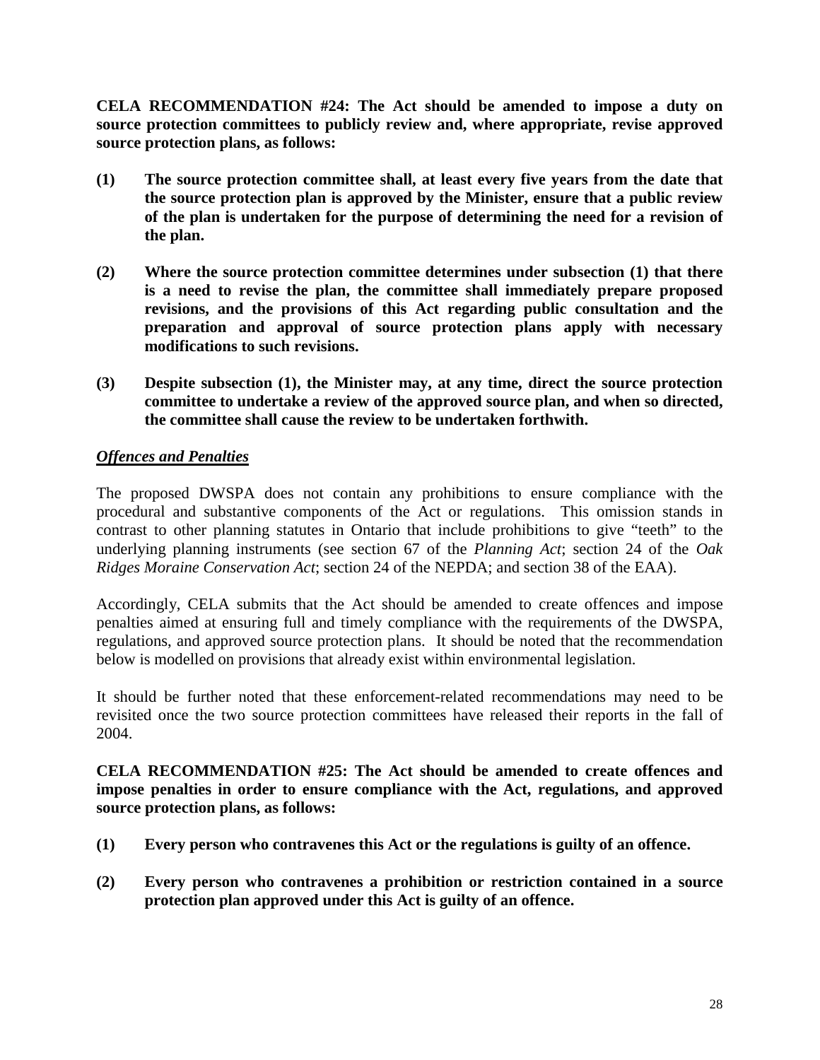**CELA RECOMMENDATION #24: The Act should be amended to impose a duty on source protection committees to publicly review and, where appropriate, revise approved source protection plans, as follows:**

**(1) The source protection committee shall, at least every five years from the date that the source protection plan is approved by the Minister, ensure that a public review of the plan is undertaken for the purpose of determining the need for a revision of the plan.**

**(2) Where the source protection committee determines under subsection (1) that there is a need to revise the plan, the committee shall immediately prepare proposed revisions, and the provisions of this Act regarding public consultation and the preparation and approval of source protection plans apply with necessary modifications to such revisions.**

**(3) Despite subsection (1), the Minister may, at any time, direct the source protection committee to undertake a review of the approved source plan, and when so directed, the committee shall cause the review to be undertaken forthwith.**

***Offences and Penalties***

The proposed DWSPA does not contain any prohibitions to ensure compliance with the procedural and substantive components of the Act or regulations. This omission stands in contrast to other planning statutes in Ontario that include prohibitions to give "teeth" to the underlying planning instruments (see section 67 of the *Planning Act*; section 24 of the *Oak Ridges Moraine Conservation Act*; section 24 of the NEPDA; and section 38 of the EAA).

Accordingly, CELA submits that the Act should be amended to create offences and impose penalties aimed at ensuring full and timely compliance with the requirements of the DWSPA, regulations, and approved source protection plans. It should be noted that the recommendation below is modelled on provisions that already exist within environmental legislation.

It should be further noted that these enforcement-related recommendations may need to be revisited once the two source protection committees have released their reports in the fall of 2004.

**CELA RECOMMENDATION #25: The Act should be amended to create offences and impose penalties in order to ensure compliance with the Act, regulations, and approved source protection plans, as follows:**

**(1) Every person who contravenes this Act or the regulations is guilty of an offence.**

**(2) Every person who contravenes a prohibition or restriction contained in a source protection plan approved under this Act is guilty of an offence.**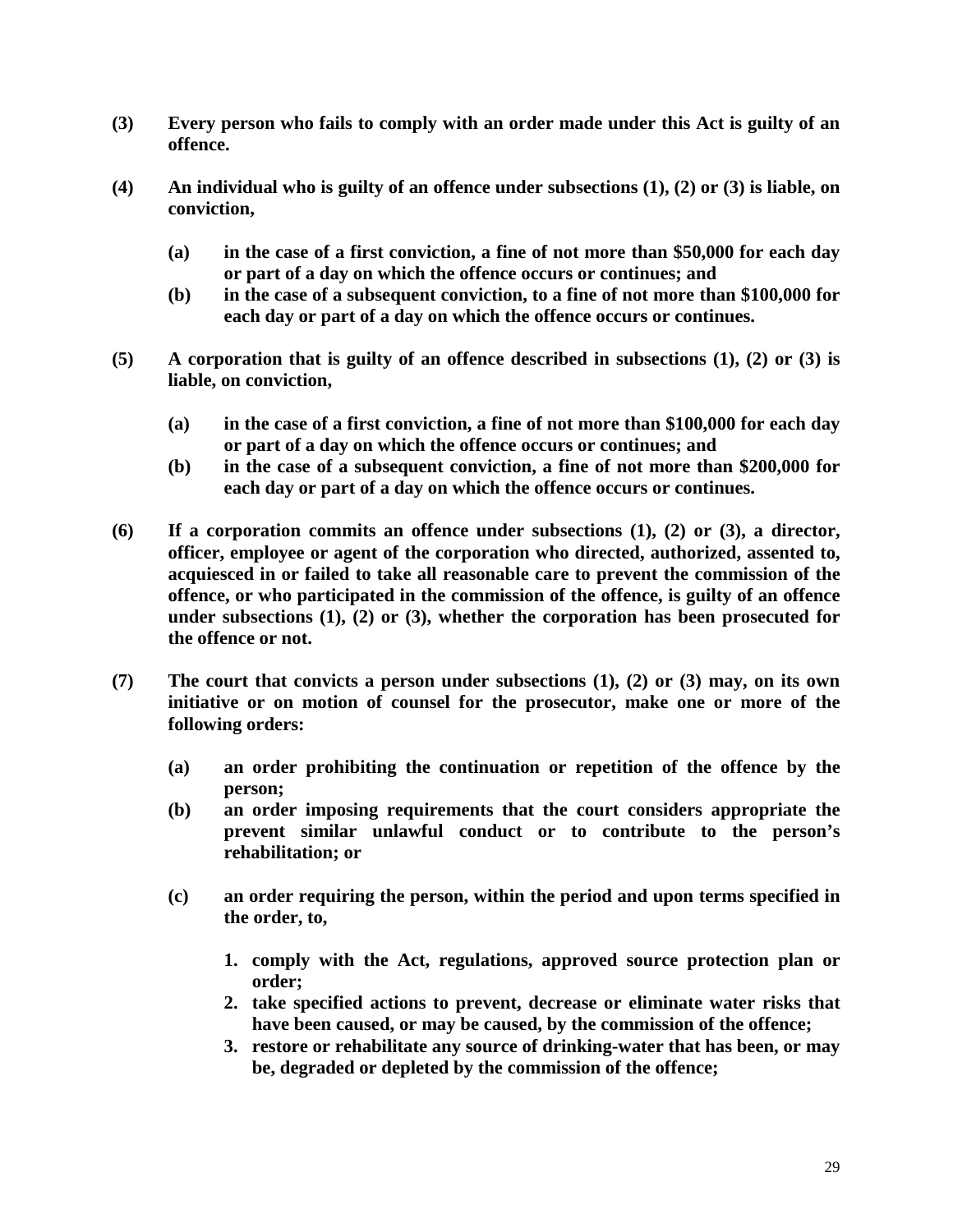**(3) Every person who fails to comply with an order made under this Act is guilty of an offence.**

**(4) An individual who is guilty of an offence under subsections (1), (2) or (3) is liable, on conviction,**

- **(a) in the case of a first conviction, a fine of not more than $50,000 for each day or part of a day on which the offence occurs or continues; and**
- **(b) in the case of a subsequent conviction, to a fine of not more than $100,000 for each day or part of a day on which the offence occurs or continues.**

**(5) A corporation that is guilty of an offence described in subsections (1), (2) or (3) is liable, on conviction,**

- **(a) in the case of a first conviction, a fine of not more than $100,000 for each day or part of a day on which the offence occurs or continues; and**
- **(b) in the case of a subsequent conviction, a fine of not more than $200,000 for each day or part of a day on which the offence occurs or continues.**

**(6) If a corporation commits an offence under subsections (1), (2) or (3), a director, officer, employee or agent of the corporation who directed, authorized, assented to, acquiesced in or failed to take all reasonable care to prevent the commission of the offence, or who participated in the commission of the offence, is guilty of an offence under subsections (1), (2) or (3), whether the corporation has been prosecuted for the offence or not.**

**(7) The court that convicts a person under subsections (1), (2) or (3) may, on its own initiative or on motion of counsel for the prosecutor, make one or more of the following orders:**

- **(a) an order prohibiting the continuation or repetition of the offence by the person;**
- **(b) an order imposing requirements that the court considers appropriate the prevent similar unlawful conduct or to contribute to the person's rehabilitation; or**
- **(c) an order requiring the person, within the period and upon terms specified in the order, to,**
  1. **comply with the Act, regulations, approved source protection plan or order;**
  2. **take specified actions to prevent, decrease or eliminate water risks that have been caused, or may be caused, by the commission of the offence;**
  3. **restore or rehabilitate any source of drinking-water that has been, or may be, degraded or depleted by the commission of the offence;**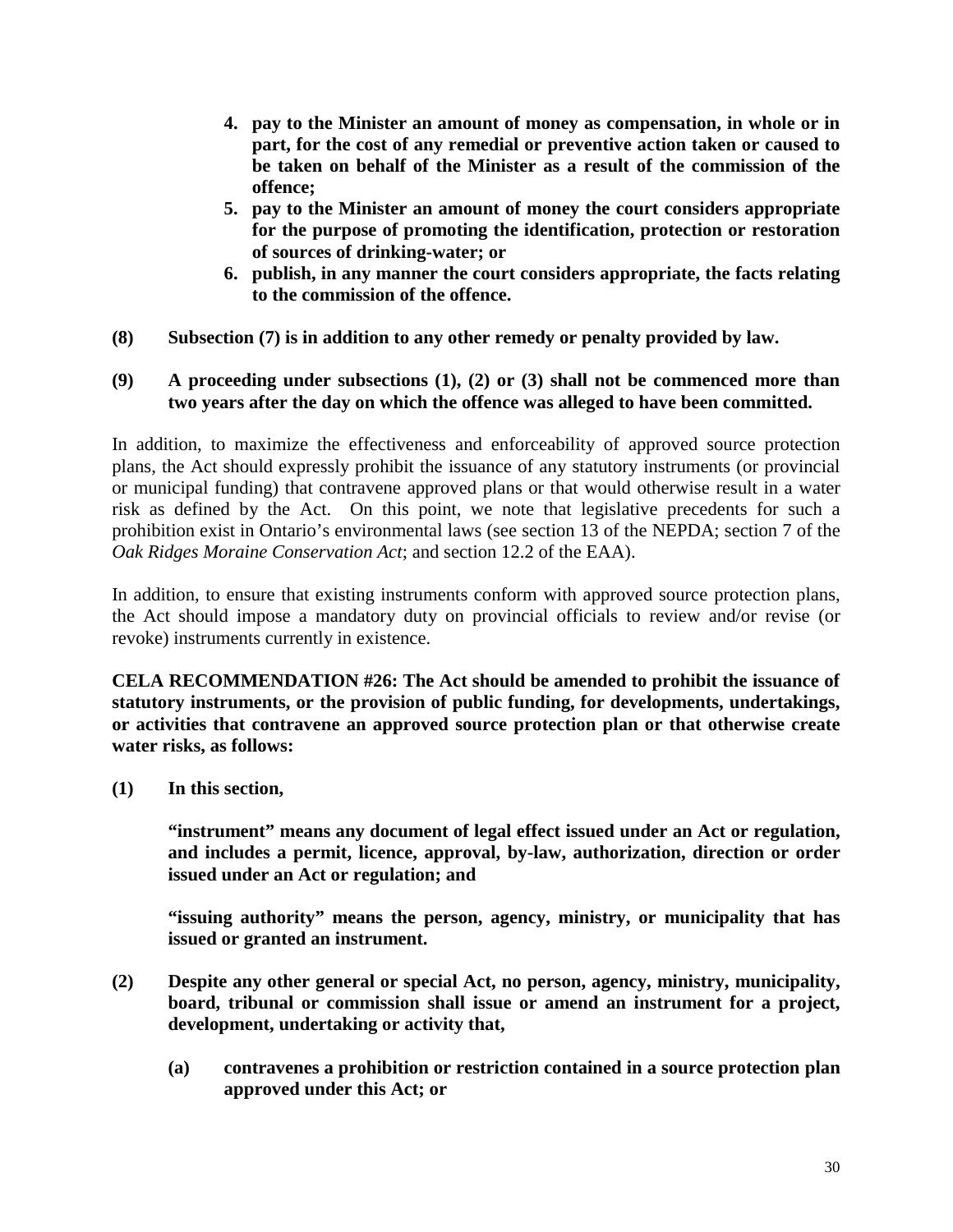4. **pay to the Minister an amount of money as compensation, in whole or in part, for the cost of any remedial or preventive action taken or caused to be taken on behalf of the Minister as a result of the commission of the offence;**
5. **pay to the Minister an amount of money the court considers appropriate for the purpose of promoting the identification, protection or restoration of sources of drinking-water; or**
6. **publish, in any manner the court considers appropriate, the facts relating to the commission of the offence.**

**(8) Subsection (7) is in addition to any other remedy or penalty provided by law.**

**(9) A proceeding under subsections (1), (2) or (3) shall not be commenced more than two years after the day on which the offence was alleged to have been committed.**

In addition, to maximize the effectiveness and enforceability of approved source protection plans, the Act should expressly prohibit the issuance of any statutory instruments (or provincial or municipal funding) that contravene approved plans or that would otherwise result in a water risk as defined by the Act. On this point, we note that legislative precedents for such a prohibition exist in Ontario's environmental laws (see section 13 of the NEPDA; section 7 of the *Oak Ridges Moraine Conservation Act*; and section 12.2 of the EAA).

In addition, to ensure that existing instruments conform with approved source protection plans, the Act should impose a mandatory duty on provincial officials to review and/or revise (or revoke) instruments currently in existence.

**CELA RECOMMENDATION #26: The Act should be amended to prohibit the issuance of statutory instruments, or the provision of public funding, for developments, undertakings, or activities that contravene an approved source protection plan or that otherwise create water risks, as follows:**

**(1) In this section,**

**"instrument" means any document of legal effect issued under an Act or regulation, and includes a permit, licence, approval, by-law, authorization, direction or order issued under an Act or regulation; and**

**"issuing authority" means the person, agency, ministry, or municipality that has issued or granted an instrument.**

**(2) Despite any other general or special Act, no person, agency, ministry, municipality, board, tribunal or commission shall issue or amend an instrument for a project, development, undertaking or activity that,**

**(a) contravenes a prohibition or restriction contained in a source protection plan approved under this Act; or**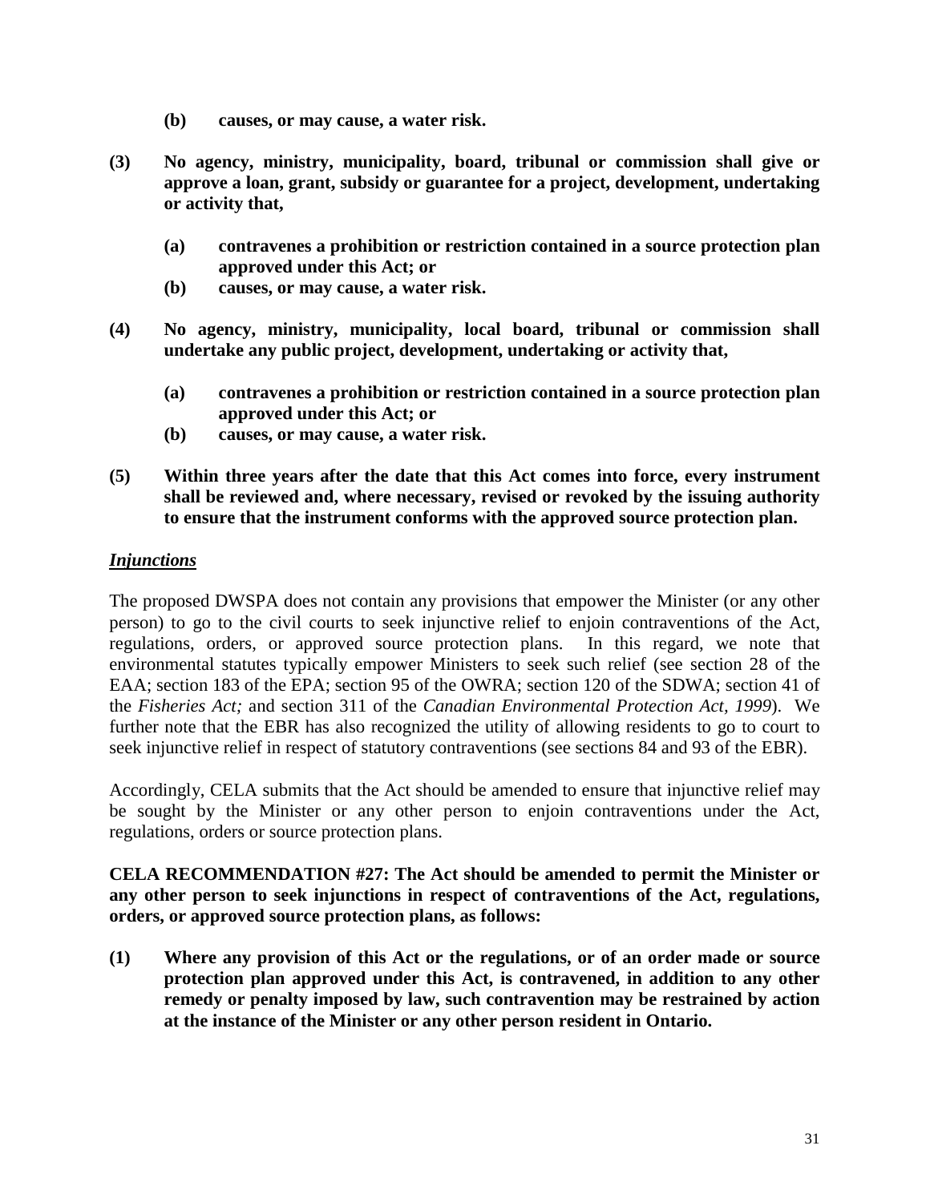**(b) causes, or may cause, a water risk.**

**(3) No agency, ministry, municipality, board, tribunal or commission shall give or approve a loan, grant, subsidy or guarantee for a project, development, undertaking or activity that,**

**(a) contravenes a prohibition or restriction contained in a source protection plan approved under this Act; or**
**(b) causes, or may cause, a water risk.**

**(4) No agency, ministry, municipality, local board, tribunal or commission shall undertake any public project, development, undertaking or activity that,**

**(a) contravenes a prohibition or restriction contained in a source protection plan approved under this Act; or**
**(b) causes, or may cause, a water risk.**

**(5) Within three years after the date that this Act comes into force, every instrument shall be reviewed and, where necessary, revised or revoked by the issuing authority to ensure that the instrument conforms with the approved source protection plan.**

***Injunctions***

The proposed DWSPA does not contain any provisions that empower the Minister (or any other person) to go to the civil courts to seek injunctive relief to enjoin contraventions of the Act, regulations, orders, or approved source protection plans. In this regard, we note that environmental statutes typically empower Ministers to seek such relief (see section 28 of the EAA; section 183 of the EPA; section 95 of the OWRA; section 120 of the SDWA; section 41 of the *Fisheries Act;* and section 311 of the *Canadian Environmental Protection Act, 1999*). We further note that the EBR has also recognized the utility of allowing residents to go to court to seek injunctive relief in respect of statutory contraventions (see sections 84 and 93 of the EBR).

Accordingly, CELA submits that the Act should be amended to ensure that injunctive relief may be sought by the Minister or any other person to enjoin contraventions under the Act, regulations, orders or source protection plans.

**CELA RECOMMENDATION #27: The Act should be amended to permit the Minister or any other person to seek injunctions in respect of contraventions of the Act, regulations, orders, or approved source protection plans, as follows:**

**(1) Where any provision of this Act or the regulations, or of an order made or source protection plan approved under this Act, is contravened, in addition to any other remedy or penalty imposed by law, such contravention may be restrained by action at the instance of the Minister or any other person resident in Ontario.**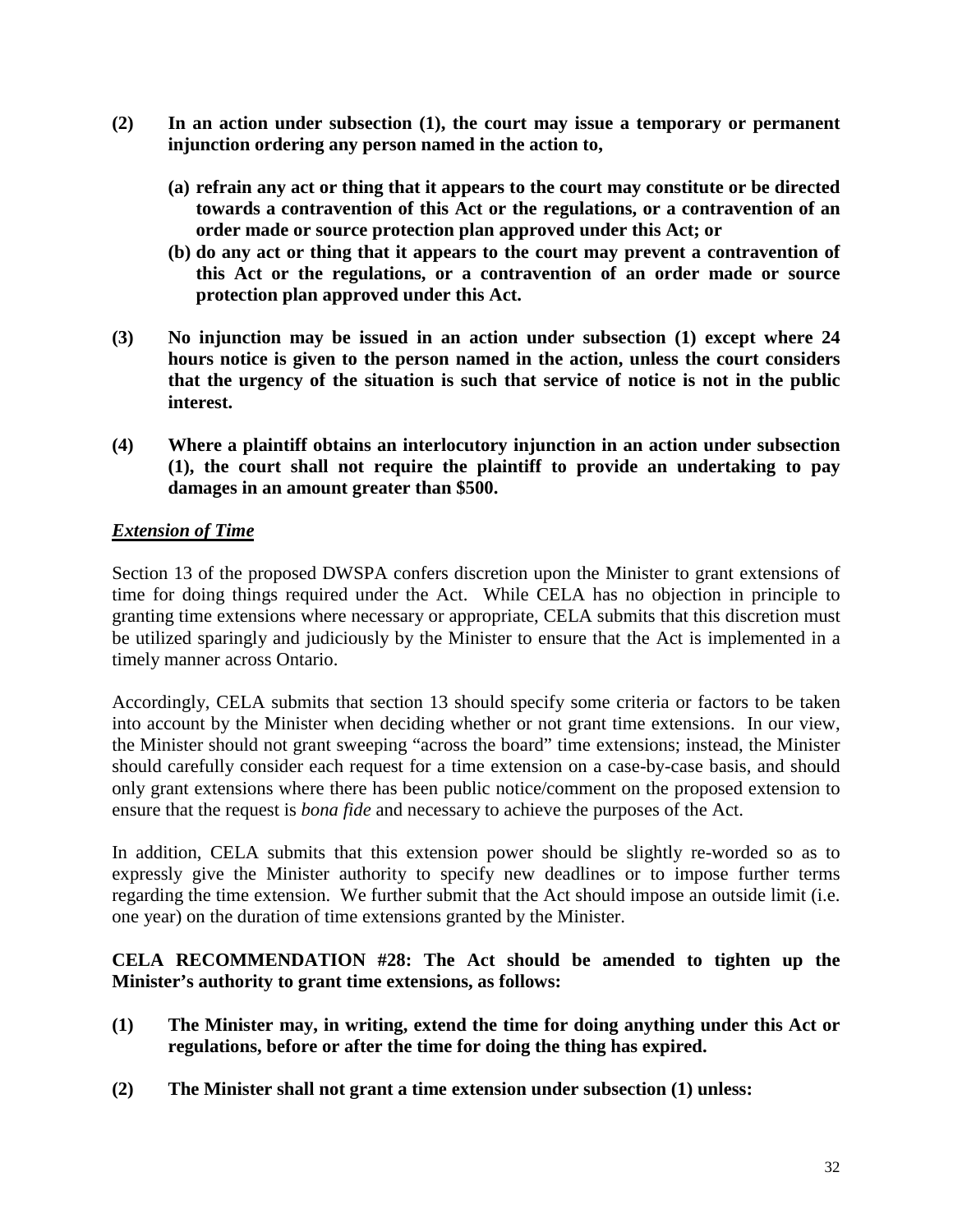**(2) In an action under subsection (1), the court may issue a temporary or permanent injunction ordering any person named in the action to,**

**(a) refrain any act or thing that it appears to the court may constitute or be directed towards a contravention of this Act or the regulations, or a contravention of an order made or source protection plan approved under this Act; or**

**(b) do any act or thing that it appears to the court may prevent a contravention of this Act or the regulations, or a contravention of an order made or source protection plan approved under this Act.**

**(3) No injunction may be issued in an action under subsection (1) except where 24 hours notice is given to the person named in the action, unless the court considers that the urgency of the situation is such that service of notice is not in the public interest.**

**(4) Where a plaintiff obtains an interlocutory injunction in an action under subsection (1), the court shall not require the plaintiff to provide an undertaking to pay damages in an amount greater than $500.**

***Extension of Time***

Section 13 of the proposed DWSPA confers discretion upon the Minister to grant extensions of time for doing things required under the Act. While CELA has no objection in principle to granting time extensions where necessary or appropriate, CELA submits that this discretion must be utilized sparingly and judiciously by the Minister to ensure that the Act is implemented in a timely manner across Ontario.

Accordingly, CELA submits that section 13 should specify some criteria or factors to be taken into account by the Minister when deciding whether or not grant time extensions. In our view, the Minister should not grant sweeping "across the board" time extensions; instead, the Minister should carefully consider each request for a time extension on a case-by-case basis, and should only grant extensions where there has been public notice/comment on the proposed extension to ensure that the request is *bona fide* and necessary to achieve the purposes of the Act.

In addition, CELA submits that this extension power should be slightly re-worded so as to expressly give the Minister authority to specify new deadlines or to impose further terms regarding the time extension. We further submit that the Act should impose an outside limit (i.e. one year) on the duration of time extensions granted by the Minister.

**CELA RECOMMENDATION #28: The Act should be amended to tighten up the Minister's authority to grant time extensions, as follows:**

**(1) The Minister may, in writing, extend the time for doing anything under this Act or regulations, before or after the time for doing the thing has expired.**

**(2) The Minister shall not grant a time extension under subsection (1) unless:**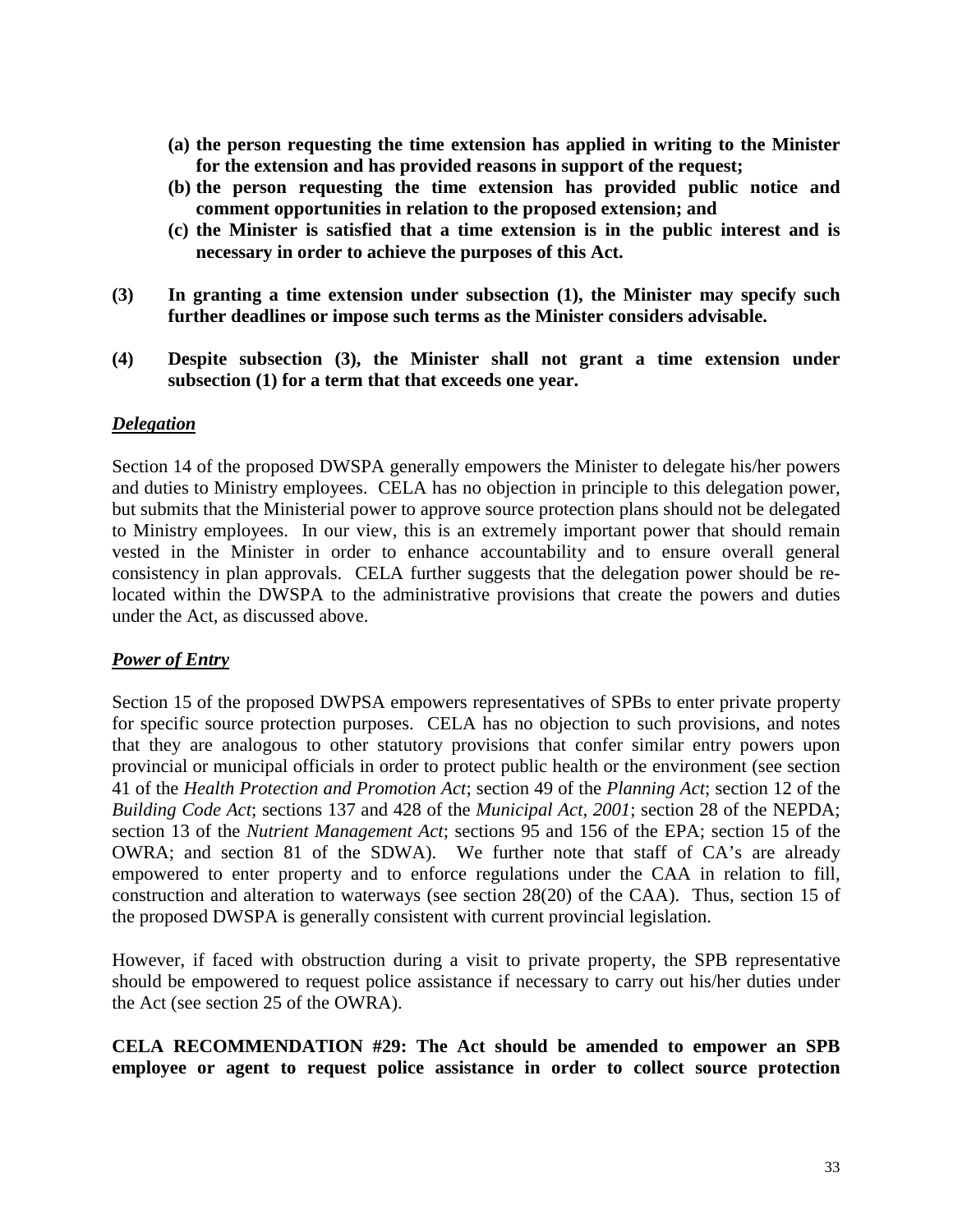**(a) the person requesting the time extension has applied in writing to the Minister for the extension and has provided reasons in support of the request;**

**(b) the person requesting the time extension has provided public notice and comment opportunities in relation to the proposed extension; and**

**(c) the Minister is satisfied that a time extension is in the public interest and is necessary in order to achieve the purposes of this Act.**

**(3) In granting a time extension under subsection (1), the Minister may specify such further deadlines or impose such terms as the Minister considers advisable.**

**(4) Despite subsection (3), the Minister shall not grant a time extension under subsection (1) for a term that that exceeds one year.**

***Delegation***

Section 14 of the proposed DWSPA generally empowers the Minister to delegate his/her powers and duties to Ministry employees. CELA has no objection in principle to this delegation power, but submits that the Ministerial power to approve source protection plans should not be delegated to Ministry employees. In our view, this is an extremely important power that should remain vested in the Minister in order to enhance accountability and to ensure overall general consistency in plan approvals. CELA further suggests that the delegation power should be re-located within the DWSPA to the administrative provisions that create the powers and duties under the Act, as discussed above.

***Power of Entry***

Section 15 of the proposed DWPSA empowers representatives of SPBs to enter private property for specific source protection purposes. CELA has no objection to such provisions, and notes that they are analogous to other statutory provisions that confer similar entry powers upon provincial or municipal officials in order to protect public health or the environment (see section 41 of the *Health Protection and Promotion Act*; section 49 of the *Planning Act*; section 12 of the *Building Code Act*; sections 137 and 428 of the *Municipal Act, 2001*; section 28 of the NEPDA; section 13 of the *Nutrient Management Act*; sections 95 and 156 of the EPA; section 15 of the OWRA; and section 81 of the SDWA). We further note that staff of CA's are already empowered to enter property and to enforce regulations under the CAA in relation to fill, construction and alteration to waterways (see section 28(20) of the CAA). Thus, section 15 of the proposed DWSPA is generally consistent with current provincial legislation.

However, if faced with obstruction during a visit to private property, the SPB representative should be empowered to request police assistance if necessary to carry out his/her duties under the Act (see section 25 of the OWRA).

**CELA RECOMMENDATION #29: The Act should be amended to empower an SPB employee or agent to request police assistance in order to collect source protection**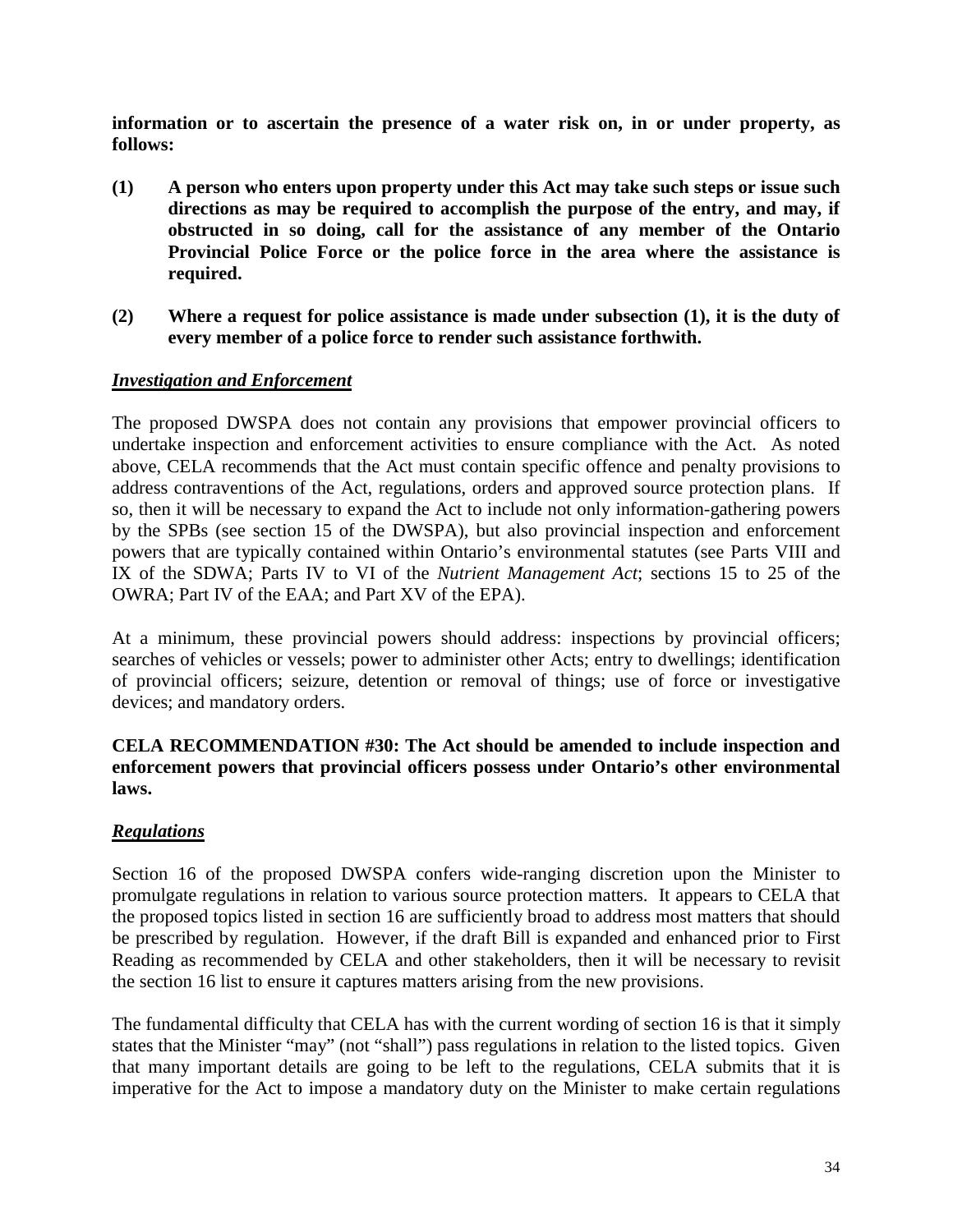**information or to ascertain the presence of a water risk on, in or under property, as follows:**

**(1) A person who enters upon property under this Act may take such steps or issue such directions as may be required to accomplish the purpose of the entry, and may, if obstructed in so doing, call for the assistance of any member of the Ontario Provincial Police Force or the police force in the area where the assistance is required.**

**(2) Where a request for police assistance is made under subsection (1), it is the duty of every member of a police force to render such assistance forthwith.**

***Investigation and Enforcement***

The proposed DWSPA does not contain any provisions that empower provincial officers to undertake inspection and enforcement activities to ensure compliance with the Act. As noted above, CELA recommends that the Act must contain specific offence and penalty provisions to address contraventions of the Act, regulations, orders and approved source protection plans. If so, then it will be necessary to expand the Act to include not only information-gathering powers by the SPBs (see section 15 of the DWSPA), but also provincial inspection and enforcement powers that are typically contained within Ontario's environmental statutes (see Parts VIII and IX of the SDWA; Parts IV to VI of the *Nutrient Management Act*; sections 15 to 25 of the OWRA; Part IV of the EAA; and Part XV of the EPA).

At a minimum, these provincial powers should address: inspections by provincial officers; searches of vehicles or vessels; power to administer other Acts; entry to dwellings; identification of provincial officers; seizure, detention or removal of things; use of force or investigative devices; and mandatory orders.

**CELA RECOMMENDATION #30: The Act should be amended to include inspection and enforcement powers that provincial officers possess under Ontario's other environmental laws.**

***Regulations***

Section 16 of the proposed DWSPA confers wide-ranging discretion upon the Minister to promulgate regulations in relation to various source protection matters. It appears to CELA that the proposed topics listed in section 16 are sufficiently broad to address most matters that should be prescribed by regulation. However, if the draft Bill is expanded and enhanced prior to First Reading as recommended by CELA and other stakeholders, then it will be necessary to revisit the section 16 list to ensure it captures matters arising from the new provisions.

The fundamental difficulty that CELA has with the current wording of section 16 is that it simply states that the Minister "may" (not "shall") pass regulations in relation to the listed topics. Given that many important details are going to be left to the regulations, CELA submits that it is imperative for the Act to impose a mandatory duty on the Minister to make certain regulations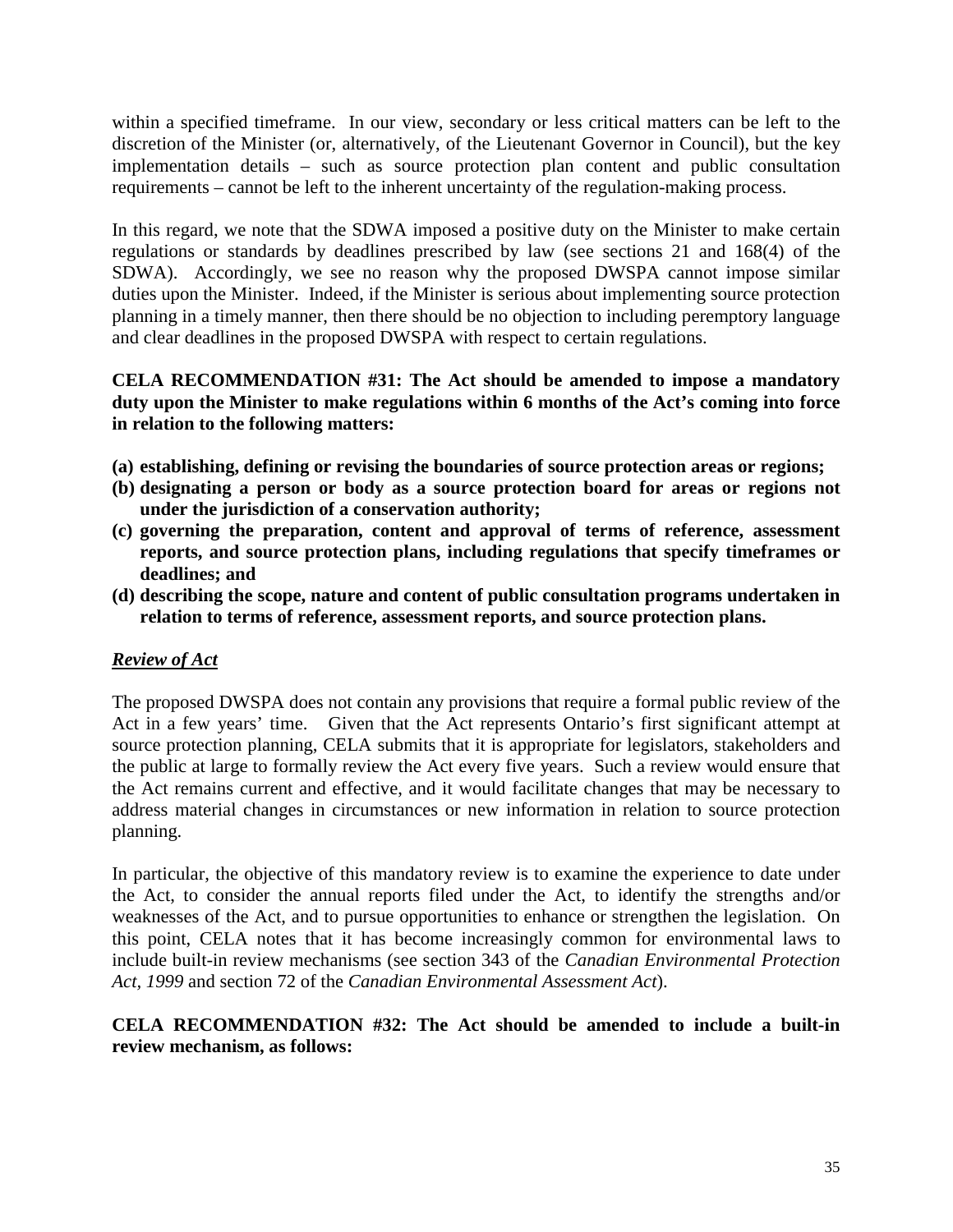within a specified timeframe. In our view, secondary or less critical matters can be left to the discretion of the Minister (or, alternatively, of the Lieutenant Governor in Council), but the key implementation details – such as source protection plan content and public consultation requirements – cannot be left to the inherent uncertainty of the regulation-making process.

In this regard, we note that the SDWA imposed a positive duty on the Minister to make certain regulations or standards by deadlines prescribed by law (see sections 21 and 168(4) of the SDWA). Accordingly, we see no reason why the proposed DWSPA cannot impose similar duties upon the Minister. Indeed, if the Minister is serious about implementing source protection planning in a timely manner, then there should be no objection to including peremptory language and clear deadlines in the proposed DWSPA with respect to certain regulations.

**CELA RECOMMENDATION #31: The Act should be amended to impose a mandatory duty upon the Minister to make regulations within 6 months of the Act's coming into force in relation to the following matters:**

**(a) establishing, defining or revising the boundaries of source protection areas or regions;**
**(b) designating a person or body as a source protection board for areas or regions not under the jurisdiction of a conservation authority;**
**(c) governing the preparation, content and approval of terms of reference, assessment reports, and source protection plans, including regulations that specify timeframes or deadlines; and**
**(d) describing the scope, nature and content of public consultation programs undertaken in relation to terms of reference, assessment reports, and source protection plans.**

***Review of Act***

The proposed DWSPA does not contain any provisions that require a formal public review of the Act in a few years' time. Given that the Act represents Ontario's first significant attempt at source protection planning, CELA submits that it is appropriate for legislators, stakeholders and the public at large to formally review the Act every five years. Such a review would ensure that the Act remains current and effective, and it would facilitate changes that may be necessary to address material changes in circumstances or new information in relation to source protection planning.

In particular, the objective of this mandatory review is to examine the experience to date under the Act, to consider the annual reports filed under the Act, to identify the strengths and/or weaknesses of the Act, and to pursue opportunities to enhance or strengthen the legislation. On this point, CELA notes that it has become increasingly common for environmental laws to include built-in review mechanisms (see section 343 of the *Canadian Environmental Protection Act, 1999* and section 72 of the *Canadian Environmental Assessment Act*).

**CELA RECOMMENDATION #32: The Act should be amended to include a built-in review mechanism, as follows:**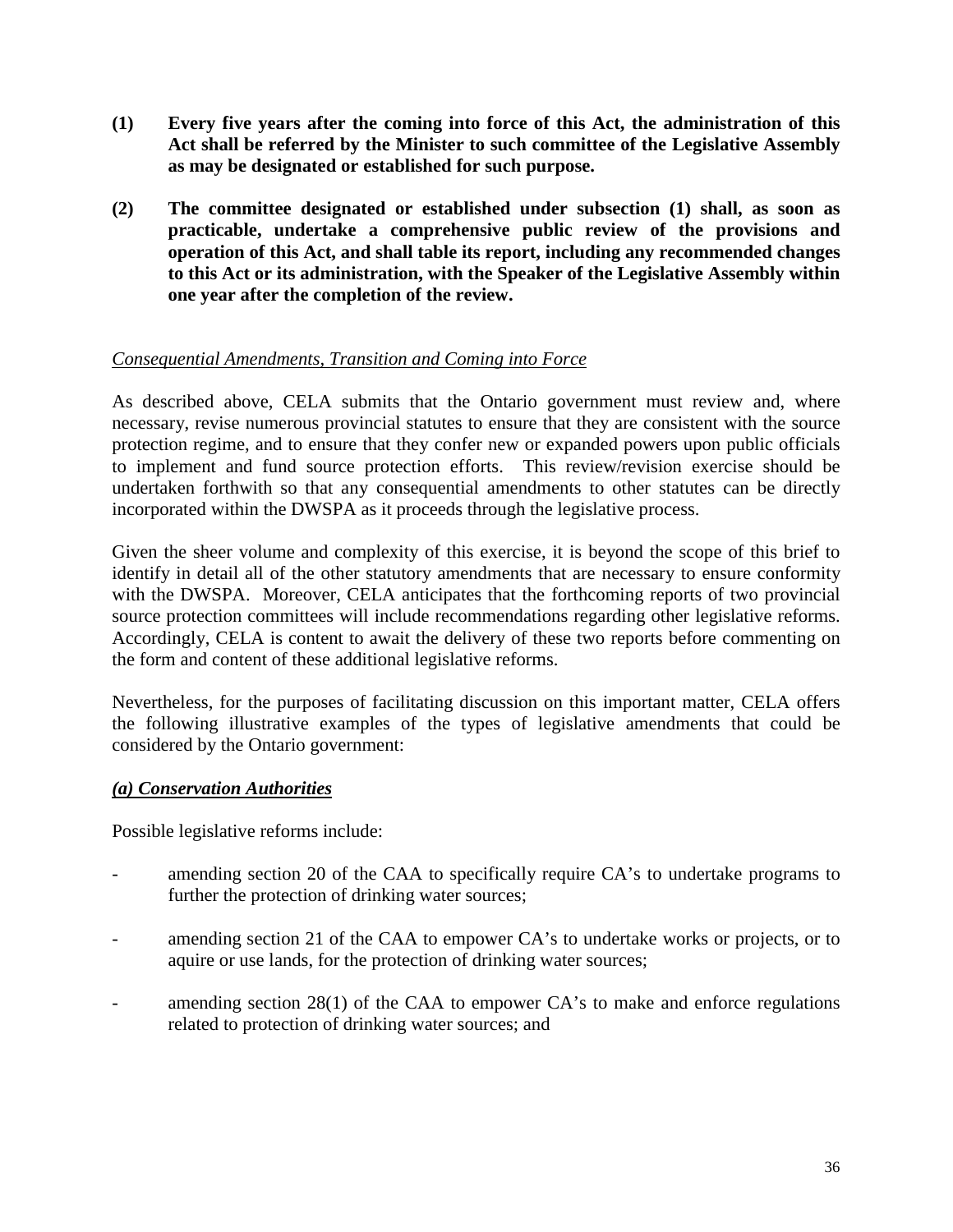**(1) Every five years after the coming into force of this Act, the administration of this Act shall be referred by the Minister to such committee of the Legislative Assembly as may be designated or established for such purpose.**

**(2) The committee designated or established under subsection (1) shall, as soon as practicable, undertake a comprehensive public review of the provisions and operation of this Act, and shall table its report, including any recommended changes to this Act or its administration, with the Speaker of the Legislative Assembly within one year after the completion of the review.**

*Consequential Amendments, Transition and Coming into Force*

As described above, CELA submits that the Ontario government must review and, where necessary, revise numerous provincial statutes to ensure that they are consistent with the source protection regime, and to ensure that they confer new or expanded powers upon public officials to implement and fund source protection efforts. This review/revision exercise should be undertaken forthwith so that any consequential amendments to other statutes can be directly incorporated within the DWSPA as it proceeds through the legislative process.

Given the sheer volume and complexity of this exercise, it is beyond the scope of this brief to identify in detail all of the other statutory amendments that are necessary to ensure conformity with the DWSPA. Moreover, CELA anticipates that the forthcoming reports of two provincial source protection committees will include recommendations regarding other legislative reforms. Accordingly, CELA is content to await the delivery of these two reports before commenting on the form and content of these additional legislative reforms.

Nevertheless, for the purposes of facilitating discussion on this important matter, CELA offers the following illustrative examples of the types of legislative amendments that could be considered by the Ontario government:

***(a) Conservation Authorities***

Possible legislative reforms include:

- amending section 20 of the CAA to specifically require CA's to undertake programs to further the protection of drinking water sources;
- amending section 21 of the CAA to empower CA's to undertake works or projects, or to aquire or use lands, for the protection of drinking water sources;
- amending section 28(1) of the CAA to empower CA's to make and enforce regulations related to protection of drinking water sources; and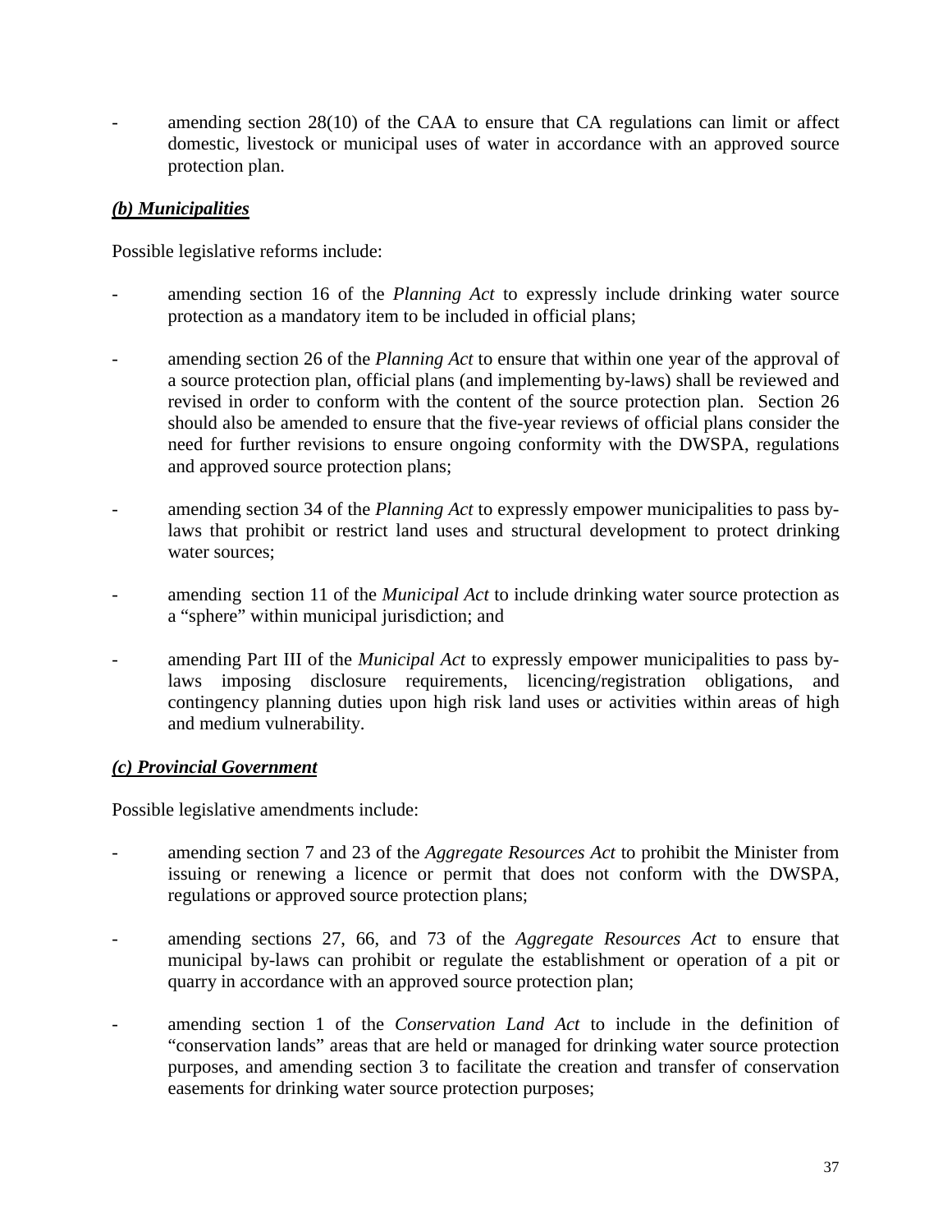- amending section 28(10) of the CAA to ensure that CA regulations can limit or affect domestic, livestock or municipal uses of water in accordance with an approved source protection plan.

***(b) Municipalities***

Possible legislative reforms include:

- amending section 16 of the *Planning Act* to expressly include drinking water source protection as a mandatory item to be included in official plans;

- amending section 26 of the *Planning Act* to ensure that within one year of the approval of a source protection plan, official plans (and implementing by-laws) shall be reviewed and revised in order to conform with the content of the source protection plan. Section 26 should also be amended to ensure that the five-year reviews of official plans consider the need for further revisions to ensure ongoing conformity with the DWSPA, regulations and approved source protection plans;

- amending section 34 of the *Planning Act* to expressly empower municipalities to pass by-laws that prohibit or restrict land uses and structural development to protect drinking water sources;

- amending section 11 of the *Municipal Act* to include drinking water source protection as a "sphere" within municipal jurisdiction; and

- amending Part III of the *Municipal Act* to expressly empower municipalities to pass by-laws imposing disclosure requirements, licencing/registration obligations, and contingency planning duties upon high risk land uses or activities within areas of high and medium vulnerability.

***(c) Provincial Government***

Possible legislative amendments include:

- amending section 7 and 23 of the *Aggregate Resources Act* to prohibit the Minister from issuing or renewing a licence or permit that does not conform with the DWSPA, regulations or approved source protection plans;

- amending sections 27, 66, and 73 of the *Aggregate Resources Act* to ensure that municipal by-laws can prohibit or regulate the establishment or operation of a pit or quarry in accordance with an approved source protection plan;

- amending section 1 of the *Conservation Land Act* to include in the definition of "conservation lands" areas that are held or managed for drinking water source protection purposes, and amending section 3 to facilitate the creation and transfer of conservation easements for drinking water source protection purposes;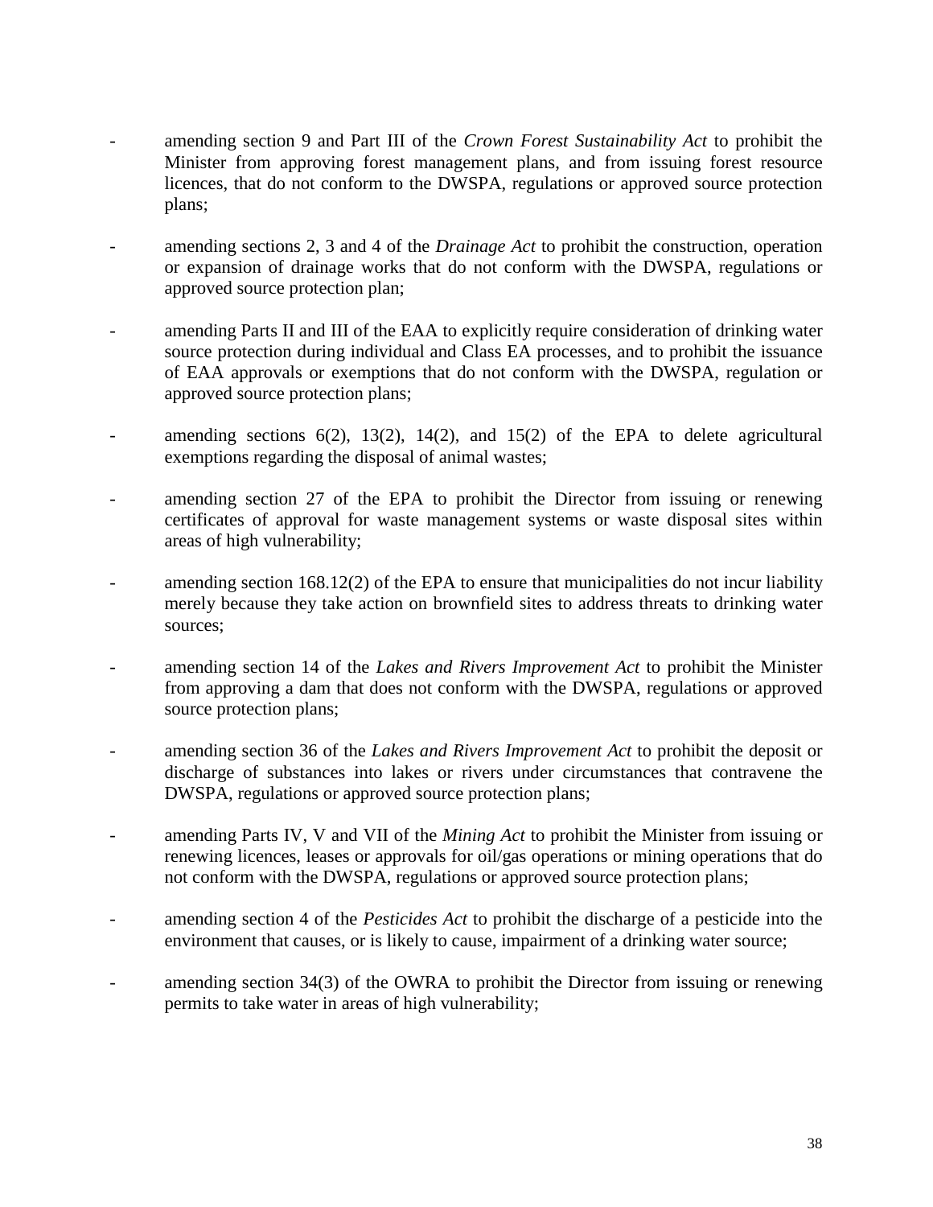- amending section 9 and Part III of the *Crown Forest Sustainability Act* to prohibit the Minister from approving forest management plans, and from issuing forest resource licences, that do not conform to the DWSPA, regulations or approved source protection plans;

- amending sections 2, 3 and 4 of the *Drainage Act* to prohibit the construction, operation or expansion of drainage works that do not conform with the DWSPA, regulations or approved source protection plan;

- amending Parts II and III of the EAA to explicitly require consideration of drinking water source protection during individual and Class EA processes, and to prohibit the issuance of EAA approvals or exemptions that do not conform with the DWSPA, regulation or approved source protection plans;

- amending sections 6(2), 13(2), 14(2), and 15(2) of the EPA to delete agricultural exemptions regarding the disposal of animal wastes;

- amending section 27 of the EPA to prohibit the Director from issuing or renewing certificates of approval for waste management systems or waste disposal sites within areas of high vulnerability;

- amending section 168.12(2) of the EPA to ensure that municipalities do not incur liability merely because they take action on brownfield sites to address threats to drinking water sources;

- amending section 14 of the *Lakes and Rivers Improvement Act* to prohibit the Minister from approving a dam that does not conform with the DWSPA, regulations or approved source protection plans;

- amending section 36 of the *Lakes and Rivers Improvement Act* to prohibit the deposit or discharge of substances into lakes or rivers under circumstances that contravene the DWSPA, regulations or approved source protection plans;

- amending Parts IV, V and VII of the *Mining Act* to prohibit the Minister from issuing or renewing licences, leases or approvals for oil/gas operations or mining operations that do not conform with the DWSPA, regulations or approved source protection plans;

- amending section 4 of the *Pesticides Act* to prohibit the discharge of a pesticide into the environment that causes, or is likely to cause, impairment of a drinking water source;

- amending section 34(3) of the OWRA to prohibit the Director from issuing or renewing permits to take water in areas of high vulnerability;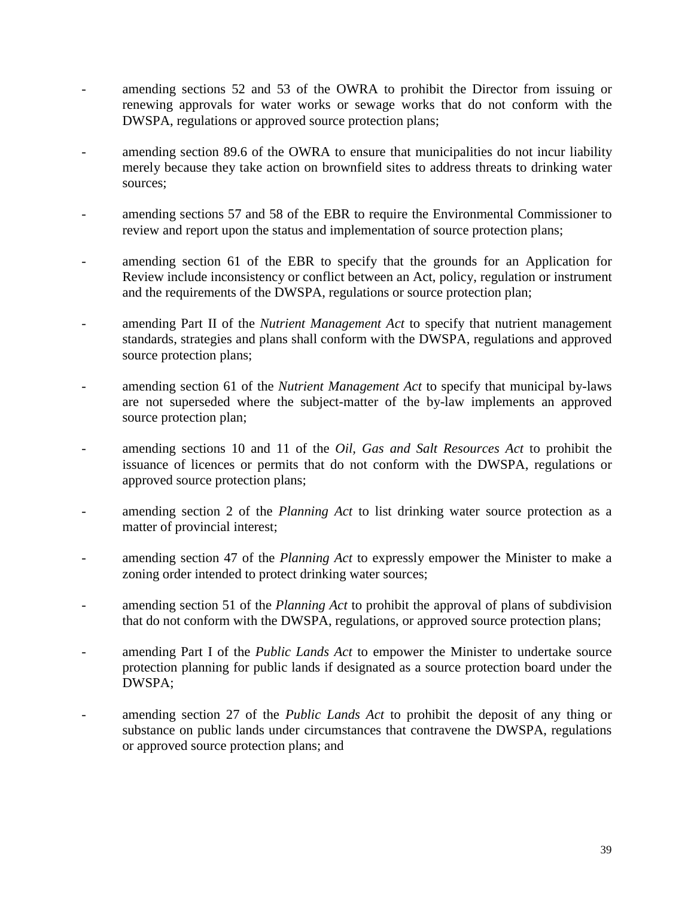- amending sections 52 and 53 of the OWRA to prohibit the Director from issuing or renewing approvals for water works or sewage works that do not conform with the DWSPA, regulations or approved source protection plans;

- amending section 89.6 of the OWRA to ensure that municipalities do not incur liability merely because they take action on brownfield sites to address threats to drinking water sources;

- amending sections 57 and 58 of the EBR to require the Environmental Commissioner to review and report upon the status and implementation of source protection plans;

- amending section 61 of the EBR to specify that the grounds for an Application for Review include inconsistency or conflict between an Act, policy, regulation or instrument and the requirements of the DWSPA, regulations or source protection plan;

- amending Part II of the *Nutrient Management Act* to specify that nutrient management standards, strategies and plans shall conform with the DWSPA, regulations and approved source protection plans;

- amending section 61 of the *Nutrient Management Act* to specify that municipal by-laws are not superseded where the subject-matter of the by-law implements an approved source protection plan;

- amending sections 10 and 11 of the *Oil, Gas and Salt Resources Act* to prohibit the issuance of licences or permits that do not conform with the DWSPA, regulations or approved source protection plans;

- amending section 2 of the *Planning Act* to list drinking water source protection as a matter of provincial interest;

- amending section 47 of the *Planning Act* to expressly empower the Minister to make a zoning order intended to protect drinking water sources;

- amending section 51 of the *Planning Act* to prohibit the approval of plans of subdivision that do not conform with the DWSPA, regulations, or approved source protection plans;

- amending Part I of the *Public Lands Act* to empower the Minister to undertake source protection planning for public lands if designated as a source protection board under the DWSPA;

- amending section 27 of the *Public Lands Act* to prohibit the deposit of any thing or substance on public lands under circumstances that contravene the DWSPA, regulations or approved source protection plans; and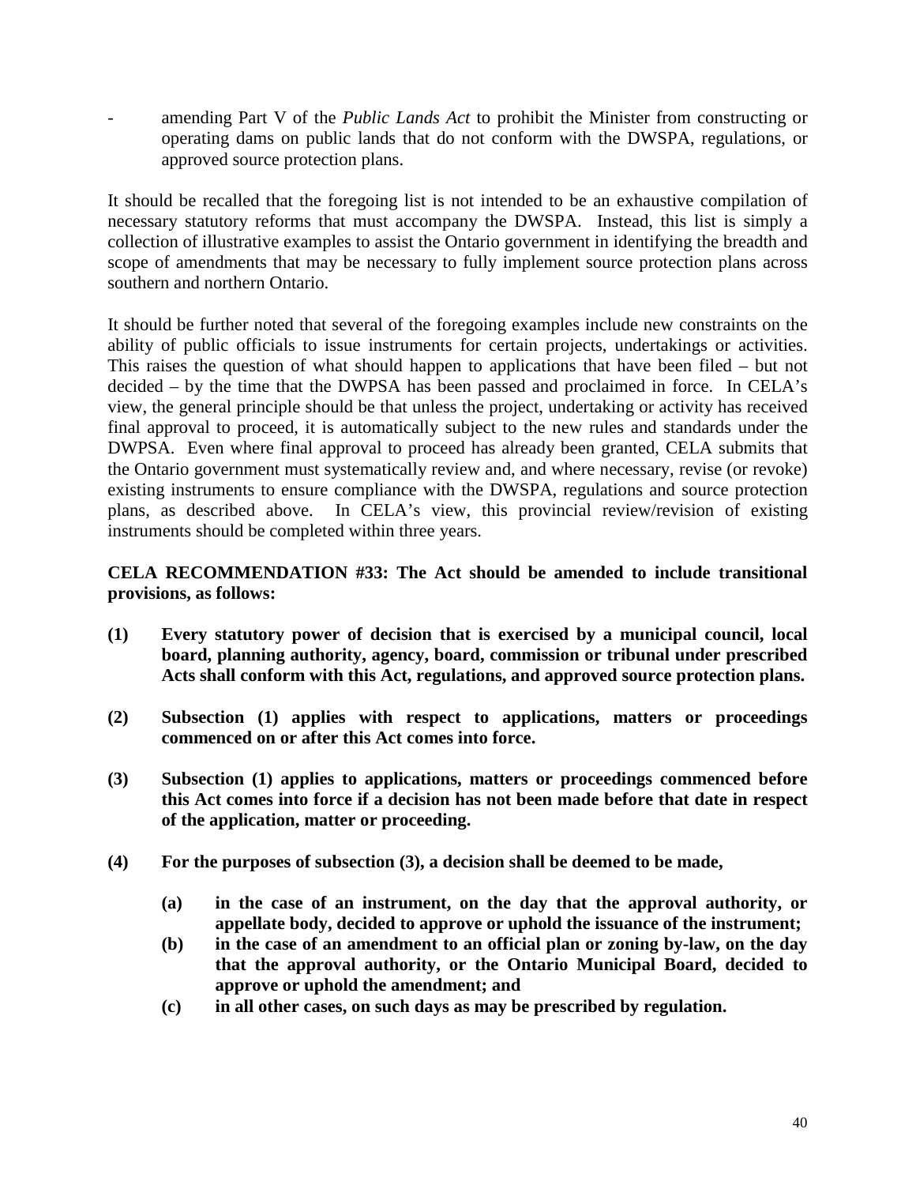- amending Part V of the *Public Lands Act* to prohibit the Minister from constructing or operating dams on public lands that do not conform with the DWSPA, regulations, or approved source protection plans.

It should be recalled that the foregoing list is not intended to be an exhaustive compilation of necessary statutory reforms that must accompany the DWSPA. Instead, this list is simply a collection of illustrative examples to assist the Ontario government in identifying the breadth and scope of amendments that may be necessary to fully implement source protection plans across southern and northern Ontario.

It should be further noted that several of the foregoing examples include new constraints on the ability of public officials to issue instruments for certain projects, undertakings or activities. This raises the question of what should happen to applications that have been filed – but not decided – by the time that the DWPSA has been passed and proclaimed in force. In CELA's view, the general principle should be that unless the project, undertaking or activity has received final approval to proceed, it is automatically subject to the new rules and standards under the DWPSA. Even where final approval to proceed has already been granted, CELA submits that the Ontario government must systematically review and, and where necessary, revise (or revoke) existing instruments to ensure compliance with the DWSPA, regulations and source protection plans, as described above. In CELA's view, this provincial review/revision of existing instruments should be completed within three years.

**CELA RECOMMENDATION #33: The Act should be amended to include transitional provisions, as follows:**

**(1) Every statutory power of decision that is exercised by a municipal council, local board, planning authority, agency, board, commission or tribunal under prescribed Acts shall conform with this Act, regulations, and approved source protection plans.**

**(2) Subsection (1) applies with respect to applications, matters or proceedings commenced on or after this Act comes into force.**

**(3) Subsection (1) applies to applications, matters or proceedings commenced before this Act comes into force if a decision has not been made before that date in respect of the application, matter or proceeding.**

**(4) For the purposes of subsection (3), a decision shall be deemed to be made,**

**(a) in the case of an instrument, on the day that the approval authority, or appellate body, decided to approve or uphold the issuance of the instrument;**

**(b) in the case of an amendment to an official plan or zoning by-law, on the day that the approval authority, or the Ontario Municipal Board, decided to approve or uphold the amendment; and**

**(c) in all other cases, on such days as may be prescribed by regulation.**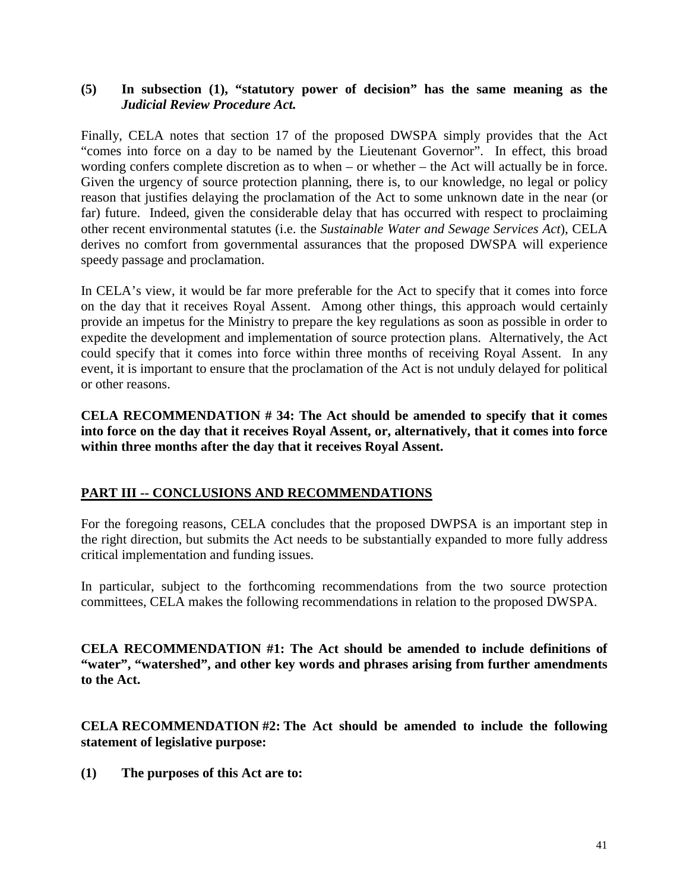**(5) In subsection (1), "statutory power of decision" has the same meaning as the *Judicial Review Procedure Act.***

Finally, CELA notes that section 17 of the proposed DWSPA simply provides that the Act "comes into force on a day to be named by the Lieutenant Governor". In effect, this broad wording confers complete discretion as to when – or whether – the Act will actually be in force. Given the urgency of source protection planning, there is, to our knowledge, no legal or policy reason that justifies delaying the proclamation of the Act to some unknown date in the near (or far) future. Indeed, given the considerable delay that has occurred with respect to proclaiming other recent environmental statutes (i.e. the *Sustainable Water and Sewage Services Act*), CELA derives no comfort from governmental assurances that the proposed DWSPA will experience speedy passage and proclamation.

In CELA's view, it would be far more preferable for the Act to specify that it comes into force on the day that it receives Royal Assent. Among other things, this approach would certainly provide an impetus for the Ministry to prepare the key regulations as soon as possible in order to expedite the development and implementation of source protection plans. Alternatively, the Act could specify that it comes into force within three months of receiving Royal Assent. In any event, it is important to ensure that the proclamation of the Act is not unduly delayed for political or other reasons.

**CELA RECOMMENDATION # 34: The Act should be amended to specify that it comes into force on the day that it receives Royal Assent, or, alternatively, that it comes into force within three months after the day that it receives Royal Assent.**

## PART III -- CONCLUSIONS AND RECOMMENDATIONS

For the foregoing reasons, CELA concludes that the proposed DWPSA is an important step in the right direction, but submits the Act needs to be substantially expanded to more fully address critical implementation and funding issues.

In particular, subject to the forthcoming recommendations from the two source protection committees, CELA makes the following recommendations in relation to the proposed DWSPA.

**CELA RECOMMENDATION #1: The Act should be amended to include definitions of "water", "watershed", and other key words and phrases arising from further amendments to the Act.**

**CELA RECOMMENDATION #2: The Act should be amended to include the following statement of legislative purpose:**

**(1) The purposes of this Act are to:**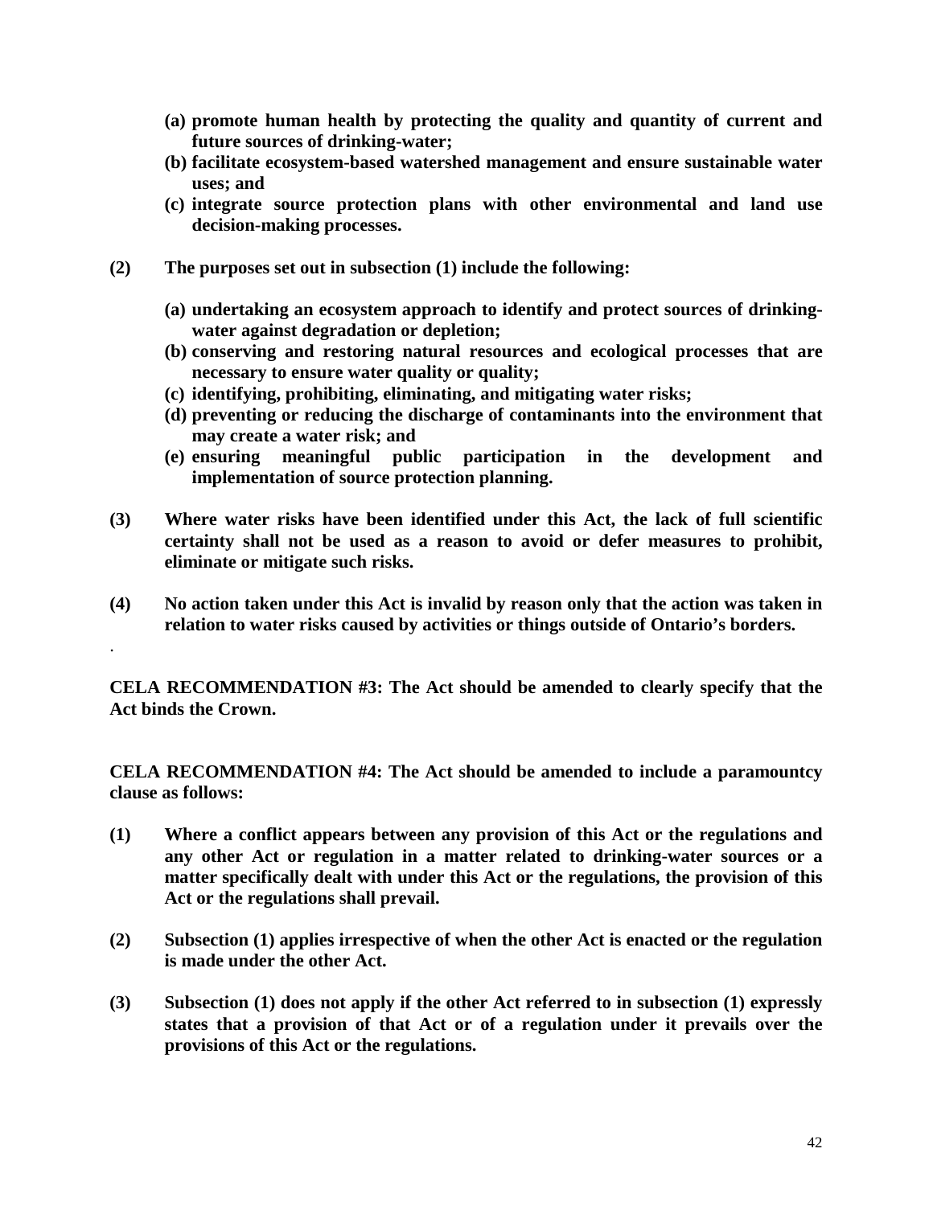**(a) promote human health by protecting the quality and quantity of current and future sources of drinking-water;**
**(b) facilitate ecosystem-based watershed management and ensure sustainable water uses; and**
**(c) integrate source protection plans with other environmental and land use decision-making processes.**

**(2) The purposes set out in subsection (1) include the following:**

**(a) undertaking an ecosystem approach to identify and protect sources of drinking-water against degradation or depletion;**
**(b) conserving and restoring natural resources and ecological processes that are necessary to ensure water quality or quality;**
**(c) identifying, prohibiting, eliminating, and mitigating water risks;**
**(d) preventing or reducing the discharge of contaminants into the environment that may create a water risk; and**
**(e) ensuring meaningful public participation in the development and implementation of source protection planning.**

**(3) Where water risks have been identified under this Act, the lack of full scientific certainty shall not be used as a reason to avoid or defer measures to prohibit, eliminate or mitigate such risks.**

**(4) No action taken under this Act is invalid by reason only that the action was taken in relation to water risks caused by activities or things outside of Ontario's borders.**

**CELA RECOMMENDATION #3: The Act should be amended to clearly specify that the Act binds the Crown.**

**CELA RECOMMENDATION #4: The Act should be amended to include a paramountcy clause as follows:**

**(1) Where a conflict appears between any provision of this Act or the regulations and any other Act or regulation in a matter related to drinking-water sources or a matter specifically dealt with under this Act or the regulations, the provision of this Act or the regulations shall prevail.**

**(2) Subsection (1) applies irrespective of when the other Act is enacted or the regulation is made under the other Act.**

**(3) Subsection (1) does not apply if the other Act referred to in subsection (1) expressly states that a provision of that Act or of a regulation under it prevails over the provisions of this Act or the regulations.**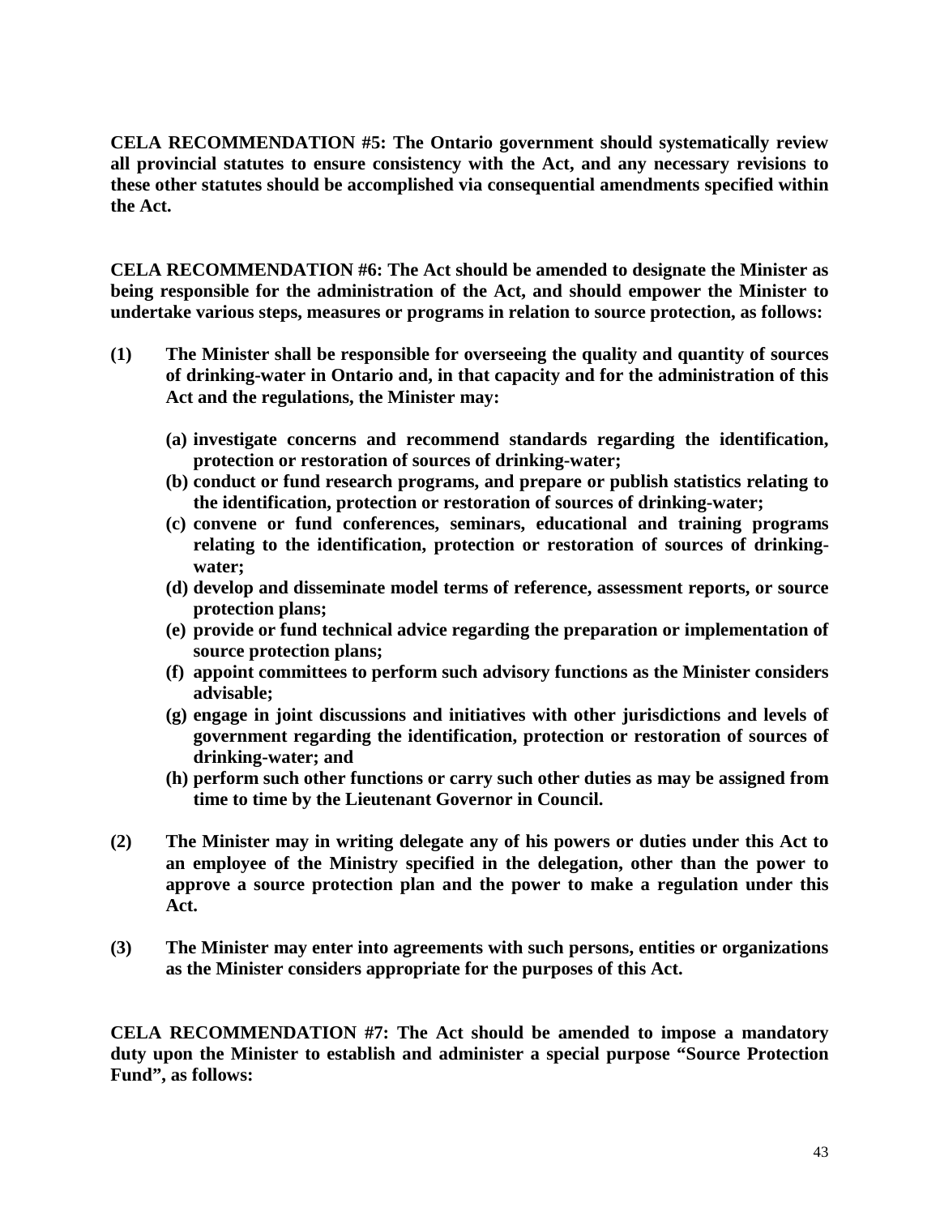**CELA RECOMMENDATION #5: The Ontario government should systematically review all provincial statutes to ensure consistency with the Act, and any necessary revisions to these other statutes should be accomplished via consequential amendments specified within the Act.**

**CELA RECOMMENDATION #6: The Act should be amended to designate the Minister as being responsible for the administration of the Act, and should empower the Minister to undertake various steps, measures or programs in relation to source protection, as follows:**

**(1) The Minister shall be responsible for overseeing the quality and quantity of sources of drinking-water in Ontario and, in that capacity and for the administration of this Act and the regulations, the Minister may:**

- **(a) investigate concerns and recommend standards regarding the identification, protection or restoration of sources of drinking-water;**
- **(b) conduct or fund research programs, and prepare or publish statistics relating to the identification, protection or restoration of sources of drinking-water;**
- **(c) convene or fund conferences, seminars, educational and training programs relating to the identification, protection or restoration of sources of drinking-water;**
- **(d) develop and disseminate model terms of reference, assessment reports, or source protection plans;**
- **(e) provide or fund technical advice regarding the preparation or implementation of source protection plans;**
- **(f) appoint committees to perform such advisory functions as the Minister considers advisable;**
- **(g) engage in joint discussions and initiatives with other jurisdictions and levels of government regarding the identification, protection or restoration of sources of drinking-water; and**
- **(h) perform such other functions or carry such other duties as may be assigned from time to time by the Lieutenant Governor in Council.**

**(2) The Minister may in writing delegate any of his powers or duties under this Act to an employee of the Ministry specified in the delegation, other than the power to approve a source protection plan and the power to make a regulation under this Act.**

**(3) The Minister may enter into agreements with such persons, entities or organizations as the Minister considers appropriate for the purposes of this Act.**

**CELA RECOMMENDATION #7: The Act should be amended to impose a mandatory duty upon the Minister to establish and administer a special purpose "Source Protection Fund", as follows:**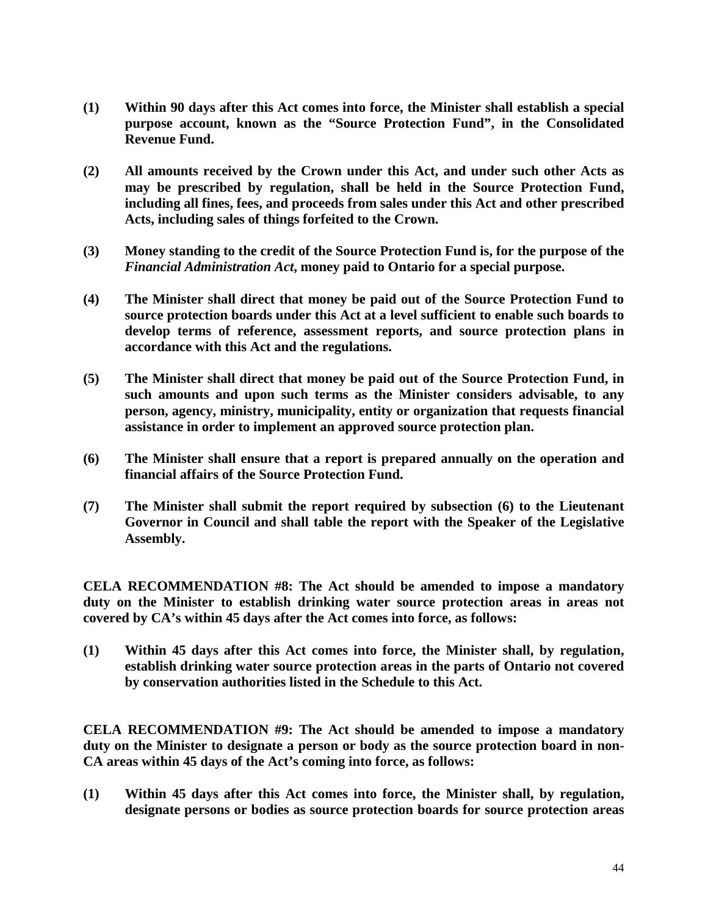**(1) Within 90 days after this Act comes into force, the Minister shall establish a special purpose account, known as the "Source Protection Fund", in the Consolidated Revenue Fund.**

**(2) All amounts received by the Crown under this Act, and under such other Acts as may be prescribed by regulation, shall be held in the Source Protection Fund, including all fines, fees, and proceeds from sales under this Act and other prescribed Acts, including sales of things forfeited to the Crown.**

**(3) Money standing to the credit of the Source Protection Fund is, for the purpose of the *Financial Administration Act*, money paid to Ontario for a special purpose.**

**(4) The Minister shall direct that money be paid out of the Source Protection Fund to source protection boards under this Act at a level sufficient to enable such boards to develop terms of reference, assessment reports, and source protection plans in accordance with this Act and the regulations.**

**(5) The Minister shall direct that money be paid out of the Source Protection Fund, in such amounts and upon such terms as the Minister considers advisable, to any person, agency, ministry, municipality, entity or organization that requests financial assistance in order to implement an approved source protection plan.**

**(6) The Minister shall ensure that a report is prepared annually on the operation and financial affairs of the Source Protection Fund.**

**(7) The Minister shall submit the report required by subsection (6) to the Lieutenant Governor in Council and shall table the report with the Speaker of the Legislative Assembly.**

**CELA RECOMMENDATION #8: The Act should be amended to impose a mandatory duty on the Minister to establish drinking water source protection areas in areas not covered by CA's within 45 days after the Act comes into force, as follows:**

**(1) Within 45 days after this Act comes into force, the Minister shall, by regulation, establish drinking water source protection areas in the parts of Ontario not covered by conservation authorities listed in the Schedule to this Act.**

**CELA RECOMMENDATION #9: The Act should be amended to impose a mandatory duty on the Minister to designate a person or body as the source protection board in non-CA areas within 45 days of the Act's coming into force, as follows:**

**(1) Within 45 days after this Act comes into force, the Minister shall, by regulation, designate persons or bodies as source protection boards for source protection areas**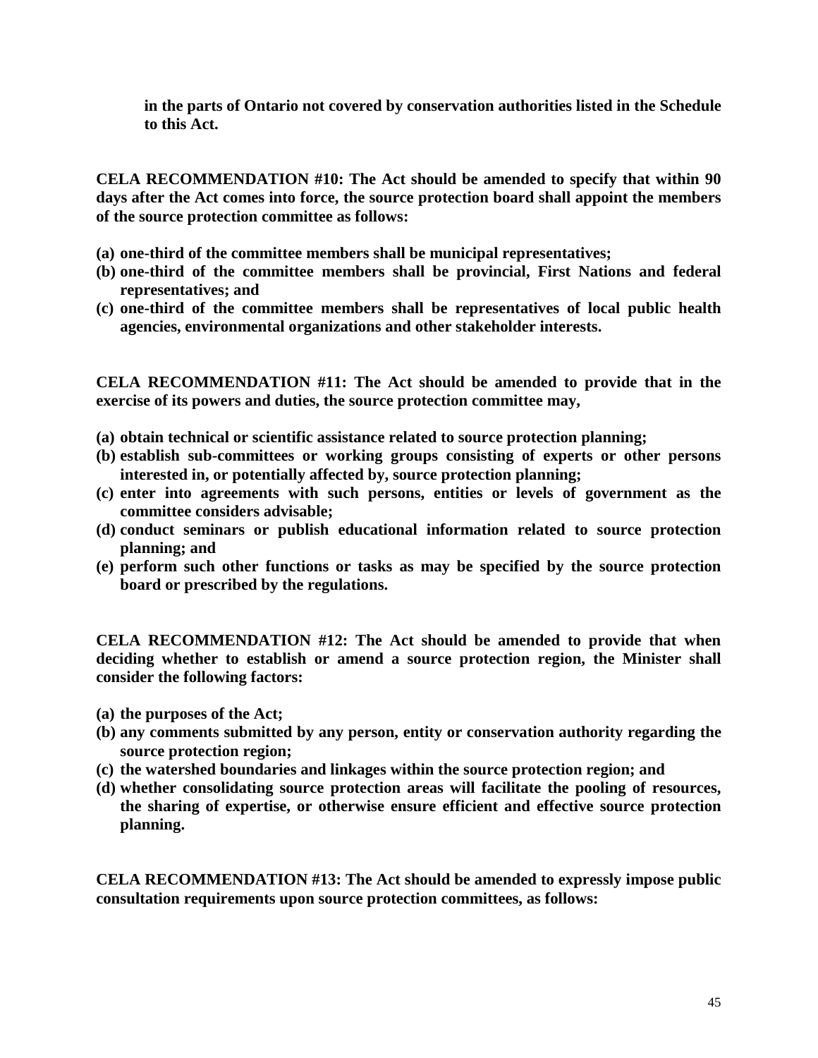**in the parts of Ontario not covered by conservation authorities listed in the Schedule to this Act.**

**CELA RECOMMENDATION #10: The Act should be amended to specify that within 90 days after the Act comes into force, the source protection board shall appoint the members of the source protection committee as follows:**

**(a) one-third of the committee members shall be municipal representatives;**
**(b) one-third of the committee members shall be provincial, First Nations and federal representatives; and**
**(c) one-third of the committee members shall be representatives of local public health agencies, environmental organizations and other stakeholder interests.**

**CELA RECOMMENDATION #11: The Act should be amended to provide that in the exercise of its powers and duties, the source protection committee may,**

**(a) obtain technical or scientific assistance related to source protection planning;**
**(b) establish sub-committees or working groups consisting of experts or other persons interested in, or potentially affected by, source protection planning;**
**(c) enter into agreements with such persons, entities or levels of government as the committee considers advisable;**
**(d) conduct seminars or publish educational information related to source protection planning; and**
**(e) perform such other functions or tasks as may be specified by the source protection board or prescribed by the regulations.**

**CELA RECOMMENDATION #12: The Act should be amended to provide that when deciding whether to establish or amend a source protection region, the Minister shall consider the following factors:**

**(a) the purposes of the Act;**
**(b) any comments submitted by any person, entity or conservation authority regarding the source protection region;**
**(c) the watershed boundaries and linkages within the source protection region; and**
**(d) whether consolidating source protection areas will facilitate the pooling of resources, the sharing of expertise, or otherwise ensure efficient and effective source protection planning.**

**CELA RECOMMENDATION #13: The Act should be amended to expressly impose public consultation requirements upon source protection committees, as follows:**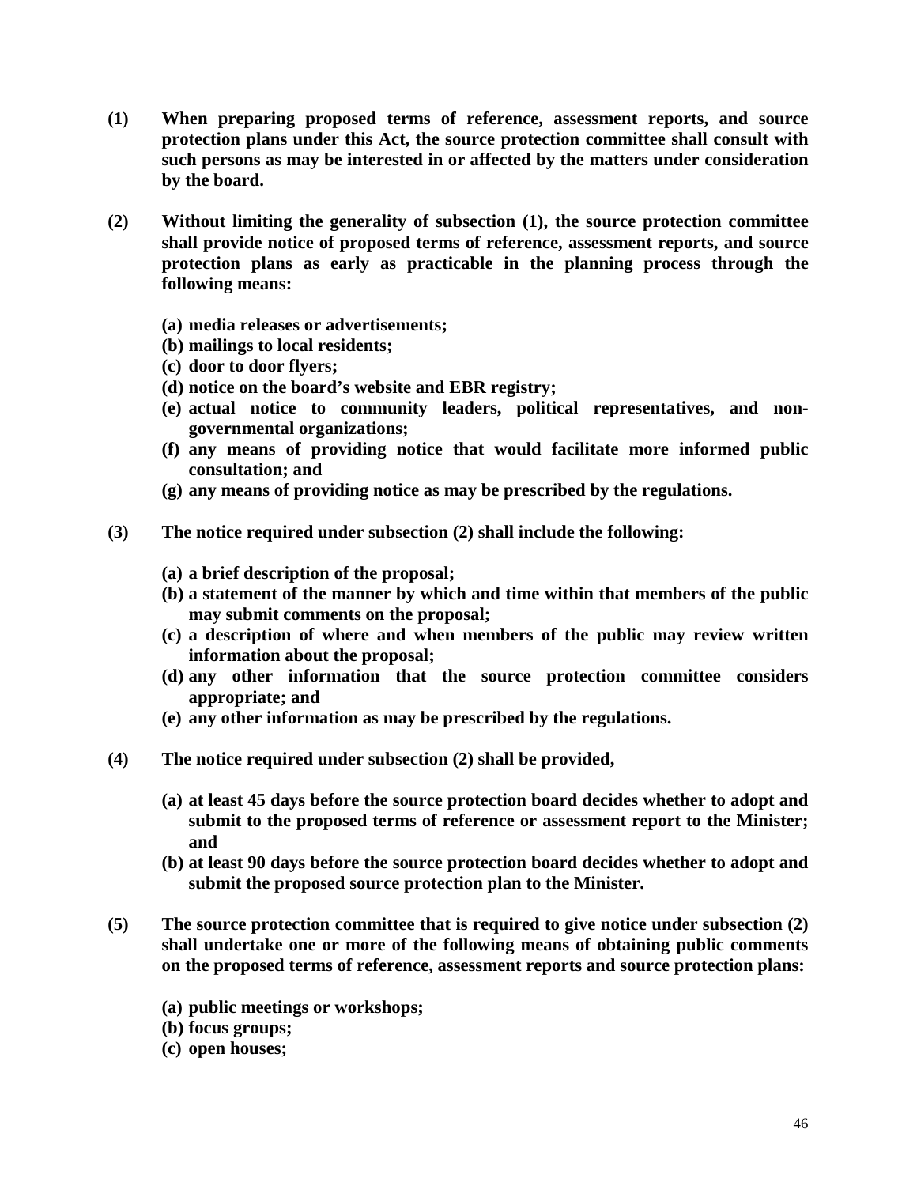**(1) When preparing proposed terms of reference, assessment reports, and source protection plans under this Act, the source protection committee shall consult with such persons as may be interested in or affected by the matters under consideration by the board.**

**(2) Without limiting the generality of subsection (1), the source protection committee shall provide notice of proposed terms of reference, assessment reports, and source protection plans as early as practicable in the planning process through the following means:**

- **(a) media releases or advertisements;**
- **(b) mailings to local residents;**
- **(c) door to door flyers;**
- **(d) notice on the board's website and EBR registry;**
- **(e) actual notice to community leaders, political representatives, and non-governmental organizations;**
- **(f) any means of providing notice that would facilitate more informed public consultation; and**
- **(g) any means of providing notice as may be prescribed by the regulations.**

**(3) The notice required under subsection (2) shall include the following:**

- **(a) a brief description of the proposal;**
- **(b) a statement of the manner by which and time within that members of the public may submit comments on the proposal;**
- **(c) a description of where and when members of the public may review written information about the proposal;**
- **(d) any other information that the source protection committee considers appropriate; and**
- **(e) any other information as may be prescribed by the regulations.**

**(4) The notice required under subsection (2) shall be provided,**

- **(a) at least 45 days before the source protection board decides whether to adopt and submit to the proposed terms of reference or assessment report to the Minister; and**
- **(b) at least 90 days before the source protection board decides whether to adopt and submit the proposed source protection plan to the Minister.**

**(5) The source protection committee that is required to give notice under subsection (2) shall undertake one or more of the following means of obtaining public comments on the proposed terms of reference, assessment reports and source protection plans:**

- **(a) public meetings or workshops;**
- **(b) focus groups;**
- **(c) open houses;**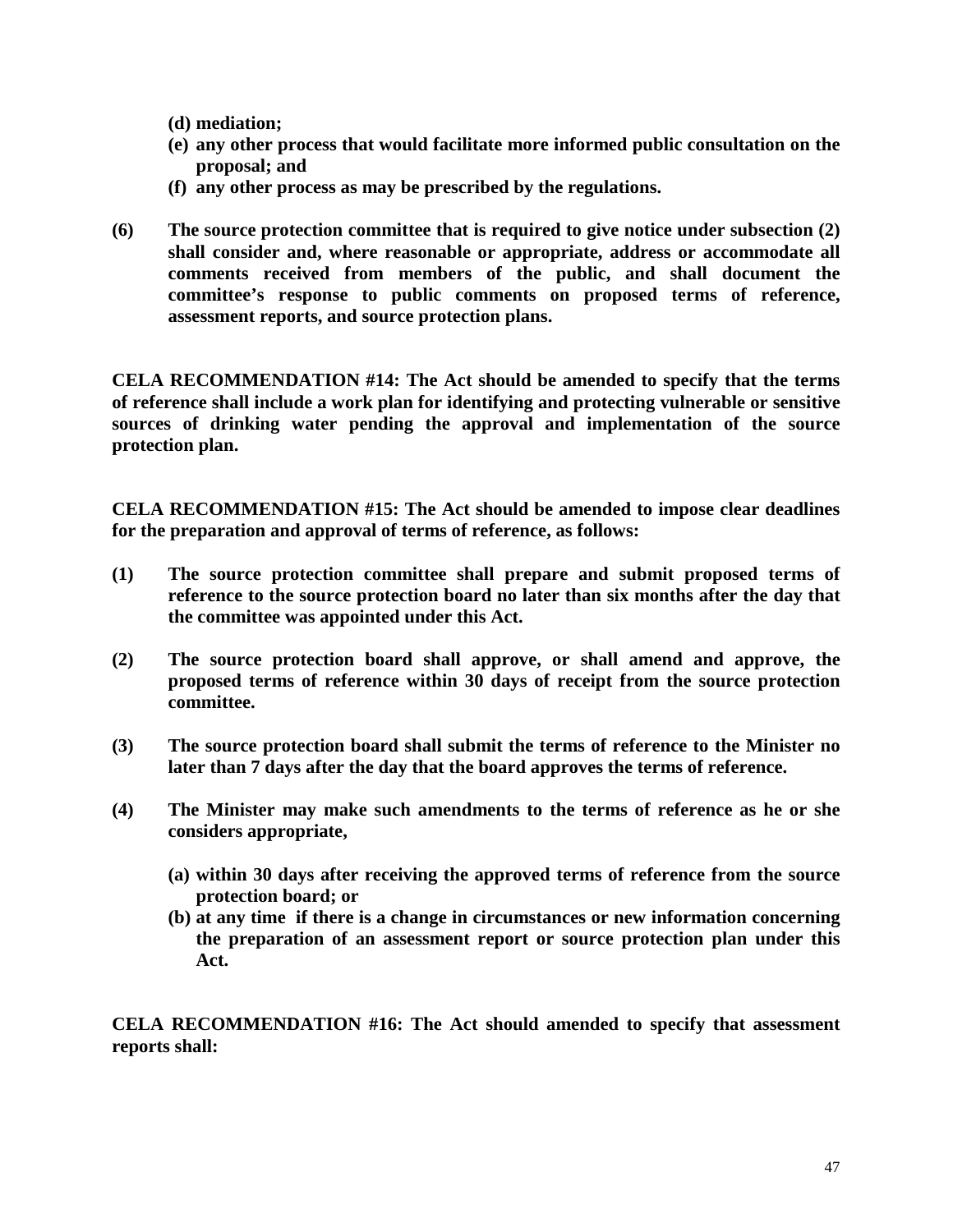**(d) mediation;**

**(e) any other process that would facilitate more informed public consultation on the proposal; and**

**(f) any other process as may be prescribed by the regulations.**

**(6) The source protection committee that is required to give notice under subsection (2) shall consider and, where reasonable or appropriate, address or accommodate all comments received from members of the public, and shall document the committee's response to public comments on proposed terms of reference, assessment reports, and source protection plans.**

**CELA RECOMMENDATION #14: The Act should be amended to specify that the terms of reference shall include a work plan for identifying and protecting vulnerable or sensitive sources of drinking water pending the approval and implementation of the source protection plan.**

**CELA RECOMMENDATION #15: The Act should be amended to impose clear deadlines for the preparation and approval of terms of reference, as follows:**

**(1) The source protection committee shall prepare and submit proposed terms of reference to the source protection board no later than six months after the day that the committee was appointed under this Act.**

**(2) The source protection board shall approve, or shall amend and approve, the proposed terms of reference within 30 days of receipt from the source protection committee.**

**(3) The source protection board shall submit the terms of reference to the Minister no later than 7 days after the day that the board approves the terms of reference.**

**(4) The Minister may make such amendments to the terms of reference as he or she considers appropriate,**

**(a) within 30 days after receiving the approved terms of reference from the source protection board; or**

**(b) at any time if there is a change in circumstances or new information concerning the preparation of an assessment report or source protection plan under this Act.**

**CELA RECOMMENDATION #16: The Act should amended to specify that assessment reports shall:**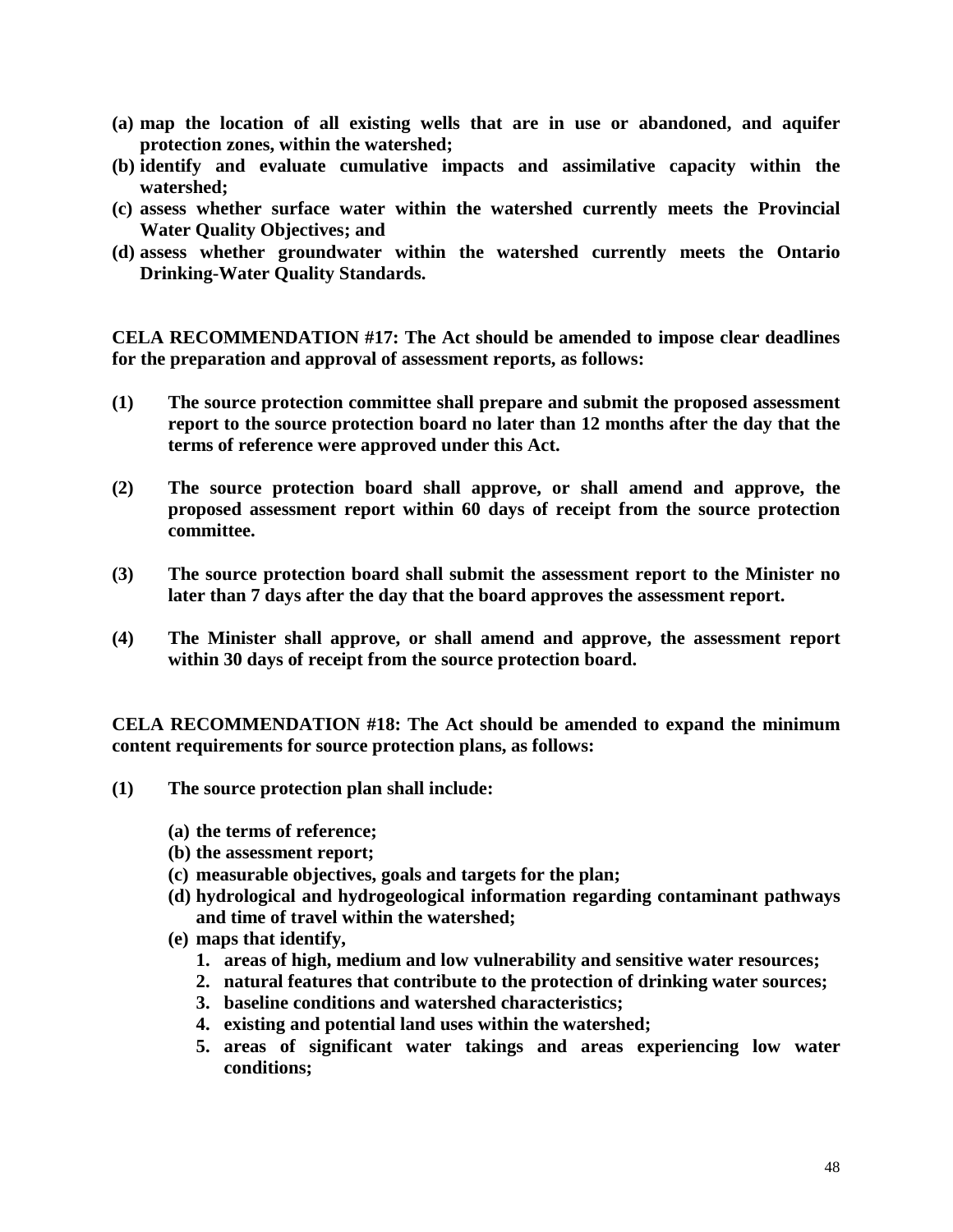**(a) map the location of all existing wells that are in use or abandoned, and aquifer protection zones, within the watershed;**
**(b) identify and evaluate cumulative impacts and assimilative capacity within the watershed;**
**(c) assess whether surface water within the watershed currently meets the Provincial Water Quality Objectives; and**
**(d) assess whether groundwater within the watershed currently meets the Ontario Drinking-Water Quality Standards.**

**CELA RECOMMENDATION #17: The Act should be amended to impose clear deadlines for the preparation and approval of assessment reports, as follows:**

**(1) The source protection committee shall prepare and submit the proposed assessment report to the source protection board no later than 12 months after the day that the terms of reference were approved under this Act.**

**(2) The source protection board shall approve, or shall amend and approve, the proposed assessment report within 60 days of receipt from the source protection committee.**

**(3) The source protection board shall submit the assessment report to the Minister no later than 7 days after the day that the board approves the assessment report.**

**(4) The Minister shall approve, or shall amend and approve, the assessment report within 30 days of receipt from the source protection board.**

**CELA RECOMMENDATION #18: The Act should be amended to expand the minimum content requirements for source protection plans, as follows:**

**(1) The source protection plan shall include:**

**(a) the terms of reference;**
**(b) the assessment report;**
**(c) measurable objectives, goals and targets for the plan;**
**(d) hydrological and hydrogeological information regarding contaminant pathways and time of travel within the watershed;**
**(e) maps that identify,**
1. **areas of high, medium and low vulnerability and sensitive water resources;**
2. **natural features that contribute to the protection of drinking water sources;**
3. **baseline conditions and watershed characteristics;**
4. **existing and potential land uses within the watershed;**
5. **areas of significant water takings and areas experiencing low water conditions;**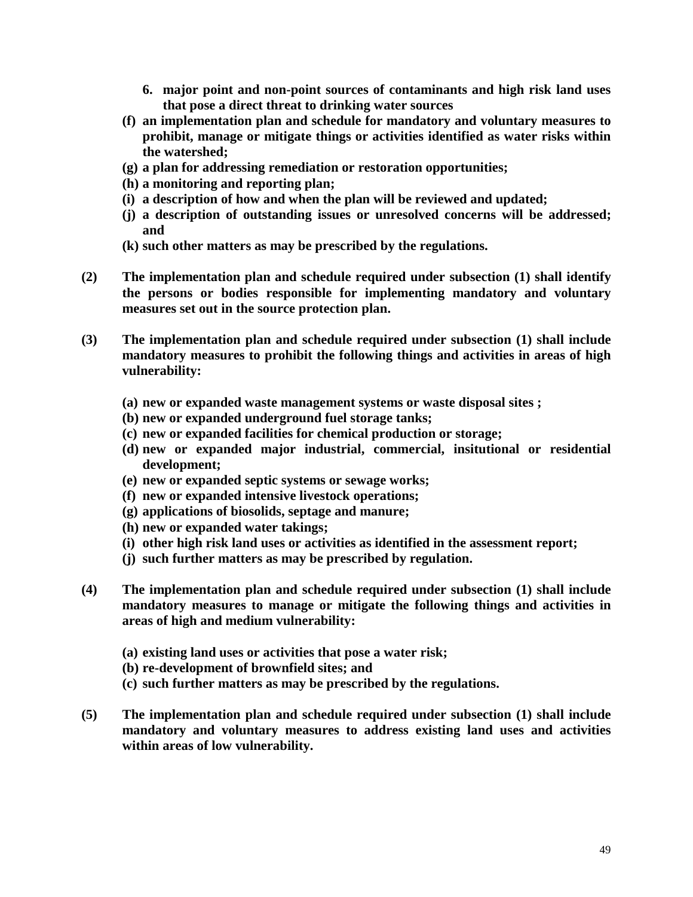6. **major point and non-point sources of contaminants and high risk land uses that pose a direct threat to drinking water sources**

**(f) an implementation plan and schedule for mandatory and voluntary measures to prohibit, manage or mitigate things or activities identified as water risks within the watershed;**

**(g) a plan for addressing remediation or restoration opportunities;**

**(h) a monitoring and reporting plan;**

**(i) a description of how and when the plan will be reviewed and updated;**

**(j) a description of outstanding issues or unresolved concerns will be addressed; and**

**(k) such other matters as may be prescribed by the regulations.**

**(2) The implementation plan and schedule required under subsection (1) shall identify the persons or bodies responsible for implementing mandatory and voluntary measures set out in the source protection plan.**

**(3) The implementation plan and schedule required under subsection (1) shall include mandatory measures to prohibit the following things and activities in areas of high vulnerability:**

**(a) new or expanded waste management systems or waste disposal sites ;**

**(b) new or expanded underground fuel storage tanks;**

**(c) new or expanded facilities for chemical production or storage;**

**(d) new or expanded major industrial, commercial, insitutional or residential development;**

**(e) new or expanded septic systems or sewage works;**

**(f) new or expanded intensive livestock operations;**

**(g) applications of biosolids, septage and manure;**

**(h) new or expanded water takings;**

**(i) other high risk land uses or activities as identified in the assessment report;**

**(j) such further matters as may be prescribed by regulation.**

**(4) The implementation plan and schedule required under subsection (1) shall include mandatory measures to manage or mitigate the following things and activities in areas of high and medium vulnerability:**

**(a) existing land uses or activities that pose a water risk;**

**(b) re-development of brownfield sites; and**

**(c) such further matters as may be prescribed by the regulations.**

**(5) The implementation plan and schedule required under subsection (1) shall include mandatory and voluntary measures to address existing land uses and activities within areas of low vulnerability.**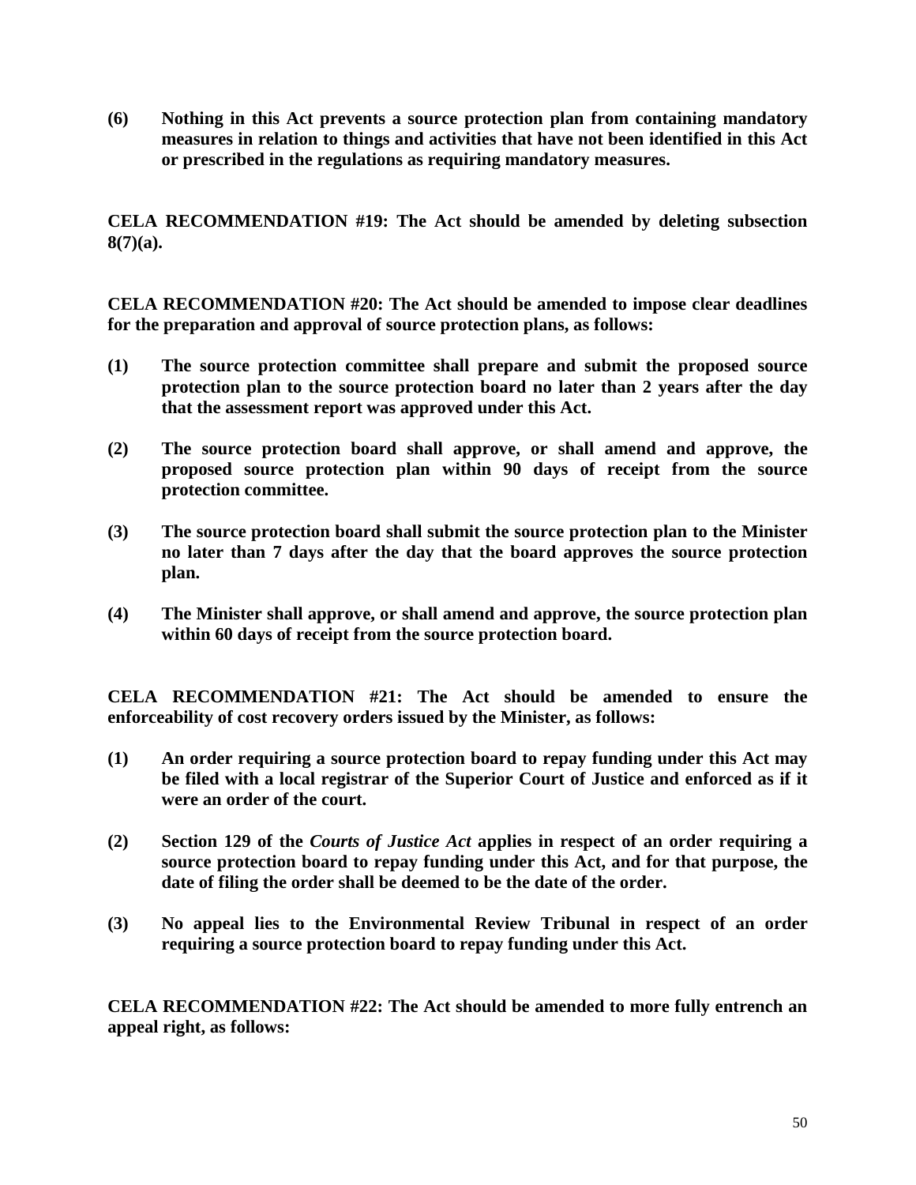**(6) Nothing in this Act prevents a source protection plan from containing mandatory measures in relation to things and activities that have not been identified in this Act or prescribed in the regulations as requiring mandatory measures.**

**CELA RECOMMENDATION #19: The Act should be amended by deleting subsection 8(7)(a).**

**CELA RECOMMENDATION #20: The Act should be amended to impose clear deadlines for the preparation and approval of source protection plans, as follows:**

**(1) The source protection committee shall prepare and submit the proposed source protection plan to the source protection board no later than 2 years after the day that the assessment report was approved under this Act.**

**(2) The source protection board shall approve, or shall amend and approve, the proposed source protection plan within 90 days of receipt from the source protection committee.**

**(3) The source protection board shall submit the source protection plan to the Minister no later than 7 days after the day that the board approves the source protection plan.**

**(4) The Minister shall approve, or shall amend and approve, the source protection plan within 60 days of receipt from the source protection board.**

**CELA RECOMMENDATION #21: The Act should be amended to ensure the enforceability of cost recovery orders issued by the Minister, as follows:**

**(1) An order requiring a source protection board to repay funding under this Act may be filed with a local registrar of the Superior Court of Justice and enforced as if it were an order of the court.**

**(2) Section 129 of the *Courts of Justice Act* applies in respect of an order requiring a source protection board to repay funding under this Act, and for that purpose, the date of filing the order shall be deemed to be the date of the order.**

**(3) No appeal lies to the Environmental Review Tribunal in respect of an order requiring a source protection board to repay funding under this Act.**

**CELA RECOMMENDATION #22: The Act should be amended to more fully entrench an appeal right, as follows:**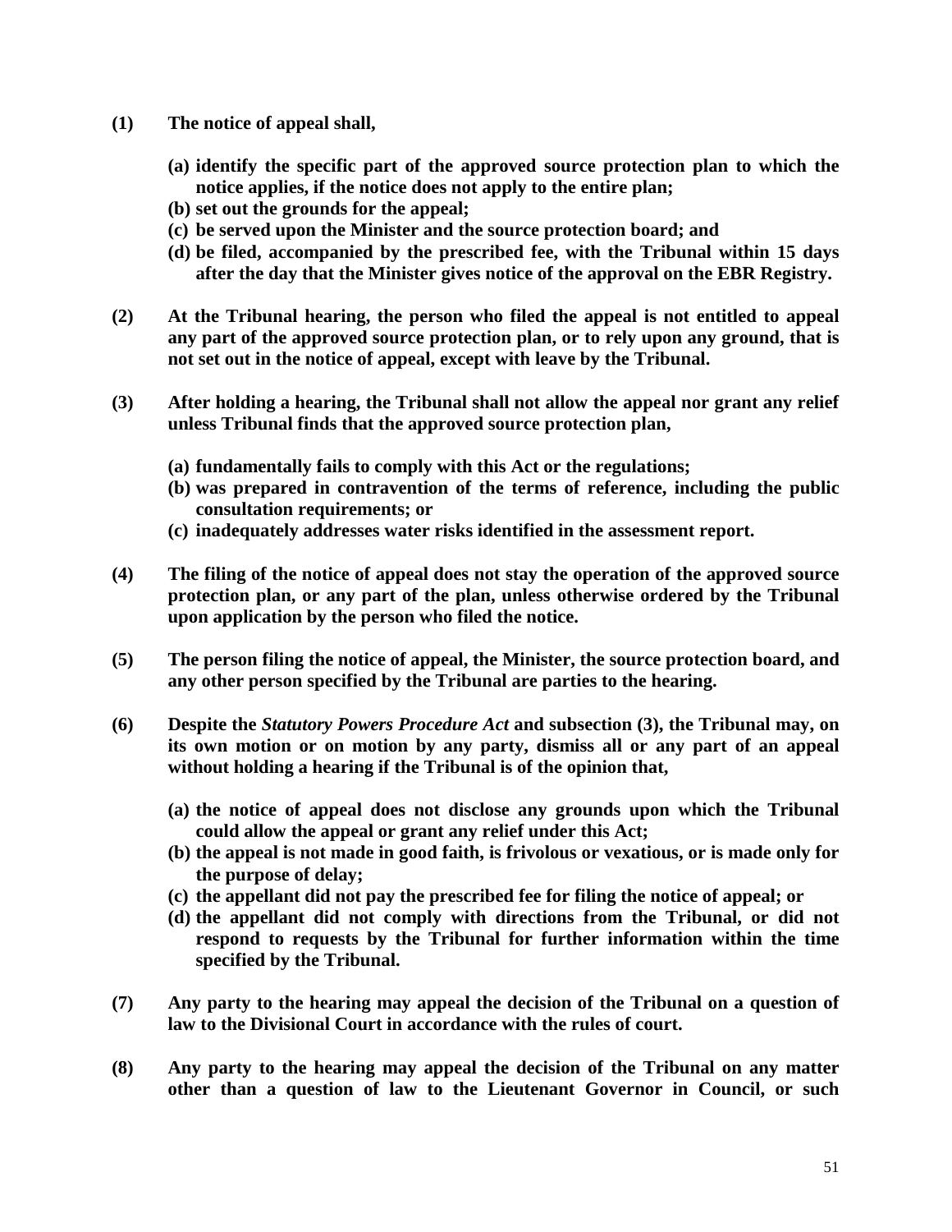**(1) The notice of appeal shall,**

- **(a) identify the specific part of the approved source protection plan to which the notice applies, if the notice does not apply to the entire plan;**
- **(b) set out the grounds for the appeal;**
- **(c) be served upon the Minister and the source protection board; and**
- **(d) be filed, accompanied by the prescribed fee, with the Tribunal within 15 days after the day that the Minister gives notice of the approval on the EBR Registry.**

**(2) At the Tribunal hearing, the person who filed the appeal is not entitled to appeal any part of the approved source protection plan, or to rely upon any ground, that is not set out in the notice of appeal, except with leave by the Tribunal.**

**(3) After holding a hearing, the Tribunal shall not allow the appeal nor grant any relief unless Tribunal finds that the approved source protection plan,**

- **(a) fundamentally fails to comply with this Act or the regulations;**
- **(b) was prepared in contravention of the terms of reference, including the public consultation requirements; or**
- **(c) inadequately addresses water risks identified in the assessment report.**

**(4) The filing of the notice of appeal does not stay the operation of the approved source protection plan, or any part of the plan, unless otherwise ordered by the Tribunal upon application by the person who filed the notice.**

**(5) The person filing the notice of appeal, the Minister, the source protection board, and any other person specified by the Tribunal are parties to the hearing.**

**(6) Despite the *Statutory Powers Procedure Act* and subsection (3), the Tribunal may, on its own motion or on motion by any party, dismiss all or any part of an appeal without holding a hearing if the Tribunal is of the opinion that,**

- **(a) the notice of appeal does not disclose any grounds upon which the Tribunal could allow the appeal or grant any relief under this Act;**
- **(b) the appeal is not made in good faith, is frivolous or vexatious, or is made only for the purpose of delay;**
- **(c) the appellant did not pay the prescribed fee for filing the notice of appeal; or**
- **(d) the appellant did not comply with directions from the Tribunal, or did not respond to requests by the Tribunal for further information within the time specified by the Tribunal.**

**(7) Any party to the hearing may appeal the decision of the Tribunal on a question of law to the Divisional Court in accordance with the rules of court.**

**(8) Any party to the hearing may appeal the decision of the Tribunal on any matter other than a question of law to the Lieutenant Governor in Council, or such**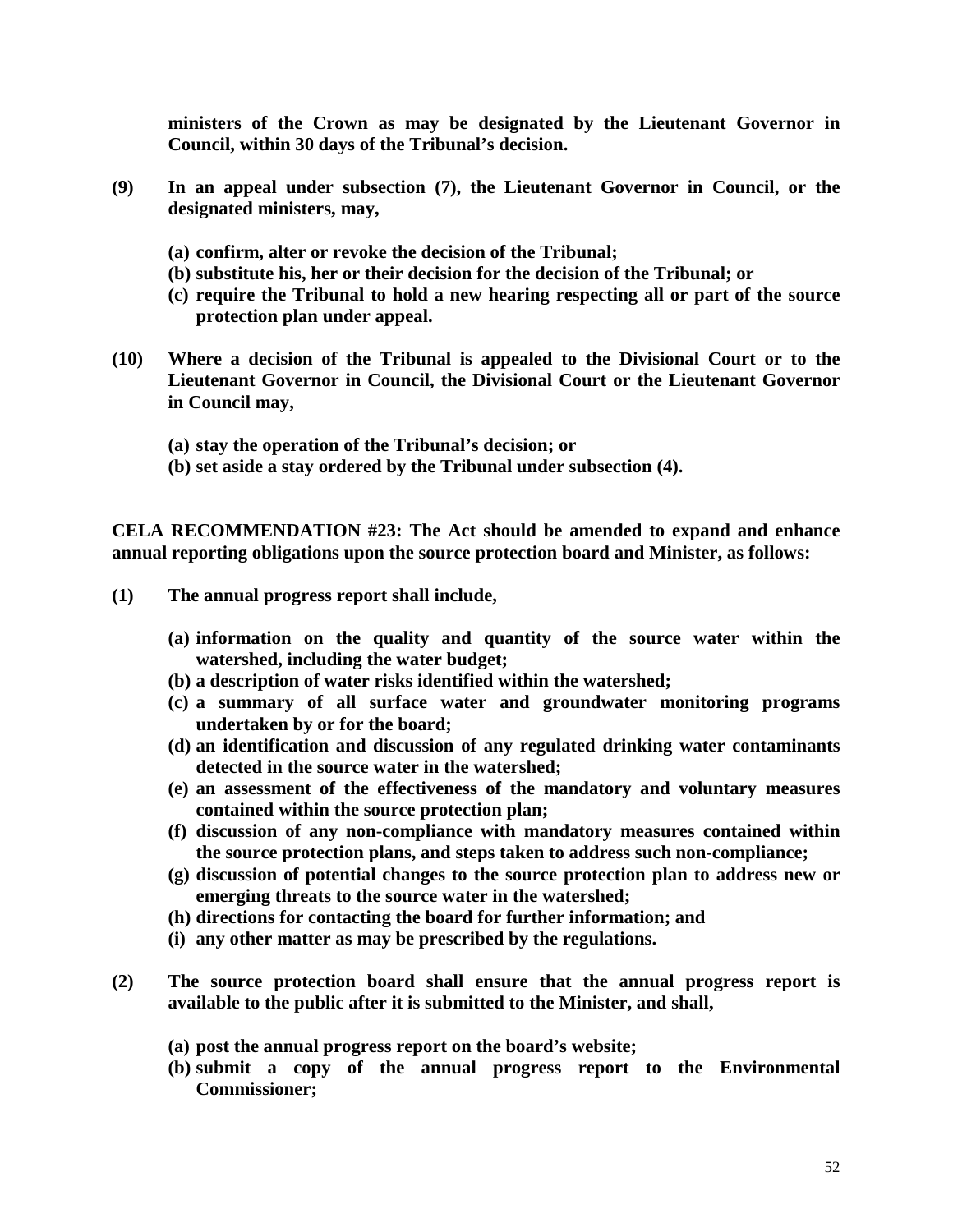**ministers of the Crown as may be designated by the Lieutenant Governor in Council, within 30 days of the Tribunal's decision.**

**(9) In an appeal under subsection (7), the Lieutenant Governor in Council, or the designated ministers, may,**

- **(a) confirm, alter or revoke the decision of the Tribunal;**
- **(b) substitute his, her or their decision for the decision of the Tribunal; or**
- **(c) require the Tribunal to hold a new hearing respecting all or part of the source protection plan under appeal.**

**(10) Where a decision of the Tribunal is appealed to the Divisional Court or to the Lieutenant Governor in Council, the Divisional Court or the Lieutenant Governor in Council may,**

- **(a) stay the operation of the Tribunal's decision; or**
- **(b) set aside a stay ordered by the Tribunal under subsection (4).**

**CELA RECOMMENDATION #23: The Act should be amended to expand and enhance annual reporting obligations upon the source protection board and Minister, as follows:**

**(1) The annual progress report shall include,**

- **(a) information on the quality and quantity of the source water within the watershed, including the water budget;**
- **(b) a description of water risks identified within the watershed;**
- **(c) a summary of all surface water and groundwater monitoring programs undertaken by or for the board;**
- **(d) an identification and discussion of any regulated drinking water contaminants detected in the source water in the watershed;**
- **(e) an assessment of the effectiveness of the mandatory and voluntary measures contained within the source protection plan;**
- **(f) discussion of any non-compliance with mandatory measures contained within the source protection plans, and steps taken to address such non-compliance;**
- **(g) discussion of potential changes to the source protection plan to address new or emerging threats to the source water in the watershed;**
- **(h) directions for contacting the board for further information; and**
- **(i) any other matter as may be prescribed by the regulations.**

**(2) The source protection board shall ensure that the annual progress report is available to the public after it is submitted to the Minister, and shall,**

- **(a) post the annual progress report on the board's website;**
- **(b) submit a copy of the annual progress report to the Environmental Commissioner;**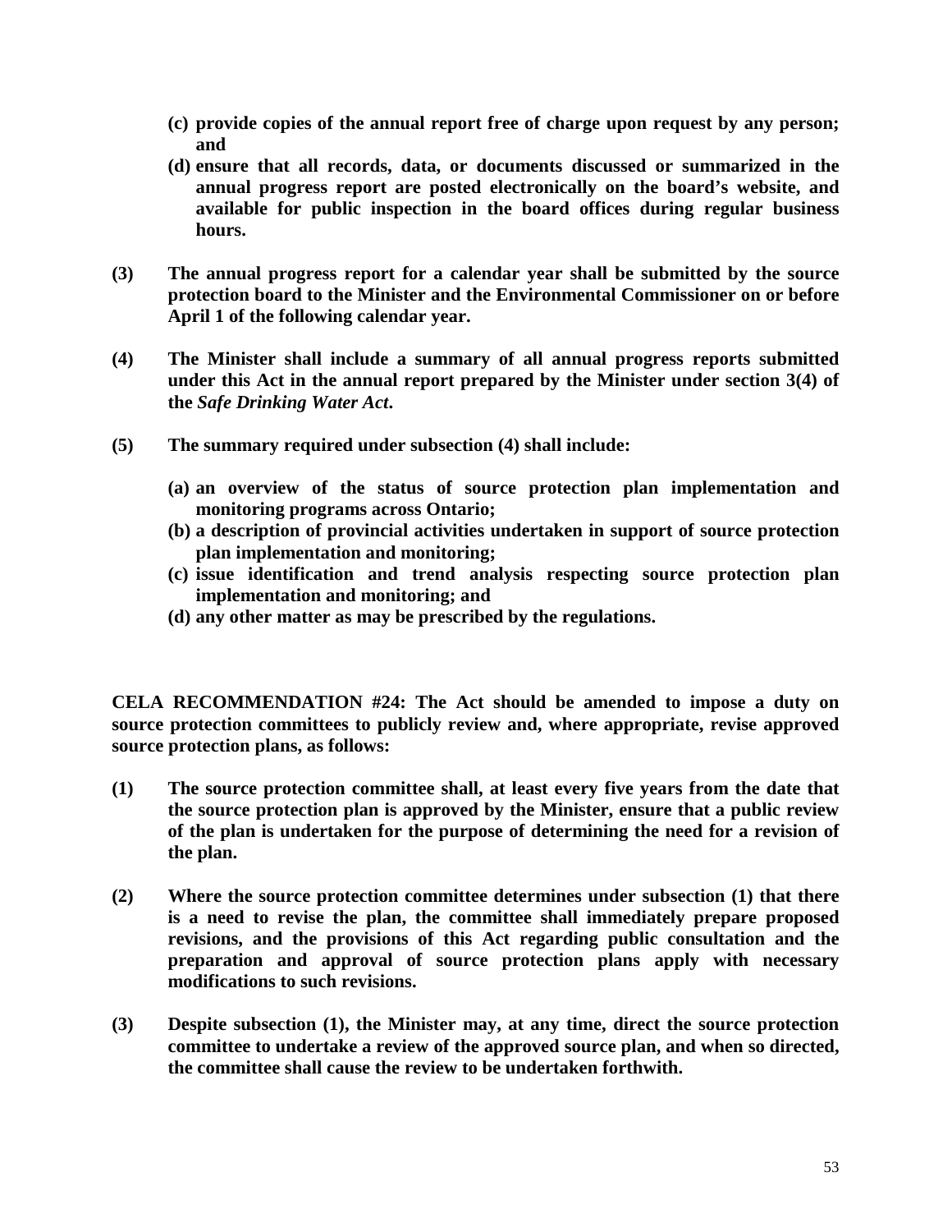**(c) provide copies of the annual report free of charge upon request by any person; and**

**(d) ensure that all records, data, or documents discussed or summarized in the annual progress report are posted electronically on the board's website, and available for public inspection in the board offices during regular business hours.**

**(3) The annual progress report for a calendar year shall be submitted by the source protection board to the Minister and the Environmental Commissioner on or before April 1 of the following calendar year.**

**(4) The Minister shall include a summary of all annual progress reports submitted under this Act in the annual report prepared by the Minister under section 3(4) of the *Safe Drinking Water Act*.**

**(5) The summary required under subsection (4) shall include:**

**(a) an overview of the status of source protection plan implementation and monitoring programs across Ontario;**

**(b) a description of provincial activities undertaken in support of source protection plan implementation and monitoring;**

**(c) issue identification and trend analysis respecting source protection plan implementation and monitoring; and**

**(d) any other matter as may be prescribed by the regulations.**

**CELA RECOMMENDATION #24: The Act should be amended to impose a duty on source protection committees to publicly review and, where appropriate, revise approved source protection plans, as follows:**

**(1) The source protection committee shall, at least every five years from the date that the source protection plan is approved by the Minister, ensure that a public review of the plan is undertaken for the purpose of determining the need for a revision of the plan.**

**(2) Where the source protection committee determines under subsection (1) that there is a need to revise the plan, the committee shall immediately prepare proposed revisions, and the provisions of this Act regarding public consultation and the preparation and approval of source protection plans apply with necessary modifications to such revisions.**

**(3) Despite subsection (1), the Minister may, at any time, direct the source protection committee to undertake a review of the approved source plan, and when so directed, the committee shall cause the review to be undertaken forthwith.**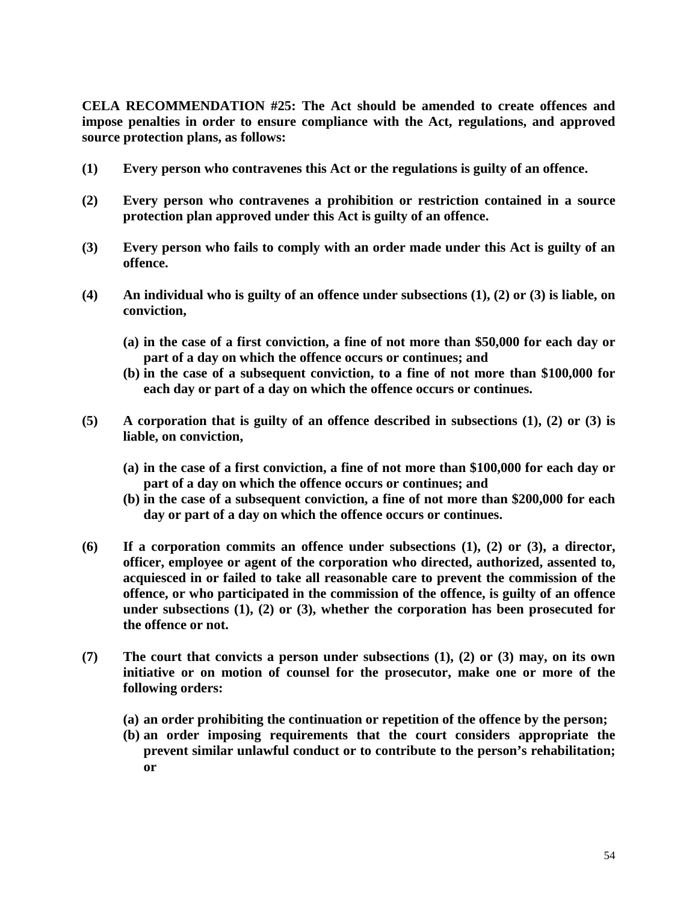**CELA RECOMMENDATION #25: The Act should be amended to create offences and impose penalties in order to ensure compliance with the Act, regulations, and approved source protection plans, as follows:**

**(1) Every person who contravenes this Act or the regulations is guilty of an offence.**

**(2) Every person who contravenes a prohibition or restriction contained in a source protection plan approved under this Act is guilty of an offence.**

**(3) Every person who fails to comply with an order made under this Act is guilty of an offence.**

**(4) An individual who is guilty of an offence under subsections (1), (2) or (3) is liable, on conviction,**

- **(a) in the case of a first conviction, a fine of not more than $50,000 for each day or part of a day on which the offence occurs or continues; and**
- **(b) in the case of a subsequent conviction, to a fine of not more than $100,000 for each day or part of a day on which the offence occurs or continues.**

**(5) A corporation that is guilty of an offence described in subsections (1), (2) or (3) is liable, on conviction,**

- **(a) in the case of a first conviction, a fine of not more than $100,000 for each day or part of a day on which the offence occurs or continues; and**
- **(b) in the case of a subsequent conviction, a fine of not more than $200,000 for each day or part of a day on which the offence occurs or continues.**

**(6) If a corporation commits an offence under subsections (1), (2) or (3), a director, officer, employee or agent of the corporation who directed, authorized, assented to, acquiesced in or failed to take all reasonable care to prevent the commission of the offence, or who participated in the commission of the offence, is guilty of an offence under subsections (1), (2) or (3), whether the corporation has been prosecuted for the offence or not.**

**(7) The court that convicts a person under subsections (1), (2) or (3) may, on its own initiative or on motion of counsel for the prosecutor, make one or more of the following orders:**

- **(a) an order prohibiting the continuation or repetition of the offence by the person;**
- **(b) an order imposing requirements that the court considers appropriate the prevent similar unlawful conduct or to contribute to the person's rehabilitation; or**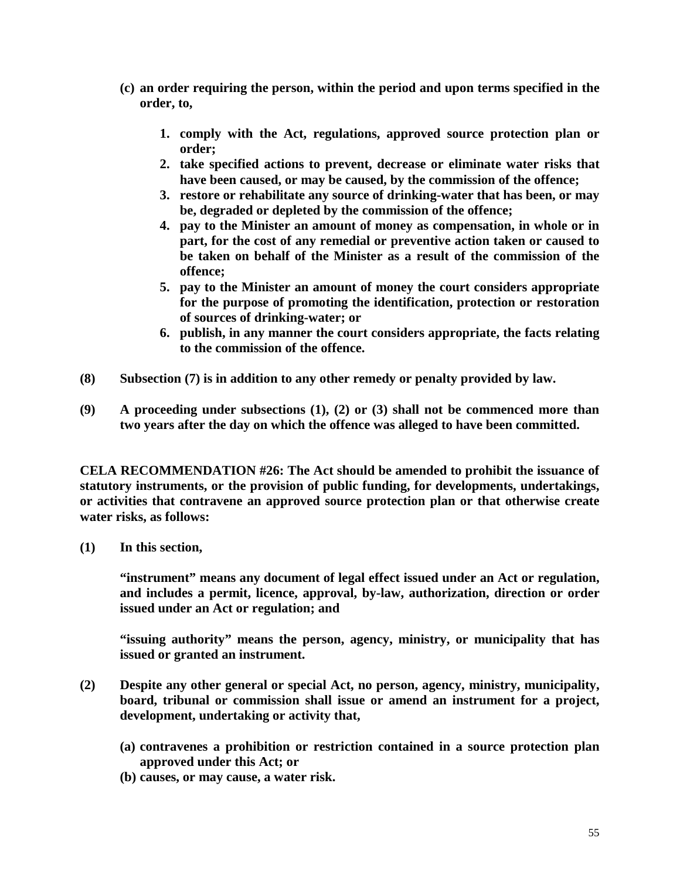**(c) an order requiring the person, within the period and upon terms specified in the order, to,**

1. **comply with the Act, regulations, approved source protection plan or order;**
2. **take specified actions to prevent, decrease or eliminate water risks that have been caused, or may be caused, by the commission of the offence;**
3. **restore or rehabilitate any source of drinking-water that has been, or may be, degraded or depleted by the commission of the offence;**
4. **pay to the Minister an amount of money as compensation, in whole or in part, for the cost of any remedial or preventive action taken or caused to be taken on behalf of the Minister as a result of the commission of the offence;**
5. **pay to the Minister an amount of money the court considers appropriate for the purpose of promoting the identification, protection or restoration of sources of drinking-water; or**
6. **publish, in any manner the court considers appropriate, the facts relating to the commission of the offence.**

**(8) Subsection (7) is in addition to any other remedy or penalty provided by law.**

**(9) A proceeding under subsections (1), (2) or (3) shall not be commenced more than two years after the day on which the offence was alleged to have been committed.**

**CELA RECOMMENDATION #26: The Act should be amended to prohibit the issuance of statutory instruments, or the provision of public funding, for developments, undertakings, or activities that contravene an approved source protection plan or that otherwise create water risks, as follows:**

**(1) In this section,**

**"instrument" means any document of legal effect issued under an Act or regulation, and includes a permit, licence, approval, by-law, authorization, direction or order issued under an Act or regulation; and**

**"issuing authority" means the person, agency, ministry, or municipality that has issued or granted an instrument.**

**(2) Despite any other general or special Act, no person, agency, ministry, municipality, board, tribunal or commission shall issue or amend an instrument for a project, development, undertaking or activity that,**

**(a) contravenes a prohibition or restriction contained in a source protection plan approved under this Act; or**

**(b) causes, or may cause, a water risk.**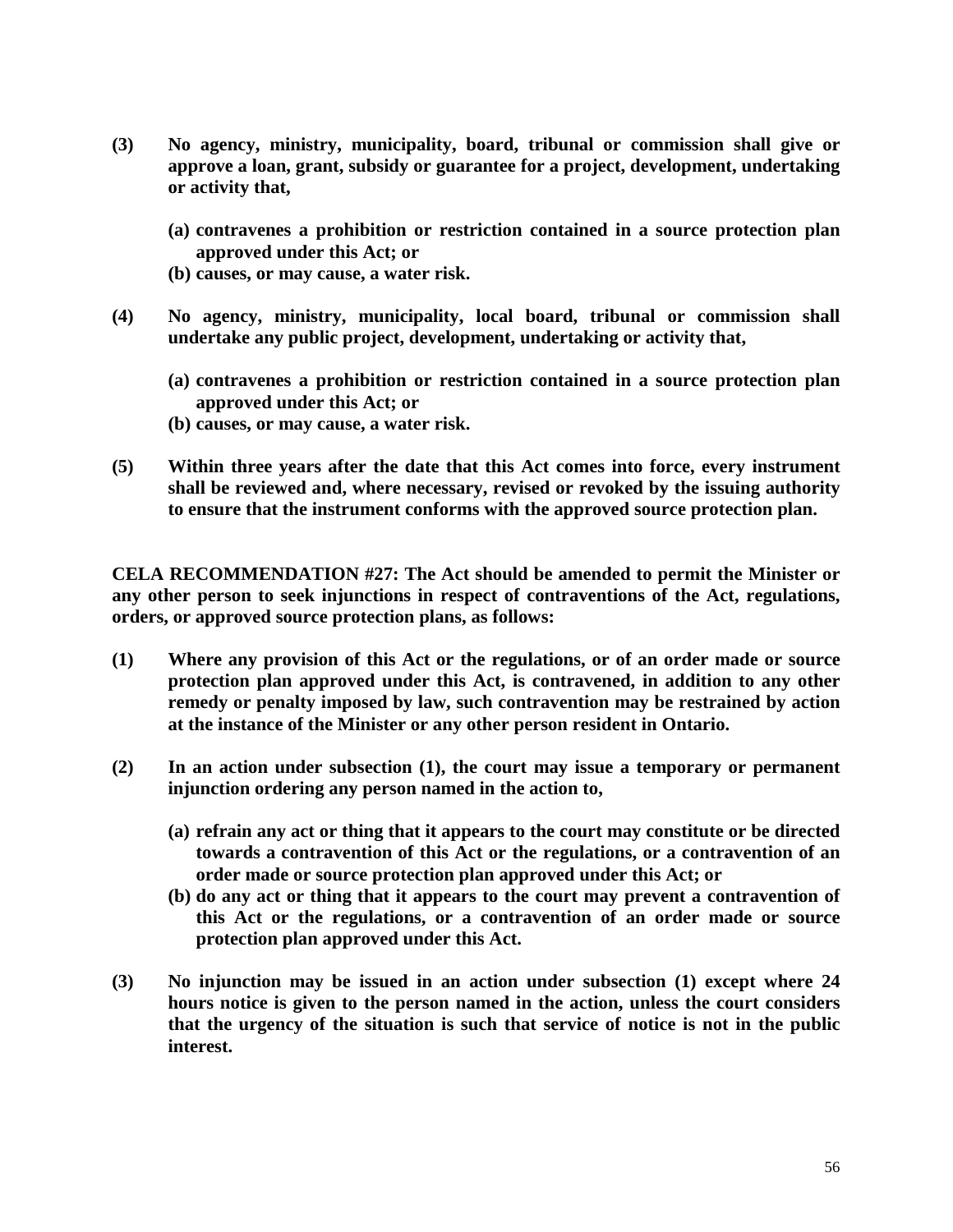**(3) No agency, ministry, municipality, board, tribunal or commission shall give or approve a loan, grant, subsidy or guarantee for a project, development, undertaking or activity that,**

**(a) contravenes a prohibition or restriction contained in a source protection plan approved under this Act; or**
**(b) causes, or may cause, a water risk.**

**(4) No agency, ministry, municipality, local board, tribunal or commission shall undertake any public project, development, undertaking or activity that,**

**(a) contravenes a prohibition or restriction contained in a source protection plan approved under this Act; or**
**(b) causes, or may cause, a water risk.**

**(5) Within three years after the date that this Act comes into force, every instrument shall be reviewed and, where necessary, revised or revoked by the issuing authority to ensure that the instrument conforms with the approved source protection plan.**

**CELA RECOMMENDATION #27: The Act should be amended to permit the Minister or any other person to seek injunctions in respect of contraventions of the Act, regulations, orders, or approved source protection plans, as follows:**

**(1) Where any provision of this Act or the regulations, or of an order made or source protection plan approved under this Act, is contravened, in addition to any other remedy or penalty imposed by law, such contravention may be restrained by action at the instance of the Minister or any other person resident in Ontario.**

**(2) In an action under subsection (1), the court may issue a temporary or permanent injunction ordering any person named in the action to,**

**(a) refrain any act or thing that it appears to the court may constitute or be directed towards a contravention of this Act or the regulations, or a contravention of an order made or source protection plan approved under this Act; or**
**(b) do any act or thing that it appears to the court may prevent a contravention of this Act or the regulations, or a contravention of an order made or source protection plan approved under this Act.**

**(3) No injunction may be issued in an action under subsection (1) except where 24 hours notice is given to the person named in the action, unless the court considers that the urgency of the situation is such that service of notice is not in the public interest.**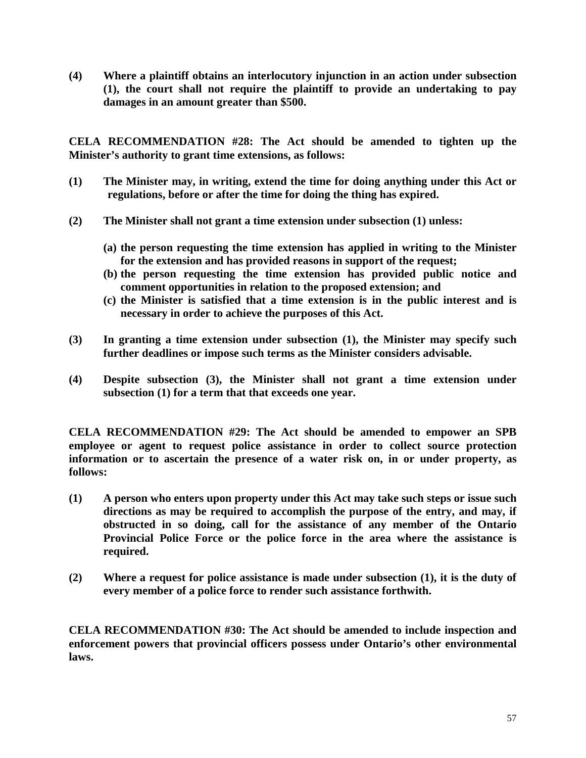**(4) Where a plaintiff obtains an interlocutory injunction in an action under subsection (1), the court shall not require the plaintiff to provide an undertaking to pay damages in an amount greater than $500.**

**CELA RECOMMENDATION #28: The Act should be amended to tighten up the Minister's authority to grant time extensions, as follows:**

**(1) The Minister may, in writing, extend the time for doing anything under this Act or regulations, before or after the time for doing the thing has expired.**

**(2) The Minister shall not grant a time extension under subsection (1) unless:**

- **(a) the person requesting the time extension has applied in writing to the Minister for the extension and has provided reasons in support of the request;**
- **(b) the person requesting the time extension has provided public notice and comment opportunities in relation to the proposed extension; and**
- **(c) the Minister is satisfied that a time extension is in the public interest and is necessary in order to achieve the purposes of this Act.**

**(3) In granting a time extension under subsection (1), the Minister may specify such further deadlines or impose such terms as the Minister considers advisable.**

**(4) Despite subsection (3), the Minister shall not grant a time extension under subsection (1) for a term that that exceeds one year.**

**CELA RECOMMENDATION #29: The Act should be amended to empower an SPB employee or agent to request police assistance in order to collect source protection information or to ascertain the presence of a water risk on, in or under property, as follows:**

**(1) A person who enters upon property under this Act may take such steps or issue such directions as may be required to accomplish the purpose of the entry, and may, if obstructed in so doing, call for the assistance of any member of the Ontario Provincial Police Force or the police force in the area where the assistance is required.**

**(2) Where a request for police assistance is made under subsection (1), it is the duty of every member of a police force to render such assistance forthwith.**

**CELA RECOMMENDATION #30: The Act should be amended to include inspection and enforcement powers that provincial officers possess under Ontario's other environmental laws.**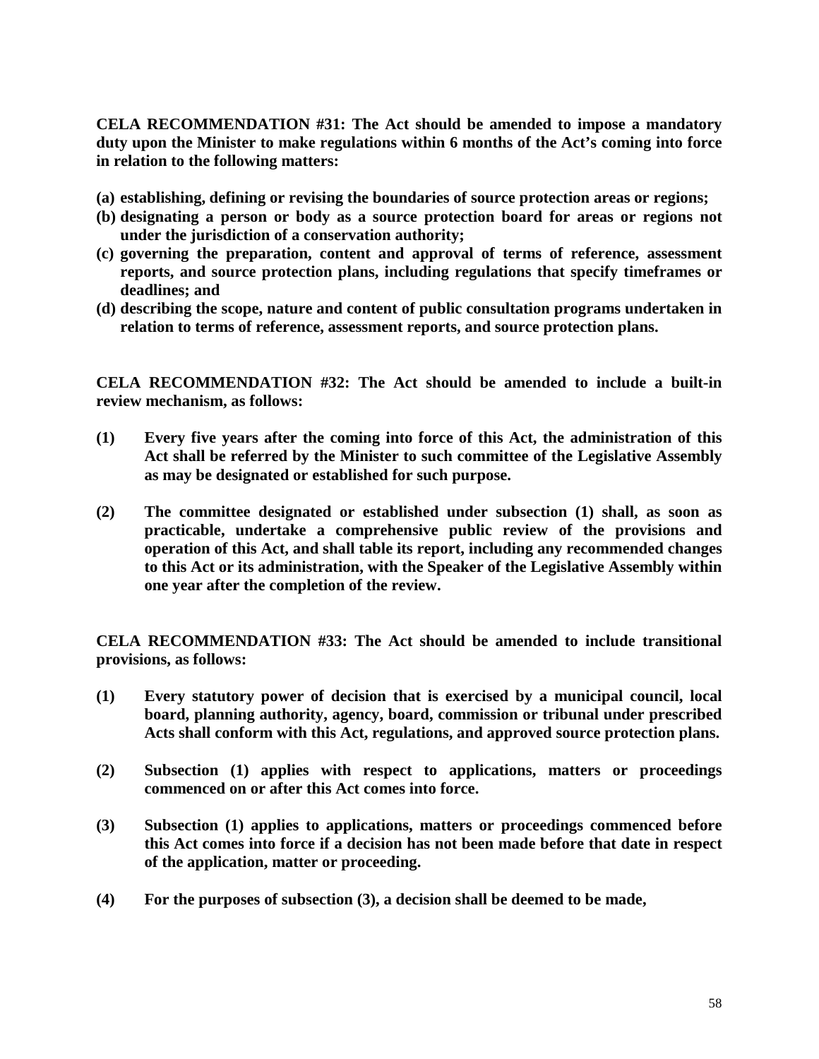**CELA RECOMMENDATION #31: The Act should be amended to impose a mandatory duty upon the Minister to make regulations within 6 months of the Act's coming into force in relation to the following matters:**

**(a) establishing, defining or revising the boundaries of source protection areas or regions;**
**(b) designating a person or body as a source protection board for areas or regions not under the jurisdiction of a conservation authority;**
**(c) governing the preparation, content and approval of terms of reference, assessment reports, and source protection plans, including regulations that specify timeframes or deadlines; and**
**(d) describing the scope, nature and content of public consultation programs undertaken in relation to terms of reference, assessment reports, and source protection plans.**

**CELA RECOMMENDATION #32: The Act should be amended to include a built-in review mechanism, as follows:**

**(1) Every five years after the coming into force of this Act, the administration of this Act shall be referred by the Minister to such committee of the Legislative Assembly as may be designated or established for such purpose.**

**(2) The committee designated or established under subsection (1) shall, as soon as practicable, undertake a comprehensive public review of the provisions and operation of this Act, and shall table its report, including any recommended changes to this Act or its administration, with the Speaker of the Legislative Assembly within one year after the completion of the review.**

**CELA RECOMMENDATION #33: The Act should be amended to include transitional provisions, as follows:**

**(1) Every statutory power of decision that is exercised by a municipal council, local board, planning authority, agency, board, commission or tribunal under prescribed Acts shall conform with this Act, regulations, and approved source protection plans.**

**(2) Subsection (1) applies with respect to applications, matters or proceedings commenced on or after this Act comes into force.**

**(3) Subsection (1) applies to applications, matters or proceedings commenced before this Act comes into force if a decision has not been made before that date in respect of the application, matter or proceeding.**

**(4) For the purposes of subsection (3), a decision shall be deemed to be made,**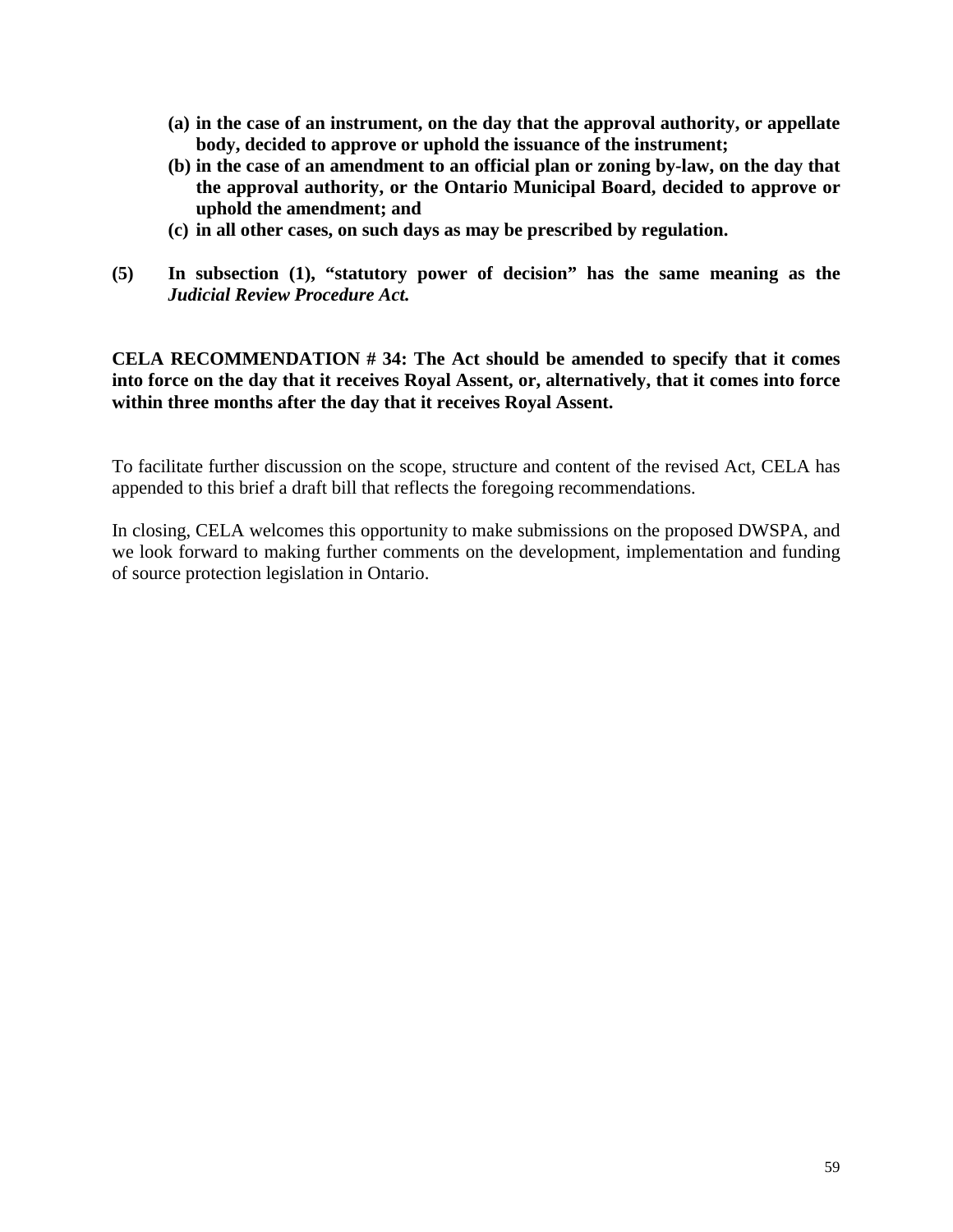**(a) in the case of an instrument, on the day that the approval authority, or appellate body, decided to approve or uphold the issuance of the instrument;**

**(b) in the case of an amendment to an official plan or zoning by-law, on the day that the approval authority, or the Ontario Municipal Board, decided to approve or uphold the amendment; and**

**(c) in all other cases, on such days as may be prescribed by regulation.**

**(5) In subsection (1), "statutory power of decision" has the same meaning as the *Judicial Review Procedure Act.***

**CELA RECOMMENDATION # 34: The Act should be amended to specify that it comes into force on the day that it receives Royal Assent, or, alternatively, that it comes into force within three months after the day that it receives Royal Assent.**

To facilitate further discussion on the scope, structure and content of the revised Act, CELA has appended to this brief a draft bill that reflects the foregoing recommendations.

In closing, CELA welcomes this opportunity to make submissions on the proposed DWSPA, and we look forward to making further comments on the development, implementation and funding of source protection legislation in Ontario.